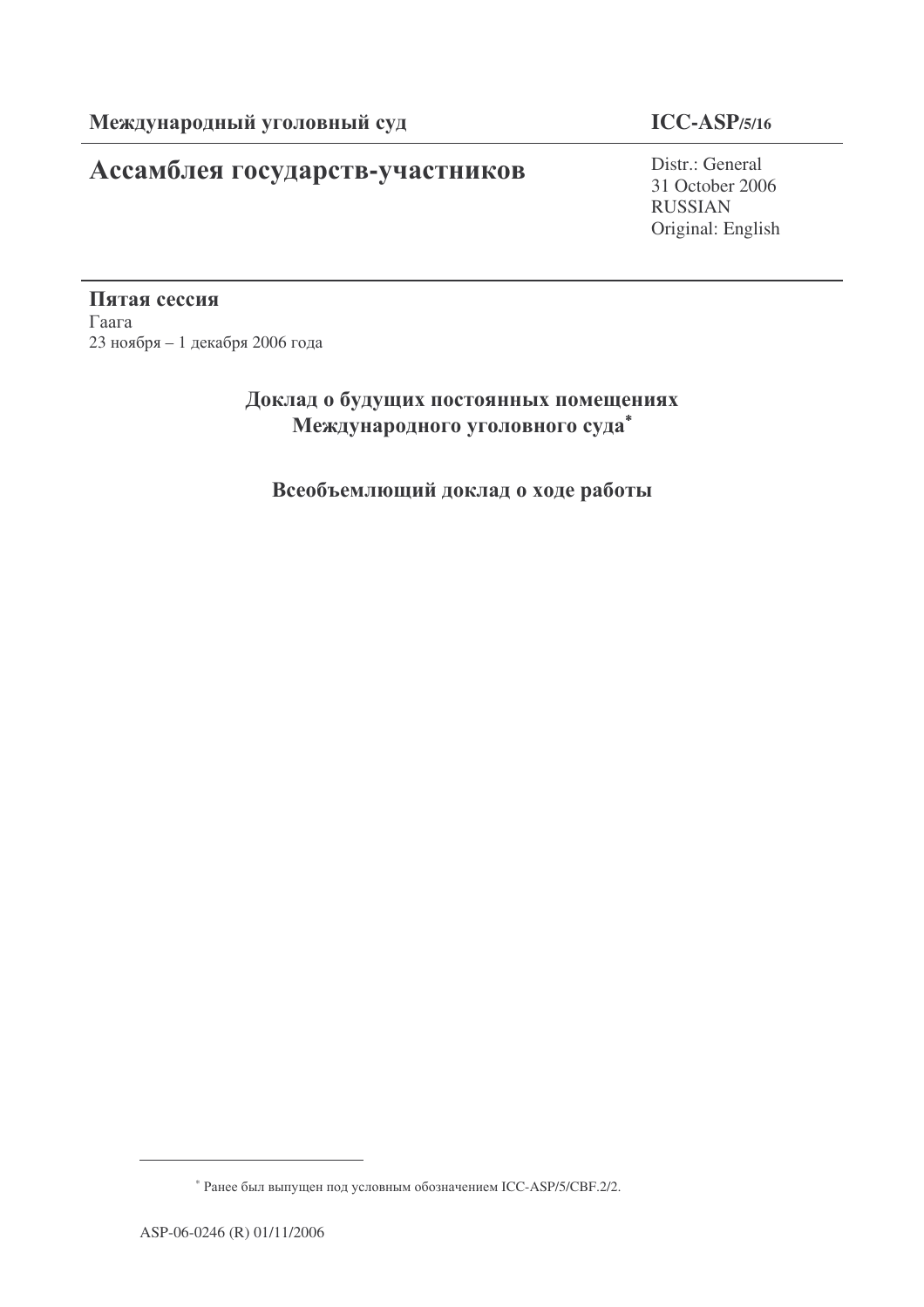**Международный уголовный суд** **ICC-ASP/5/16**

# Ассамблея государств-участников

Distr.: General
31 October 2006
RUSSIAN
Original: English

**Пятая сессия**
Гаага
23 ноября – 1 декабря 2006 года

## Доклад о будущих постоянных помещениях Международного уголовного суда*

### Всеобъемлющий доклад о ходе работы

---

* Ранее был выпущен под условным обозначением ICC-ASP/5/CBF.2/2.

ASP-06-0246 (R) 01/11/2006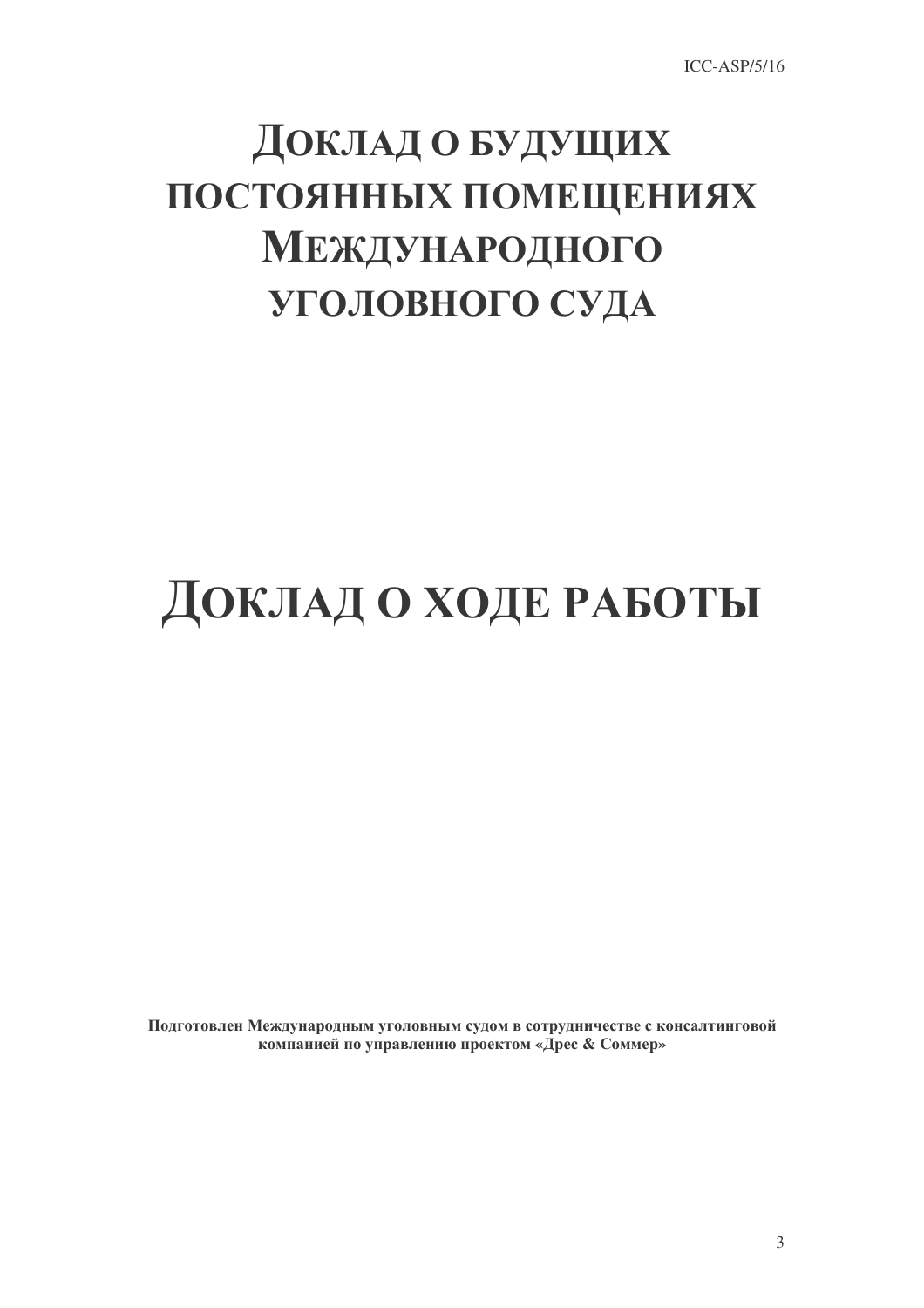# Доклад о будущих постоянных помещениях Международного уголовного суда

# Доклад о ходе работы

**Подготовлен Международным уголовным судом в сотрудничестве с консалтинговой компанией по управлению проектом «Дрес & Соммер»**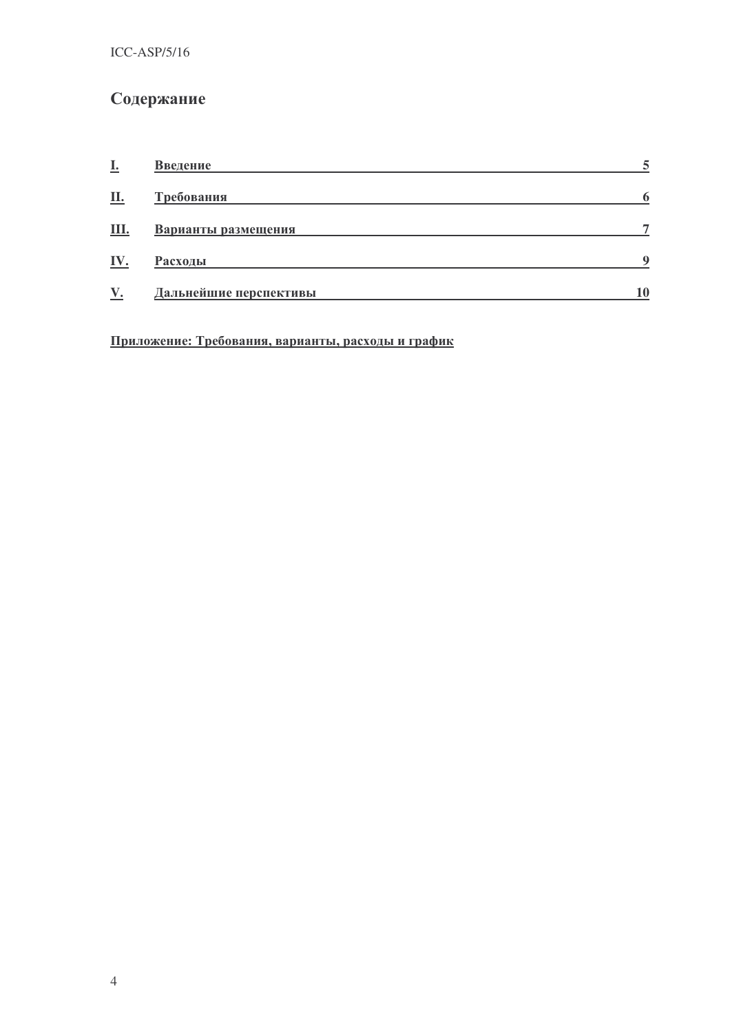## Содержание

| | | |
|---|---|---|
| **I.** | **Введение** | **5** |
| **II.** | **Требования** | **6** |
| **III.** | **Варианты размещения** | **7** |
| **IV.** | **Расходы** | **9** |
| **V.** | **Дальнейшие перспективы** | **10** |

**Приложение: Требования, варианты, расходы и график**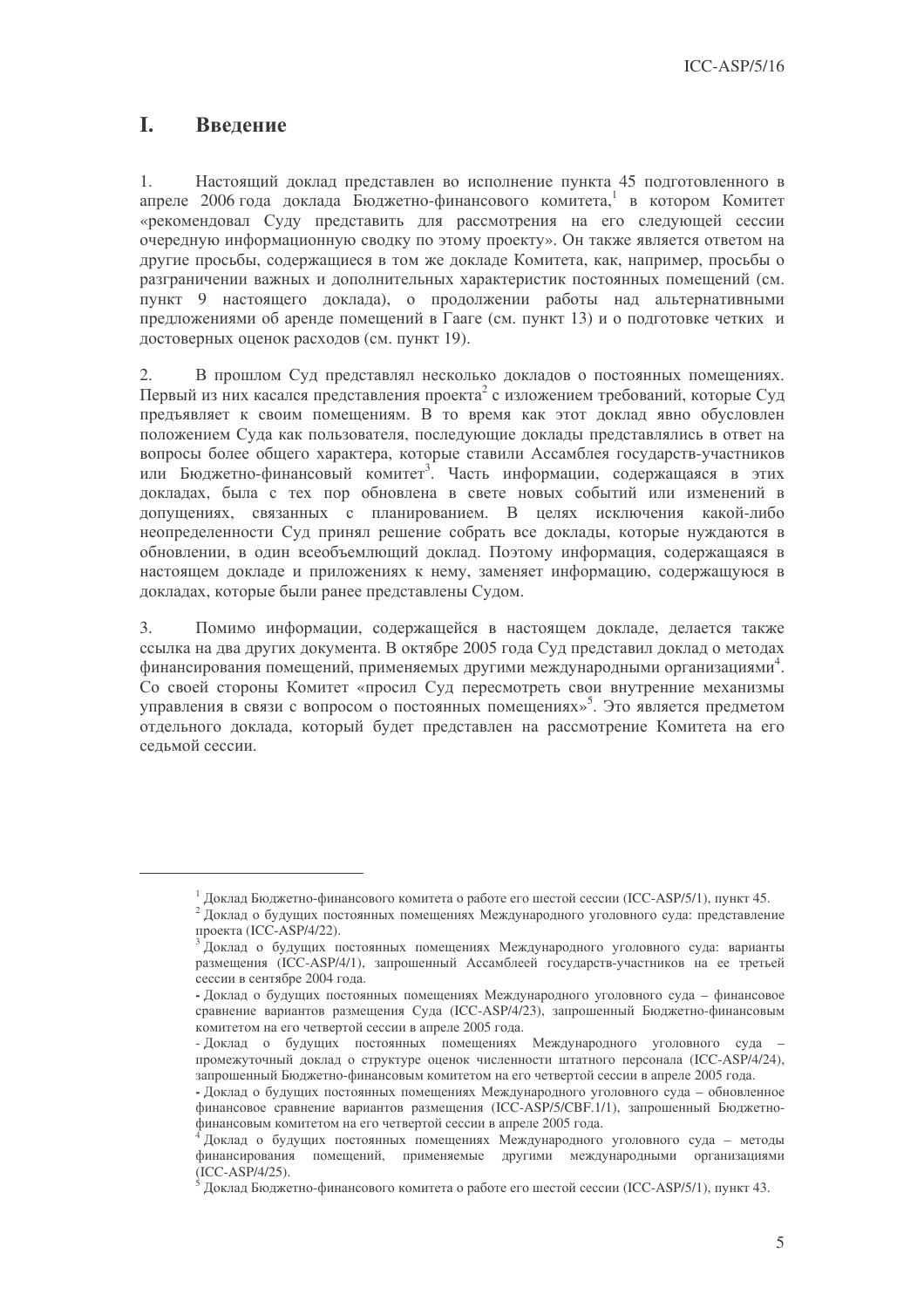# I. Введение

1. Настоящий доклад представлен во исполнение пункта 45 подготовленного в апреле 2006 года доклада Бюджетно-финансового комитета,[1] в котором Комитет «рекомендовал Суду представить для рассмотрения на его следующей сессии очередную информационную сводку по этому проекту». Он также является ответом на другие просьбы, содержащиеся в том же докладе Комитета, как, например, просьбы о разграничении важных и дополнительных характеристик постоянных помещений (см. пункт 9 настоящего доклада), о продолжении работы над альтернативными предложениями об аренде помещений в Гааге (см. пункт 13) и о подготовке четких и достоверных оценок расходов (см. пункт 19).

2. В прошлом Суд представлял несколько докладов о постоянных помещениях. Первый из них касался представления проекта[2] с изложением требований, которые Суд предъявляет к своим помещениям. В то время как этот доклад явно обусловлен положением Суда как пользователя, последующие доклады представлялись в ответ на вопросы более общего характера, которые ставили Ассамблея государств-участников или Бюджетно-финансовый комитет[3]. Часть информации, содержащаяся в этих докладах, была с тех пор обновлена в свете новых событий или изменений в допущениях, связанных с планированием. В целях исключения какой-либо неопределенности Суд принял решение собрать все доклады, которые нуждаются в обновлении, в один всеобъемлющий доклад. Поэтому информация, содержащаяся в настоящем докладе и приложениях к нему, заменяет информацию, содержащуюся в докладах, которые были ранее представлены Судом.

3. Помимо информации, содержащейся в настоящем докладе, делается также ссылка на два других документа. В октябре 2005 года Суд представил доклад о методах финансирования помещений, применяемых другими международными организациями[4]. Со своей стороны Комитет «просил Суд пересмотреть свои внутренние механизмы управления в связи с вопросом о постоянных помещениях»[5]. Это является предметом отдельного доклада, который будет представлен на рассмотрение Комитета на его седьмой сессии.

---

[1] Доклад Бюджетно-финансового комитета о работе его шестой сессии (ICC-ASP/5/1), пункт 45.

[2] Доклад о будущих постоянных помещениях Международного уголовного суда: представление проекта (ICC-ASP/4/22).

[3] Доклад о будущих постоянных помещениях Международного уголовного суда: варианты размещения (ICC-ASP/4/1), запрошенный Ассамблеей государств-участников на ее третьей сессии в сентябре 2004 года.

- Доклад о будущих постоянных помещениях Международного уголовного суда – финансовое сравнение вариантов размещения Суда (ICC-ASP/4/23), запрошенный Бюджетно-финансовым комитетом на его четвертой сессии в апреле 2005 года.
- Доклад о будущих постоянных помещениях Международного уголовного суда – промежуточный доклад о структуре оценок численности штатного персонала (ICC-ASP/4/24), запрошенный Бюджетно-финансовым комитетом на его четвертой сессии в апреле 2005 года.
- Доклад о будущих постоянных помещениях Международного уголовного суда – обновленное финансовое сравнение вариантов размещения (ICC-ASP/5/CBF.1/1), запрошенный Бюджетно-финансовым комитетом на его четвертой сессии в апреле 2005 года.

[4] Доклад о будущих постоянных помещениях Международного уголовного суда – методы финансирования помещений, применяемые другими международными организациями (ICC-ASP/4/25).

[5] Доклад Бюджетно-финансового комитета о работе его шестой сессии (ICC-ASP/5/1), пункт 43.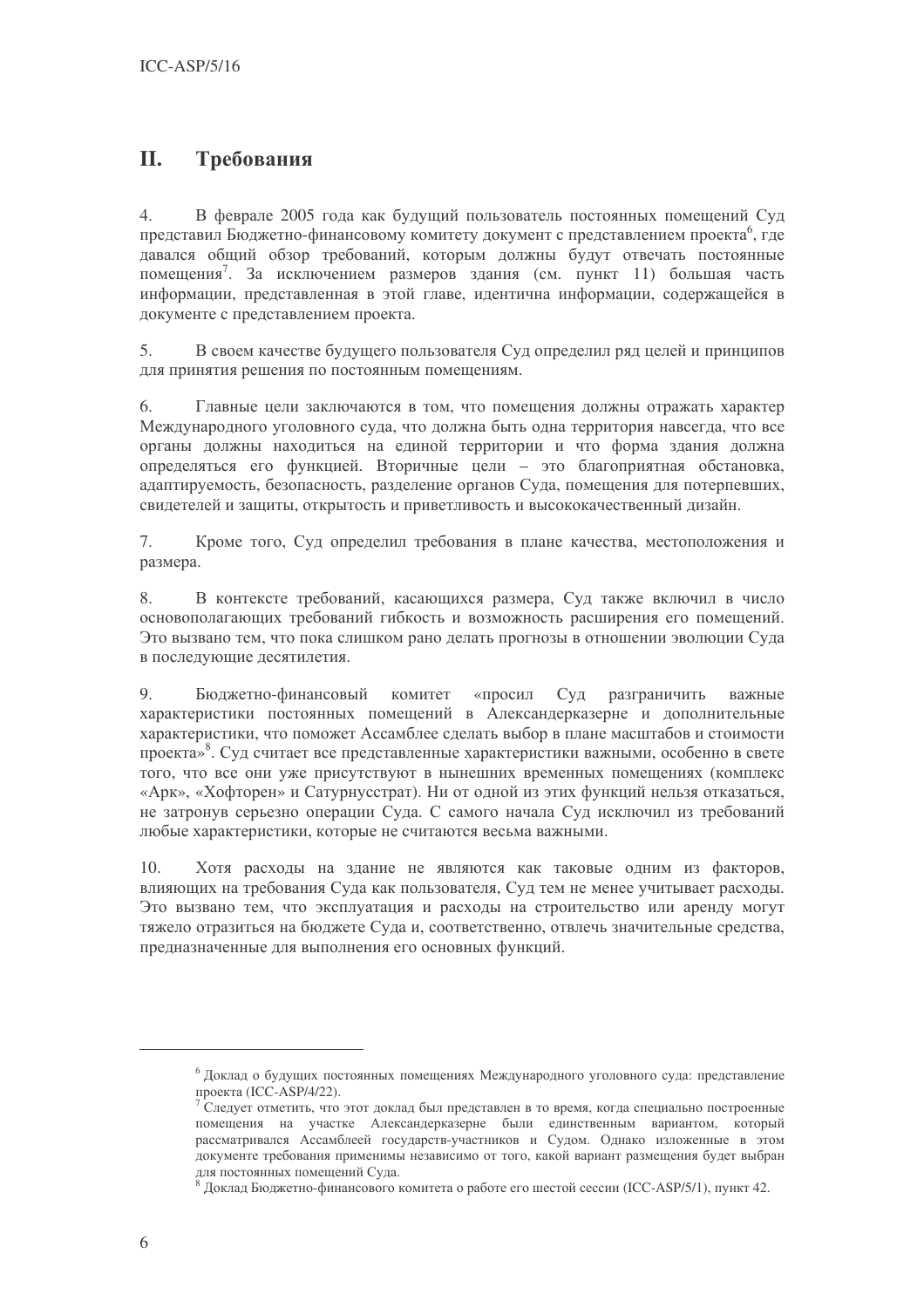## II. Требования

4. В феврале 2005 года как будущий пользователь постоянных помещений Суд представил Бюджетно-финансовому комитету документ с представлением проекта[6], где давался общий обзор требований, которым должны будут отвечать постоянные помещения[7]. За исключением размеров здания (см. пункт 11) большая часть информации, представленная в этой главе, идентична информации, содержащейся в документе с представлением проекта.

5. В своем качестве будущего пользователя Суд определил ряд целей и принципов для принятия решения по постоянным помещениям.

6. Главные цели заключаются в том, что помещения должны отражать характер Международного уголовного суда, что должна быть одна территория навсегда, что все органы должны находиться на единой территории и что форма здания должна определяться его функцией. Вторичные цели – это благоприятная обстановка, адаптируемость, безопасность, разделение органов Суда, помещения для потерпевших, свидетелей и защиты, открытость и приветливость и высококачественный дизайн.

7. Кроме того, Суд определил требования в плане качества, местоположения и размера.

8. В контексте требований, касающихся размера, Суд также включил в число основополагающих требований гибкость и возможность расширения его помещений. Это вызвано тем, что пока слишком рано делать прогнозы в отношении эволюции Суда в последующие десятилетия.

9. Бюджетно-финансовый комитет «просил Суд разграничить важные характеристики постоянных помещений в Александерказерне и дополнительные характеристики, что поможет Ассамблее сделать выбор в плане масштабов и стоимости проекта»[8]. Суд считает все представленные характеристики важными, особенно в свете того, что все они уже присутствуют в нынешних временных помещениях (комплекс «Арк», «Хофторен» и Сатурнусстрат). Ни от одной из этих функций нельзя отказаться, не затронув серьезно операции Суда. С самого начала Суд исключил из требований любые характеристики, которые не считаются весьма важными.

10. Хотя расходы на здание не являются как таковые одним из факторов, влияющих на требования Суда как пользователя, Суд тем не менее учитывает расходы. Это вызвано тем, что эксплуатация и расходы на строительство или аренду могут тяжело отразиться на бюджете Суда и, соответственно, отвлечь значительные средства, предназначенные для выполнения его основных функций.

---

[6] Доклад о будущих постоянных помещениях Международного уголовного суда: представление проекта (ICC-ASP/4/22).

[7] Следует отметить, что этот доклад был представлен в то время, когда специально построенные помещения на участке Александерказерне были единственным вариантом, который рассматривался Ассамблеей государств-участников и Судом. Однако изложенные в этом документе требования применимы независимо от того, какой вариант размещения будет выбран для постоянных помещений Суда.

[8] Доклад Бюджетно-финансового комитета о работе его шестой сессии (ICC-ASP/5/1), пункт 42.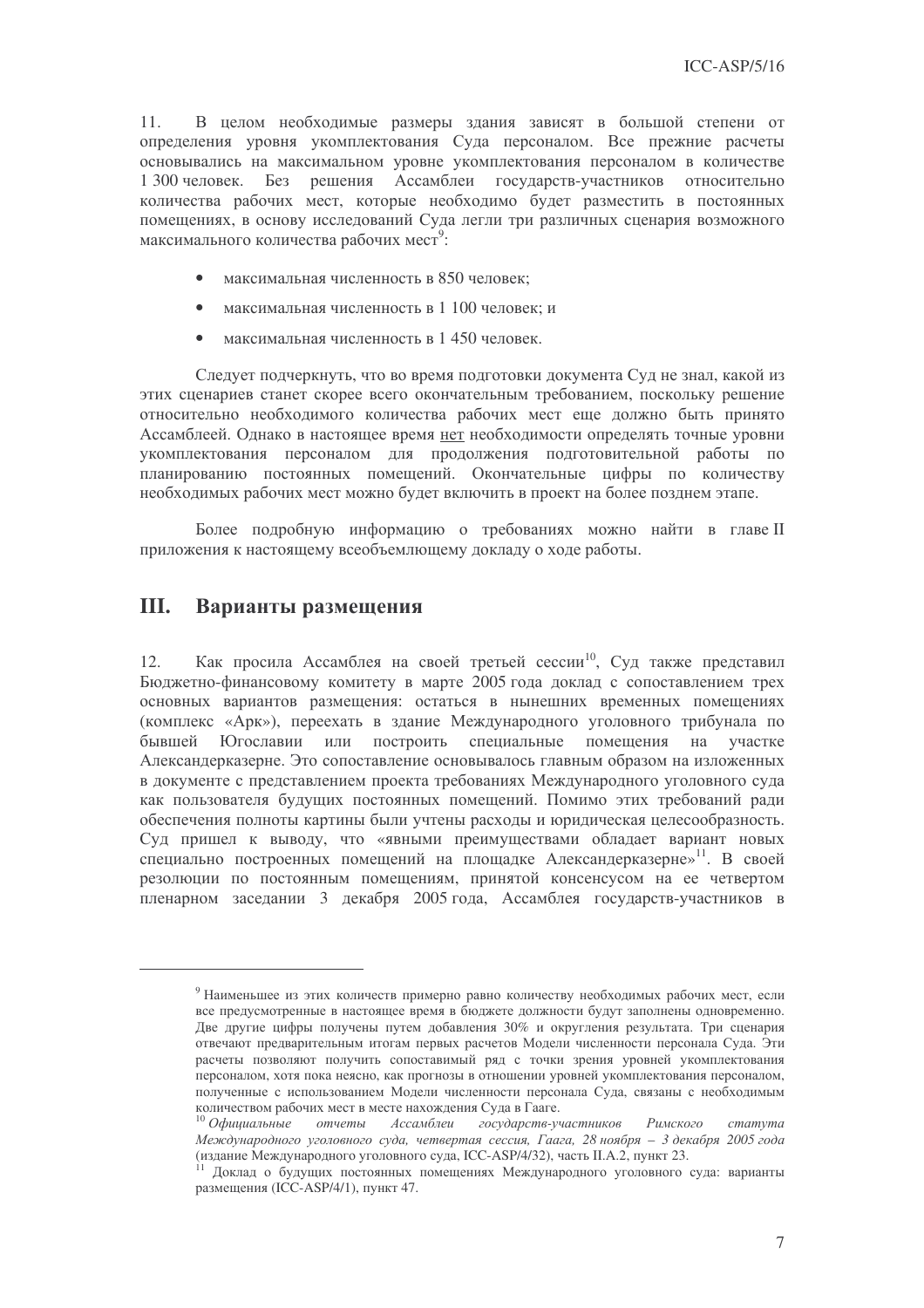11. В целом необходимые размеры здания зависят в большой степени от определения уровня укомплектования Суда персоналом. Все прежние расчеты основывались на максимальном уровне укомплектования персоналом в количестве 1 300 человек. Без решения Ассамблеи государств-участников относительно количества рабочих мест, которые необходимо будет разместить в постоянных помещениях, в основу исследований Суда легли три различных сценария возможного максимального количества рабочих мест[9]:

- максимальная численность в 850 человек;
- максимальная численность в 1 100 человек; и
- максимальная численность в 1 450 человек.

Следует подчеркнуть, что во время подготовки документа Суд не знал, какой из этих сценариев станет скорее всего окончательным требованием, поскольку решение относительно необходимого количества рабочих мест еще должно быть принято Ассамблеей. Однако в настоящее время нет необходимости определять точные уровни укомплектования персоналом для продолжения подготовительной работы по планированию постоянных помещений. Окончательные цифры по количеству необходимых рабочих мест можно будет включить в проект на более позднем этапе.

Более подробную информацию о требованиях можно найти в главе II приложения к настоящему всеобъемлющему докладу о ходе работы.

## III. Варианты размещения

12. Как просила Ассамблея на своей третьей сессии[10], Суд также представил Бюджетно-финансовому комитету в марте 2005 года доклад с сопоставлением трех основных вариантов размещения: остаться в нынешних временных помещениях (комплекс «Арк»), переехать в здание Международного уголовного трибунала по бывшей Югославии или построить специальные помещения на участке Александерказерне. Это сопоставление основывалось главным образом на изложенных в документе с представлением проекта требованиях Международного уголовного суда как пользователя будущих постоянных помещений. Помимо этих требований ради обеспечения полноты картины были учтены расходы и юридическая целесообразность. Суд пришел к выводу, что «явными преимуществами обладает вариант новых специально построенных помещений на площадке Александерказерне»[11]. В своей резолюции по постоянным помещениям, принятой консенсусом на ее четвертом пленарном заседании 3 декабря 2005 года, Ассамблея государств-участников в

---

[9] Наименьшее из этих количеств примерно равно количеству необходимых рабочих мест, если все предусмотренные в настоящее время в бюджете должности будут заполнены одновременно. Две другие цифры получены путем добавления 30% и округления результата. Три сценария отвечают предварительным итогам первых расчетов Модели численности персонала Суда. Эти расчеты позволяют получить сопоставимый ряд с точки зрения уровней укомплектования персоналом, хотя пока неясно, как прогнозы в отношении уровней укомплектования персоналом, полученные с использованием Модели численности персонала Суда, связаны с необходимым количеством рабочих мест в месте нахождения Суда в Гааге.

[10] *Официальные отчеты Ассамблеи государств-участников Римского статута Международного уголовного суда, четвертая сессия, Гаага, 28 ноября – 3 декабря 2005 года* (издание Международного уголовного суда, ICC-ASP/4/32), часть II.A.2, пункт 23.

[11] Доклад о будущих постоянных помещениях Международного уголовного суда: варианты размещения (ICC-ASP/4/1), пункт 47.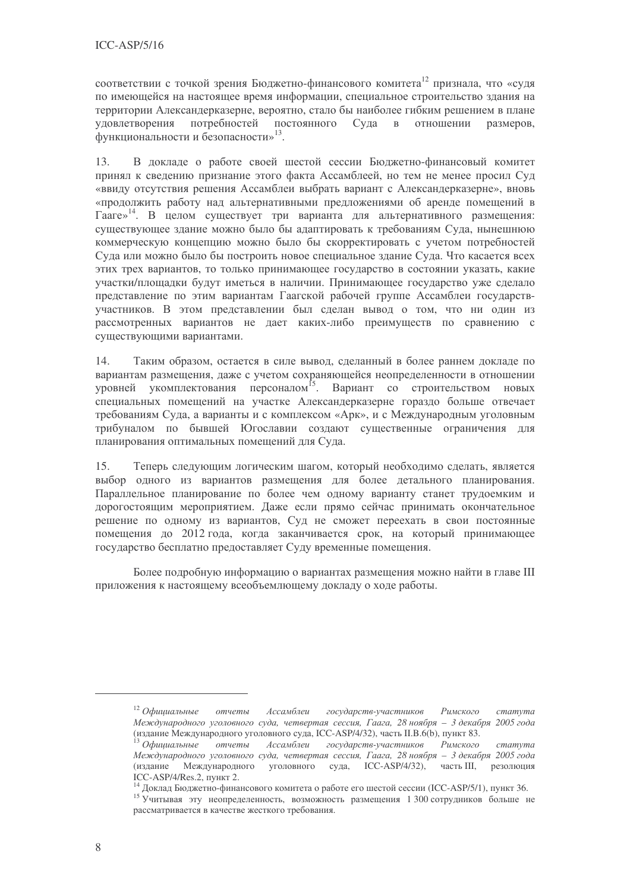соответствии с точкой зрения Бюджетно-финансового комитета[12] признала, что «судя по имеющейся на настоящее время информации, специальное строительство здания на территории Александерказерне, вероятно, стало бы наиболее гибким решением в плане удовлетворения потребностей постоянного Суда в отношении размеров, функциональности и безопасности»[13].

13. В докладе о работе своей шестой сессии Бюджетно-финансовый комитет принял к сведению признание этого факта Ассамблеей, но тем не менее просил Суд «ввиду отсутствия решения Ассамблеи выбрать вариант с Александерказерне», вновь «продолжить работу над альтернативными предложениями об аренде помещений в Гааге»[14]. В целом существует три варианта для альтернативного размещения: существующее здание можно было бы адаптировать к требованиям Суда, нынешнюю коммерческую концепцию можно было бы скорректировать с учетом потребностей Суда или можно было бы построить новое специальное здание Суда. Что касается всех этих трех вариантов, то только принимающее государство в состоянии указать, какие участки/площадки будут иметься в наличии. Принимающее государство уже сделало представление по этим вариантам Гаагской рабочей группе Ассамблеи государств-участников. В этом представлении был сделан вывод о том, что ни один из рассмотренных вариантов не дает каких-либо преимуществ по сравнению с существующими вариантами.

14. Таким образом, остается в силе вывод, сделанный в более раннем докладе по вариантам размещения, даже с учетом сохраняющейся неопределенности в отношении уровней укомплектования персоналом[15]. Вариант со строительством новых специальных помещений на участке Александерказерне гораздо больше отвечает требованиям Суда, а варианты и с комплексом «Арк», и с Международным уголовным трибуналом по бывшей Югославии создают существенные ограничения для планирования оптимальных помещений для Суда.

15. Теперь следующим логическим шагом, который необходимо сделать, является выбор одного из вариантов размещения для более детального планирования. Параллельное планирование по более чем одному варианту станет трудоемким и дорогостоящим мероприятием. Даже если прямо сейчас принимать окончательное решение по одному из вариантов, Суд не сможет переехать в свои постоянные помещения до 2012 года, когда заканчивается срок, на который принимающее государство бесплатно предоставляет Суду временные помещения.

Более подробную информацию о вариантах размещения можно найти в главе III приложения к настоящему всеобъемлющему докладу о ходе работы.

---

[12] *Официальные отчеты Ассамблеи государств-участников Римского статута Международного уголовного суда, четвертая сессия, Гаага, 28 ноября – 3 декабря 2005 года* (издание Международного уголовного суда, ICC-ASP/4/32), часть II.B.6(b), пункт 83.

[13] *Официальные отчеты Ассамблеи государств-участников Римского статута Международного уголовного суда, четвертая сессия, Гаага, 28 ноября – 3 декабря 2005 года* (издание Международного уголовного суда, ICC-ASP/4/32), часть III, резолюция ICC-ASP/4/Res.2, пункт 2.

[14] Доклад Бюджетно-финансового комитета о работе его шестой сессии (ICC-ASP/5/1), пункт 36.

[15] Учитывая эту неопределенность, возможность размещения 1 300 сотрудников больше не рассматривается в качестве жесткого требования.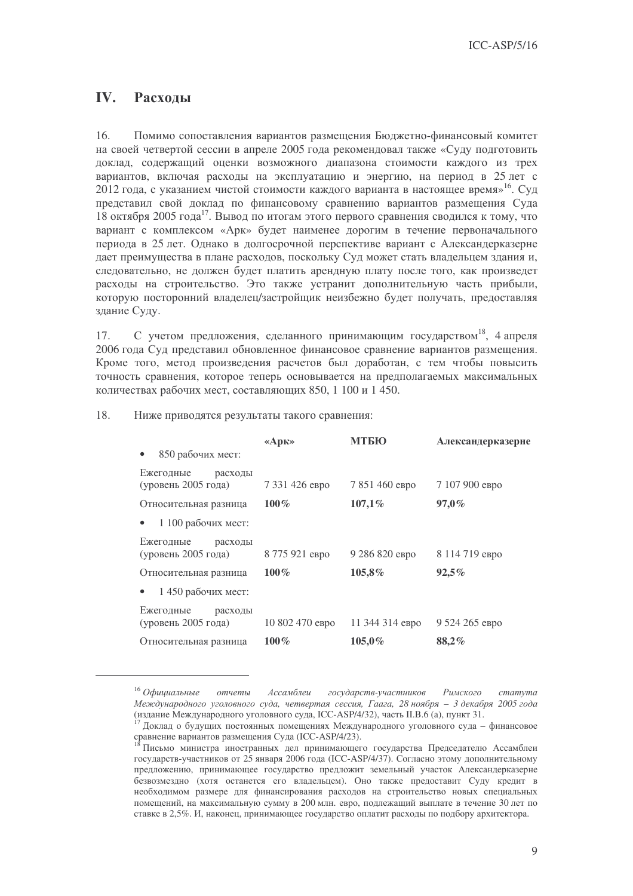## IV. Расходы

16. Помимо сопоставления вариантов размещения Бюджетно-финансовый комитет на своей четвертой сессии в апреле 2005 года рекомендовал также «Суду подготовить доклад, содержащий оценки возможного диапазона стоимости каждого из трех вариантов, включая расходы на эксплуатацию и энергию, на период в 25 лет с 2012 года, с указанием чистой стоимости каждого варианта в настоящее время»[16]. Суд представил свой доклад по финансовому сравнению вариантов размещения Суда 18 октября 2005 года[17]. Вывод по итогам этого первого сравнения сводился к тому, что вариант с комплексом «Арк» будет наименее дорогим в течение первоначального периода в 25 лет. Однако в долгосрочной перспективе вариант с Александерказерне дает преимущества в плане расходов, поскольку Суд может стать владельцем здания и, следовательно, не должен будет платить арендную плату после того, как произведет расходы на строительство. Это также устранит дополнительную часть прибыли, которую посторонний владелец/застройщик неизбежно будет получать, предоставляя здание Суду.

17. С учетом предложения, сделанного принимающим государством[18], 4 апреля 2006 года Суд представил обновленное финансовое сравнение вариантов размещения. Кроме того, метод произведения расчетов был доработан, с тем чтобы повысить точность сравнения, которое теперь основывается на предполагаемых максимальных количествах рабочих мест, составляющих 850, 1 100 и 1 450.

18. Ниже приводятся результаты такого сравнения:

| | «Арк» | МТБЮ | Александерказерне |
|---|---|---|---|
| • 850 рабочих мест: | | | |
| Ежегодные расходы (уровень 2005 года) | 7 331 426 евро | 7 851 460 евро | 7 107 900 евро |
| Относительная разница | **100%** | **107,1%** | **97,0%** |
| • 1 100 рабочих мест: | | | |
| Ежегодные расходы (уровень 2005 года) | 8 775 921 евро | 9 286 820 евро | 8 114 719 евро |
| Относительная разница | **100%** | **105,8%** | **92,5%** |
| • 1 450 рабочих мест: | | | |
| Ежегодные расходы (уровень 2005 года) | 10 802 470 евро | 11 344 314 евро | 9 524 265 евро |
| Относительная разница | **100%** | **105,0%** | **88,2%** |

---

[16] *Официальные отчеты Ассамблеи государств-участников Римского статута Международного уголовного суда, четвертая сессия, Гаага, 28 ноября – 3 декабря 2005 года* (издание Международного уголовного суда, ICC-ASP/4/32), часть II.B.6 (a), пункт 31.

[17] Доклад о будущих постоянных помещениях Международного уголовного суда – финансовое сравнение вариантов размещения Суда (ICC-ASP/4/23).

[18] Письмо министра иностранных дел принимающего государства Председателю Ассамблеи государств-участников от 25 января 2006 года (ICC-ASP/4/37). Согласно этому дополнительному предложению, принимающее государство предложит земельный участок Александерказерне безвозмездно (хотя останется его владельцем). Оно также предоставит Суду кредит в необходимом размере для финансирования расходов на строительство новых специальных помещений, на максимальную сумму в 200 млн. евро, подлежащий выплате в течение 30 лет по ставке в 2,5%. И, наконец, принимающее государство оплатит расходы по подбору архитектора.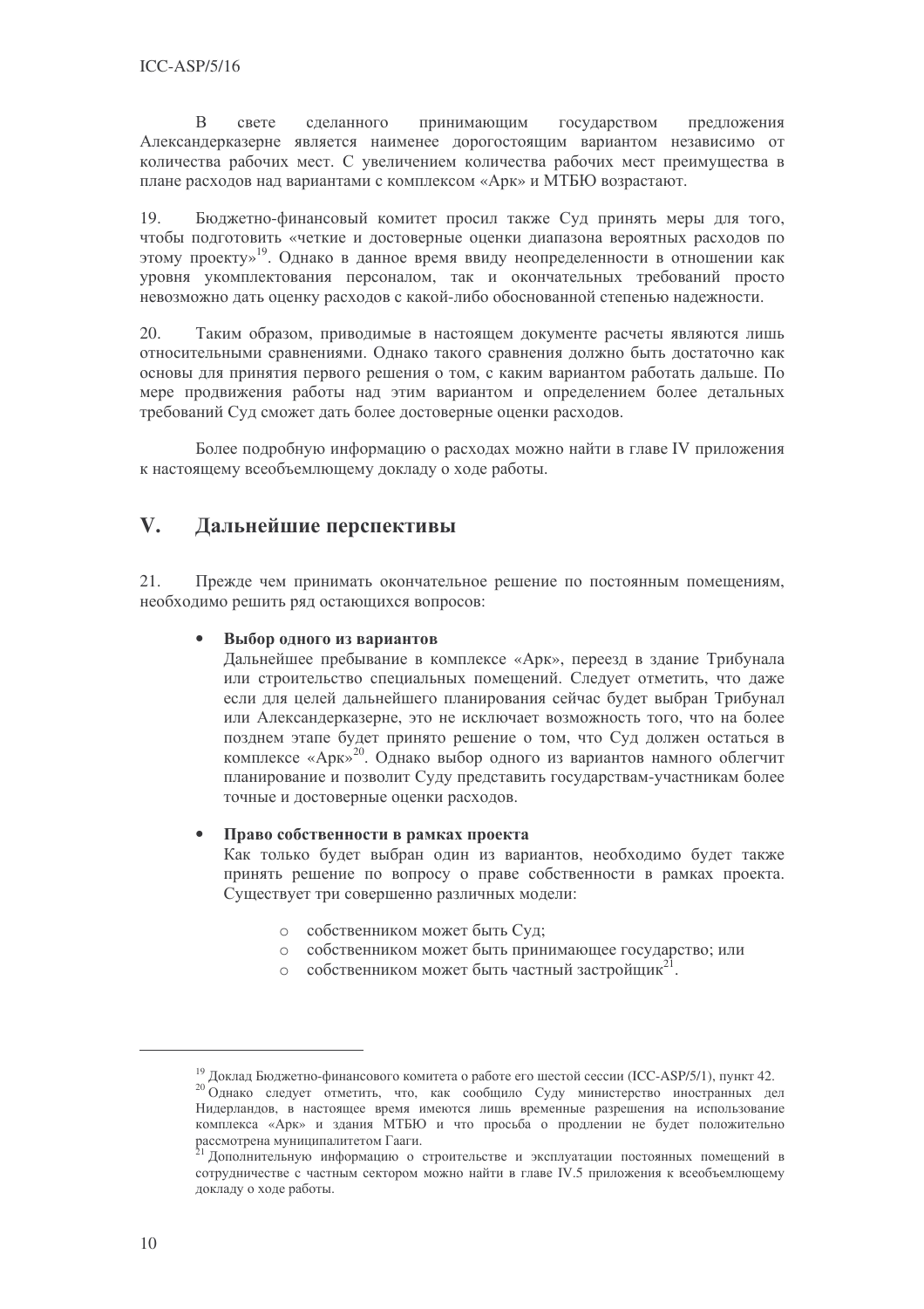В свете сделанного принимающим государством предложения Александерказерне является наименее дорогостоящим вариантом независимо от количества рабочих мест. С увеличением количества рабочих мест преимущества в плане расходов над вариантами с комплексом «Арк» и МТБЮ возрастают.

19. Бюджетно-финансовый комитет просил также Суд принять меры для того, чтобы подготовить «четкие и достоверные оценки диапазона вероятных расходов по этому проекту»[19]. Однако в данное время ввиду неопределенности в отношении как уровня укомплектования персоналом, так и окончательных требований просто невозможно дать оценку расходов с какой-либо обоснованной степенью надежности.

20. Таким образом, приводимые в настоящем документе расчеты являются лишь относительными сравнениями. Однако такого сравнения должно быть достаточно как основы для принятия первого решения о том, с каким вариантом работать дальше. По мере продвижения работы над этим вариантом и определением более детальных требований Суд сможет дать более достоверные оценки расходов.

Более подробную информацию о расходах можно найти в главе IV приложения к настоящему всеобъемлющему докладу о ходе работы.

## V. Дальнейшие перспективы

21. Прежде чем принимать окончательное решение по постоянным помещениям, необходимо решить ряд остающихся вопросов:

- **Выбор одного из вариантов**
  Дальнейшее пребывание в комплексе «Арк», переезд в здание Трибунала или строительство специальных помещений. Следует отметить, что даже если для целей дальнейшего планирования сейчас будет выбран Трибунал или Александерказерне, это не исключает возможность того, что на более позднем этапе будет принято решение о том, что Суд должен остаться в комплексе «Арк»[20]. Однако выбор одного из вариантов намного облегчит планирование и позволит Суду представить государствам-участникам более точные и достоверные оценки расходов.

- **Право собственности в рамках проекта**
  Как только будет выбран один из вариантов, необходимо будет также принять решение по вопросу о праве собственности в рамках проекта. Существует три совершенно различных модели:

  - собственником может быть Суд;
  - собственником может быть принимающее государство; или
  - собственником может быть частный застройщик[21].

---

[19] Доклад Бюджетно-финансового комитета о работе его шестой сессии (ICC-ASP/5/1), пункт 42.

[20] Однако следует отметить, что, как сообщило Суду министерство иностранных дел Нидерландов, в настоящее время имеются лишь временные разрешения на использование комплекса «Арк» и здания МТБЮ и что просьба о продлении не будет положительно рассмотрена муниципалитетом Гааги.

[21] Дополнительную информацию о строительстве и эксплуатации постоянных помещений в сотрудничестве с частным сектором можно найти в главе IV.5 приложения к всеобъемлющему докладу о ходе работы.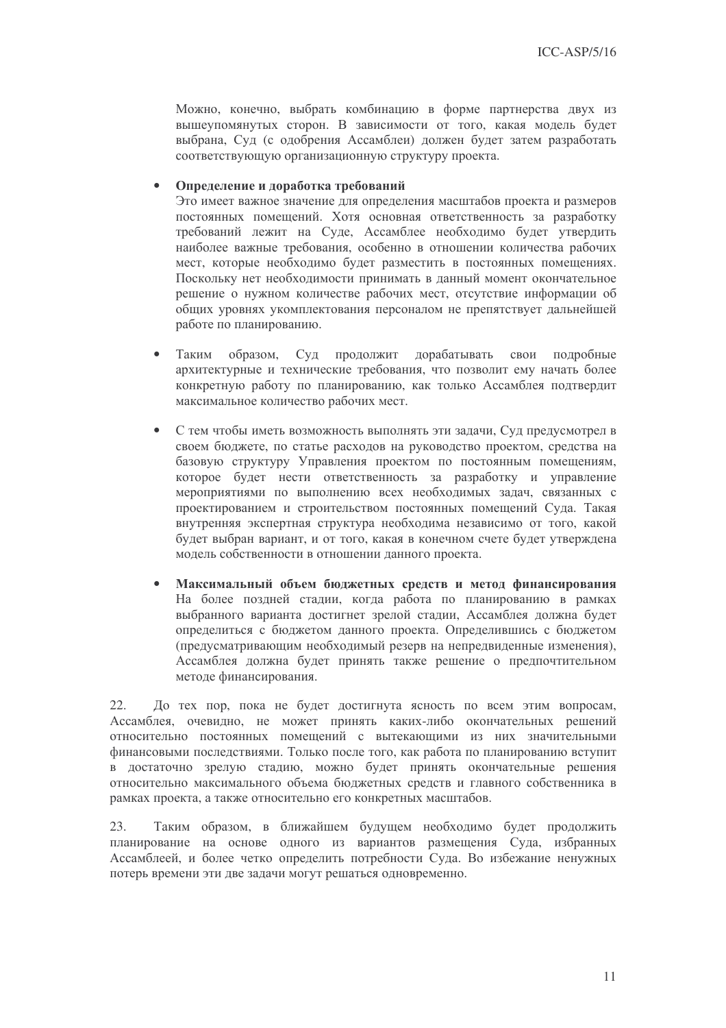Можно, конечно, выбрать комбинацию в форме партнерства двух из вышеупомянутых сторон. В зависимости от того, какая модель будет выбрана, Суд (с одобрения Ассамблеи) должен будет затем разработать соответствующую организационную структуру проекта.

- **Определение и доработка требований**
  Это имеет важное значение для определения масштабов проекта и размеров постоянных помещений. Хотя основная ответственность за разработку требований лежит на Суде, Ассамблее необходимо будет утвердить наиболее важные требования, особенно в отношении количества рабочих мест, которые необходимо будет разместить в постоянных помещениях. Поскольку нет необходимости принимать в данный момент окончательное решение о нужном количестве рабочих мест, отсутствие информации об общих уровнях укомплектования персоналом не препятствует дальнейшей работе по планированию.

- Таким образом, Суд продолжит дорабатывать свои подробные архитектурные и технические требования, что позволит ему начать более конкретную работу по планированию, как только Ассамблея подтвердит максимальное количество рабочих мест.

- С тем чтобы иметь возможность выполнять эти задачи, Суд предусмотрел в своем бюджете, по статье расходов на руководство проектом, средства на базовую структуру Управления проектом по постоянным помещениям, которое будет нести ответственность за разработку и управление мероприятиями по выполнению всех необходимых задач, связанных с проектированием и строительством постоянных помещений Суда. Такая внутренняя экспертная структура необходима независимо от того, какой будет выбран вариант, и от того, какая в конечном счете будет утверждена модель собственности в отношении данного проекта.

- **Максимальный объем бюджетных средств и метод финансирования**
  На более поздней стадии, когда работа по планированию в рамках выбранного варианта достигнет зрелой стадии, Ассамблея должна будет определиться с бюджетом данного проекта. Определившись с бюджетом (предусматривающим необходимый резерв на непредвиденные изменения), Ассамблея должна будет принять также решение о предпочтительном методе финансирования.

22. До тех пор, пока не будет достигнута ясность по всем этим вопросам, Ассамблея, очевидно, не может принять каких-либо окончательных решений относительно постоянных помещений с вытекающими из них значительными финансовыми последствиями. Только после того, как работа по планированию вступит в достаточно зрелую стадию, можно будет принять окончательные решения относительно максимального объема бюджетных средств и главного собственника в рамках проекта, а также относительно его конкретных масштабов.

23. Таким образом, в ближайшем будущем необходимо будет продолжить планирование на основе одного из вариантов размещения Суда, избранных Ассамблеей, и более четко определить потребности Суда. Во избежание ненужных потерь времени эти две задачи могут решаться одновременно.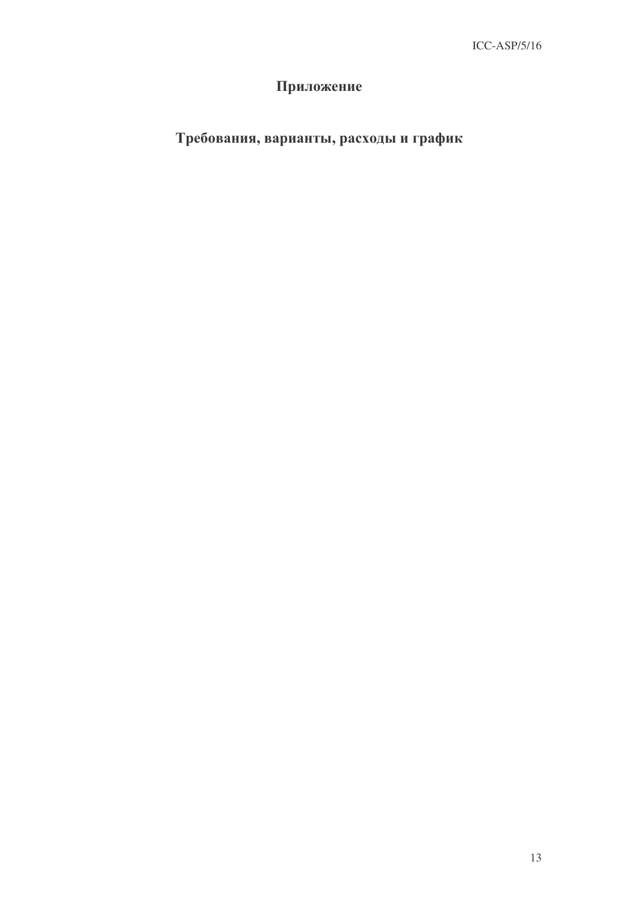# Приложение

## Требования, варианты, расходы и график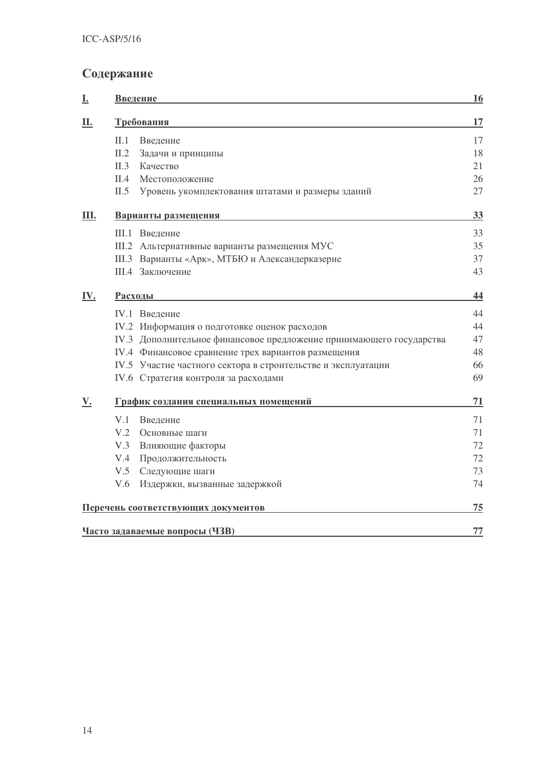## Содержание

| | | |
|---|---|---|
| **I.** | **Введение** | **16** |
| **II.** | **Требования** | **17** |
| | II.1 Введение | 17 |
| | II.2 Задачи и принципы | 18 |
| | II.3 Качество | 21 |
| | II.4 Местоположение | 26 |
| | II.5 Уровень укомплектования штатами и размеры зданий | 27 |
| **III.** | **Варианты размещения** | **33** |
| | III.1 Введение | 33 |
| | III.2 Альтернативные варианты размещения МУС | 35 |
| | III.3 Варианты «Арк», МТБЮ и Александерказерне | 37 |
| | III.4 Заключение | 43 |
| **IV.** | **Расходы** | **44** |
| | IV.1 Введение | 44 |
| | IV.2 Информация о подготовке оценок расходов | 44 |
| | IV.3 Дополнительное финансовое предложение принимающего государства | 47 |
| | IV.4 Финансовое сравнение трех вариантов размещения | 48 |
| | IV.5 Участие частного сектора в строительстве и эксплуатации | 66 |
| | IV.6 Стратегия контроля за расходами | 69 |
| **V.** | **График создания специальных помещений** | **71** |
| | V.1 Введение | 71 |
| | V.2 Основные шаги | 71 |
| | V.3 Влияющие факторы | 72 |
| | V.4 Продолжительность | 72 |
| | V.5 Следующие шаги | 73 |
| | V.6 Издержки, вызванные задержкой | 74 |
| **Перечень соответствующих документов** | | **75** |
| **Часто задаваемые вопросы (ЧЗВ)** | | **77** |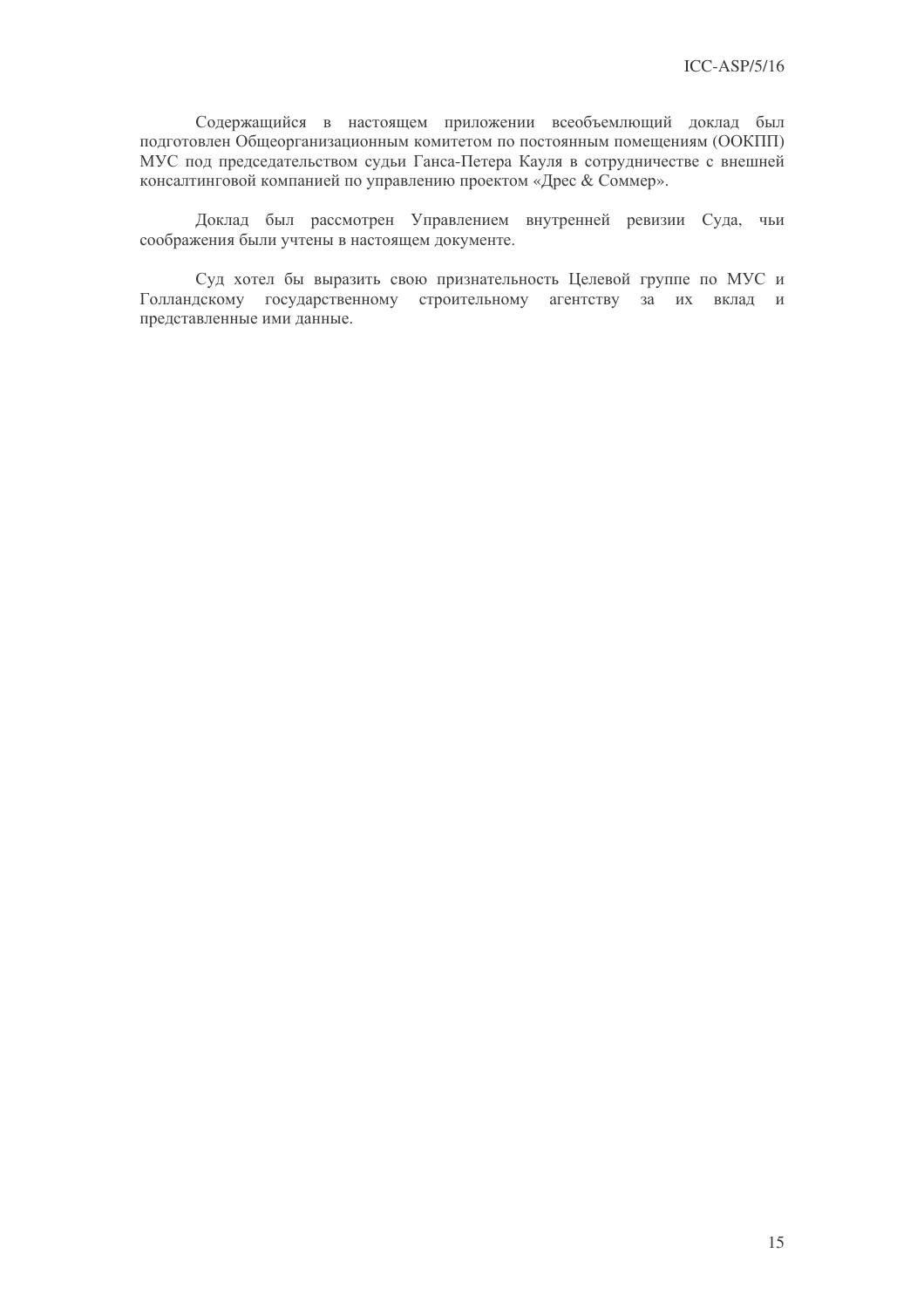Содержащийся в настоящем приложении всеобъемлющий доклад был подготовлен Общеорганизационным комитетом по постоянным помещениям (ООКПП) МУС под председательством судьи Ганса-Петера Кауля в сотрудничестве с внешней консалтинговой компанией по управлению проектом «Дрес & Соммер».

Доклад был рассмотрен Управлением внутренней ревизии Суда, чьи соображения были учтены в настоящем документе.

Суд хотел бы выразить свою признательность Целевой группе по МУС и Голландскому государственному строительному агентству за их вклад и представленные ими данные.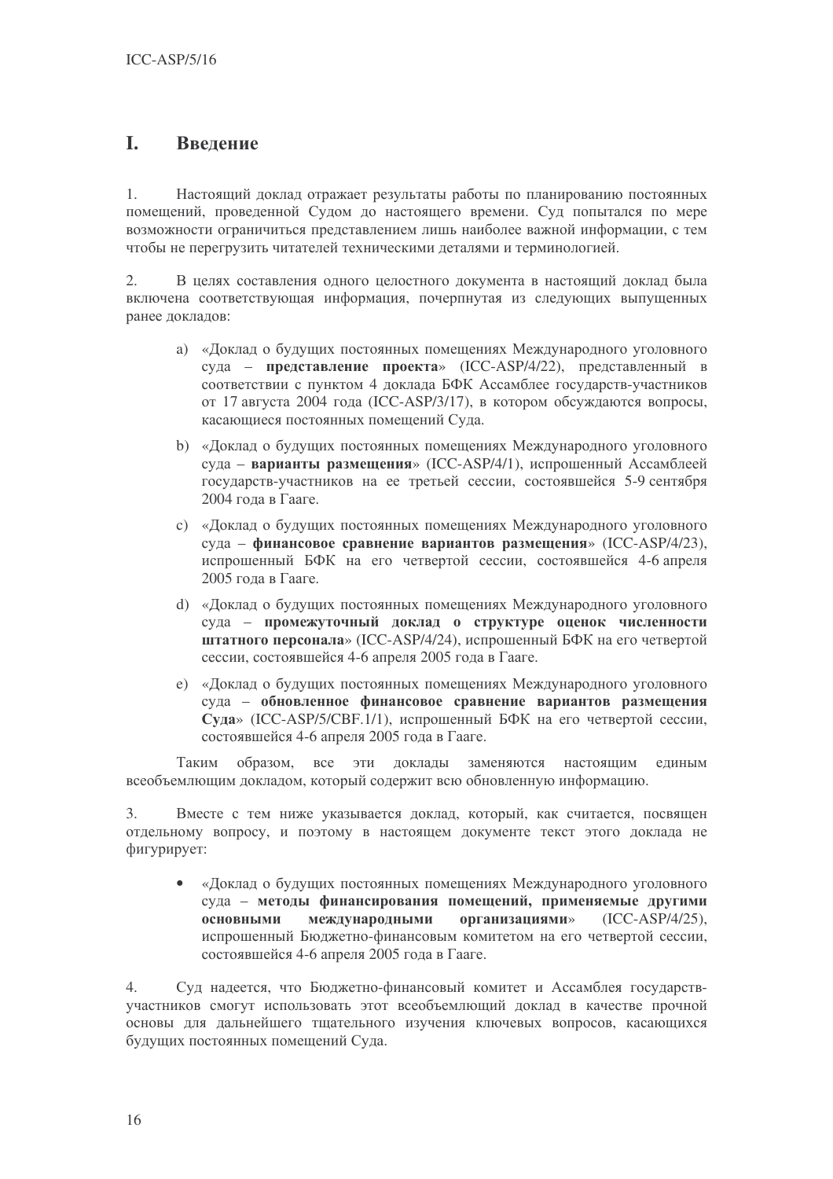# I. Введение

1. Настоящий доклад отражает результаты работы по планированию постоянных помещений, проведенной Судом до настоящего времени. Суд попытался по мере возможности ограничиться представлением лишь наиболее важной информации, с тем чтобы не перегрузить читателей техническими деталями и терминологией.

2. В целях составления одного целостного документа в настоящий доклад была включена соответствующая информация, почерпнутая из следующих выпущенных ранее докладов:

   a) «Доклад о будущих постоянных помещениях Международного уголовного суда – **представление проекта**» (ICC-ASP/4/22), представленный в соответствии с пунктом 4 доклада БФК Ассамблее государств-участников от 17 августа 2004 года (ICC-ASP/3/17), в котором обсуждаются вопросы, касающиеся постоянных помещений Суда.

   b) «Доклад о будущих постоянных помещениях Международного уголовного суда – **варианты размещения**» (ICC-ASP/4/1), испрошенный Ассамблеей государств-участников на ее третьей сессии, состоявшейся 5-9 сентября 2004 года в Гааге.

   c) «Доклад о будущих постоянных помещениях Международного уголовного суда – **финансовое сравнение вариантов размещения**» (ICC-ASP/4/23), испрошенный БФК на его четвертой сессии, состоявшейся 4-6 апреля 2005 года в Гааге.

   d) «Доклад о будущих постоянных помещениях Международного уголовного суда – **промежуточный доклад о структуре оценок численности штатного персонала**» (ICC-ASP/4/24), испрошенный БФК на его четвертой сессии, состоявшейся 4-6 апреля 2005 года в Гааге.

   e) «Доклад о будущих постоянных помещениях Международного уголовного суда – **обновленное финансовое сравнение вариантов размещения Суда**» (ICC-ASP/5/CBF.1/1), испрошенный БФК на его четвертой сессии, состоявшейся 4-6 апреля 2005 года в Гааге.

Таким образом, все эти доклады заменяются настоящим единым всеобъемлющим докладом, который содержит всю обновленную информацию.

3. Вместе с тем ниже указывается доклад, который, как считается, посвящен отдельному вопросу, и поэтому в настоящем документе текст этого доклада не фигурирует:

- «Доклад о будущих постоянных помещениях Международного уголовного суда – **методы финансирования помещений, применяемые другими основными международными организациями**» (ICC-ASP/4/25), испрошенный Бюджетно-финансовым комитетом на его четвертой сессии, состоявшейся 4-6 апреля 2005 года в Гааге.

4. Суд надеется, что Бюджетно-финансовый комитет и Ассамблея государств-участников смогут использовать этот всеобъемлющий доклад в качестве прочной основы для дальнейшего тщательного изучения ключевых вопросов, касающихся будущих постоянных помещений Суда.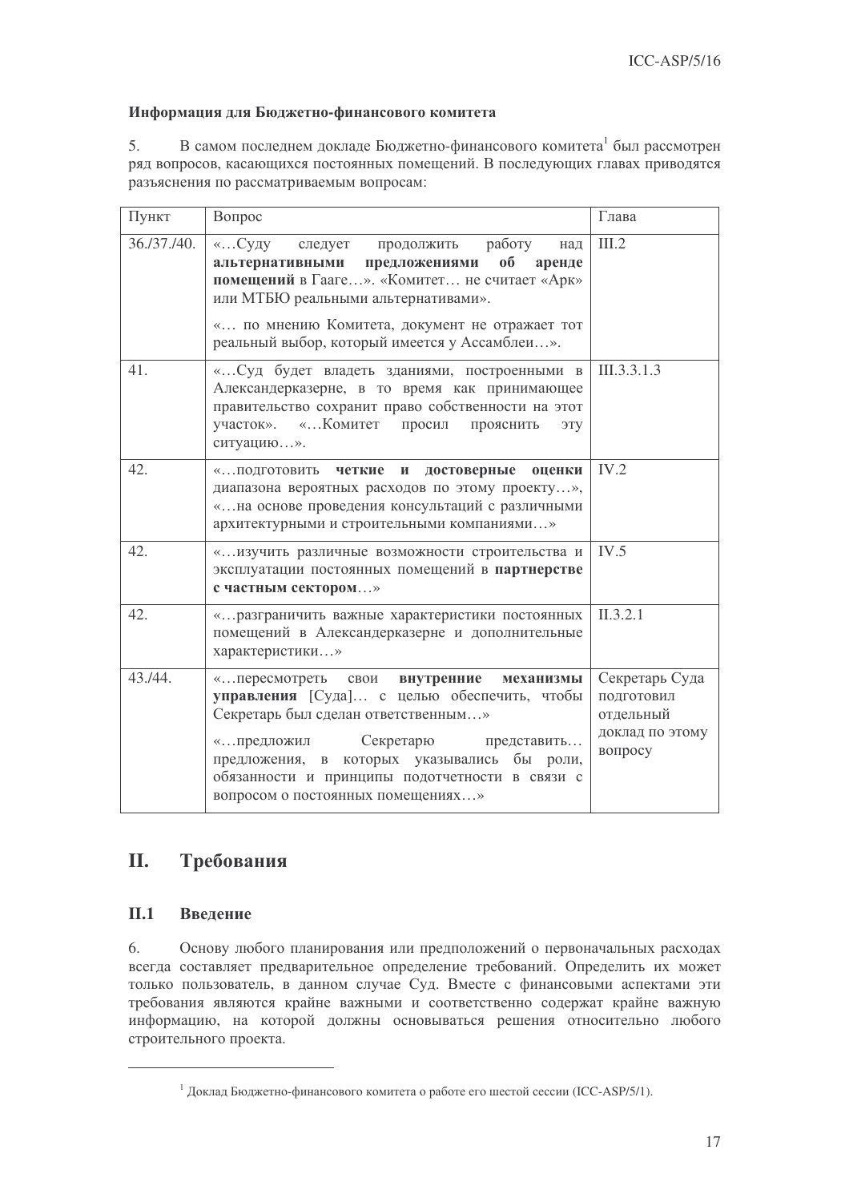**Информация для Бюджетно-финансового комитета**

5. В самом последнем докладе Бюджетно-финансового комитета[1] был рассмотрен ряд вопросов, касающихся постоянных помещений. В последующих главах приводятся разъяснения по рассматриваемым вопросам:

| Пункт | Вопрос | Глава |
|---|---|---|
| 36./37./40. | «…Суду следует продолжить работу над **альтернативными предложениями об аренде помещений** в Гааге…». «Комитет… не считает «Арк» или МТБЮ реальными альтернативами».<br><br>«… по мнению Комитета, документ не отражает тот реальный выбор, который имеется у Ассамблеи…». | III.2 |
| 41. | «…Суд будет владеть зданиями, построенными в Александерказерне, в то время как принимающее правительство сохранит право собственности на этот участок». «…Комитет просил прояснить эту ситуацию…». | III.3.3.1.3 |
| 42. | «…подготовить **четкие и достоверные оценки** диапазона вероятных расходов по этому проекту…», «…на основе проведения консультаций с различными архитектурными и строительными компаниями…» | IV.2 |
| 42. | «…изучить различные возможности строительства и эксплуатации постоянных помещений в **партнерстве с частным сектором**…» | IV.5 |
| 42. | «…разграничить важные характеристики постоянных помещений в Александерказерне и дополнительные характеристики…» | II.3.2.1 |
| 43./44. | «…пересмотреть свои **внутренние механизмы управления** [Суда]… с целью обеспечить, чтобы Секретарь был сделан ответственным…»<br><br>«…предложил Секретарю представить… предложения, в которых указывались бы роли, обязанности и принципы подотчетности в связи с вопросом о постоянных помещениях…» | Секретарь Суда подготовил отдельный доклад по этому вопросу |

# II. Требования

## II.1 Введение

6. Основу любого планирования или предположений о первоначальных расходах всегда составляет предварительное определение требований. Определить их может только пользователь, в данном случае Суд. Вместе с финансовыми аспектами эти требования являются крайне важными и соответственно содержат крайне важную информацию, на которой должны основываться решения относительно любого строительного проекта.

---

[1] Доклад Бюджетно-финансового комитета о работе его шестой сессии (ICC-ASP/5/1).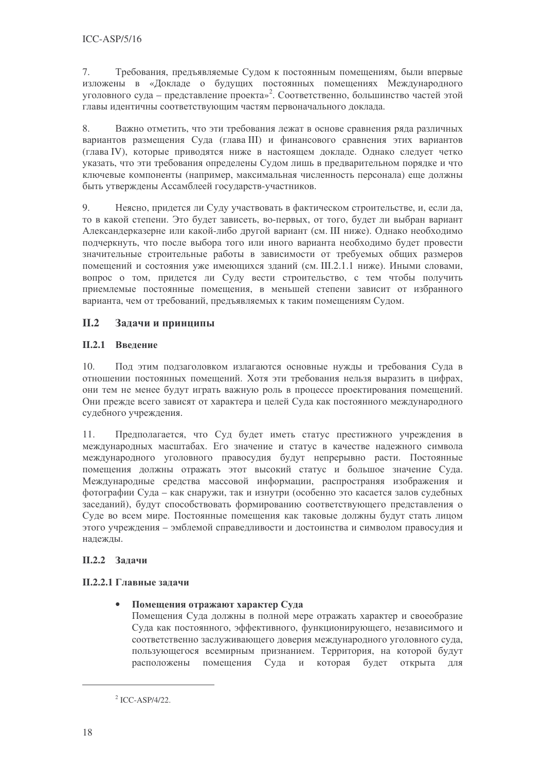7. Требования, предъявляемые Судом к постоянным помещениям, были впервые изложены в «Докладе о будущих постоянных помещениях Международного уголовного суда – представление проекта»[2]. Соответственно, большинство частей этой главы идентичны соответствующим частям первоначального доклада.

8. Важно отметить, что эти требования лежат в основе сравнения ряда различных вариантов размещения Суда (глава III) и финансового сравнения этих вариантов (глава IV), которые приводятся ниже в настоящем докладе. Однако следует четко указать, что эти требования определены Судом лишь в предварительном порядке и что ключевые компоненты (например, максимальная численность персонала) еще должны быть утверждены Ассамблеей государств-участников.

9. Неясно, придется ли Суду участвовать в фактическом строительстве, и, если да, то в какой степени. Это будет зависеть, во-первых, от того, будет ли выбран вариант Александерказерне или какой-либо другой вариант (см. III ниже). Однако необходимо подчеркнуть, что после выбора того или иного варианта необходимо будет провести значительные строительные работы в зависимости от требуемых общих размеров помещений и состояния уже имеющихся зданий (см. III.2.1.1 ниже). Иными словами, вопрос о том, придется ли Суду вести строительство, с тем чтобы получить приемлемые постоянные помещения, в меньшей степени зависит от избранного варианта, чем от требований, предъявляемых к таким помещениям Судом.

## II.2 Задачи и принципы

### II.2.1 Введение

10. Под этим подзаголовком излагаются основные нужды и требования Суда в отношении постоянных помещений. Хотя эти требования нельзя выразить в цифрах, они тем не менее будут играть важную роль в процессе проектирования помещений. Они прежде всего зависят от характера и целей Суда как постоянного международного судебного учреждения.

11. Предполагается, что Суд будет иметь статус престижного учреждения в международных масштабах. Его значение и статус в качестве надежного символа международного уголовного правосудия будут непрерывно расти. Постоянные помещения должны отражать этот высокий статус и большое значение Суда. Международные средства массовой информации, распространяя изображения и фотографии Суда – как снаружи, так и изнутри (особенно это касается залов судебных заседаний), будут способствовать формированию соответствующего представления о Суде во всем мире. Постоянные помещения как таковые должны будут стать лицом этого учреждения – эмблемой справедливости и достоинства и символом правосудия и надежды.

### II.2.2 Задачи

#### II.2.2.1 Главные задачи

- **Помещения отражают характер Суда**
  Помещения Суда должны в полной мере отражать характер и своеобразие Суда как постоянного, эффективного, функционирующего, независимого и соответственно заслуживающего доверия международного уголовного суда, пользующегося всемирным признанием. Территория, на которой будут расположены помещения Суда и которая будет открыта для

---

[2] ICC-ASP/4/22.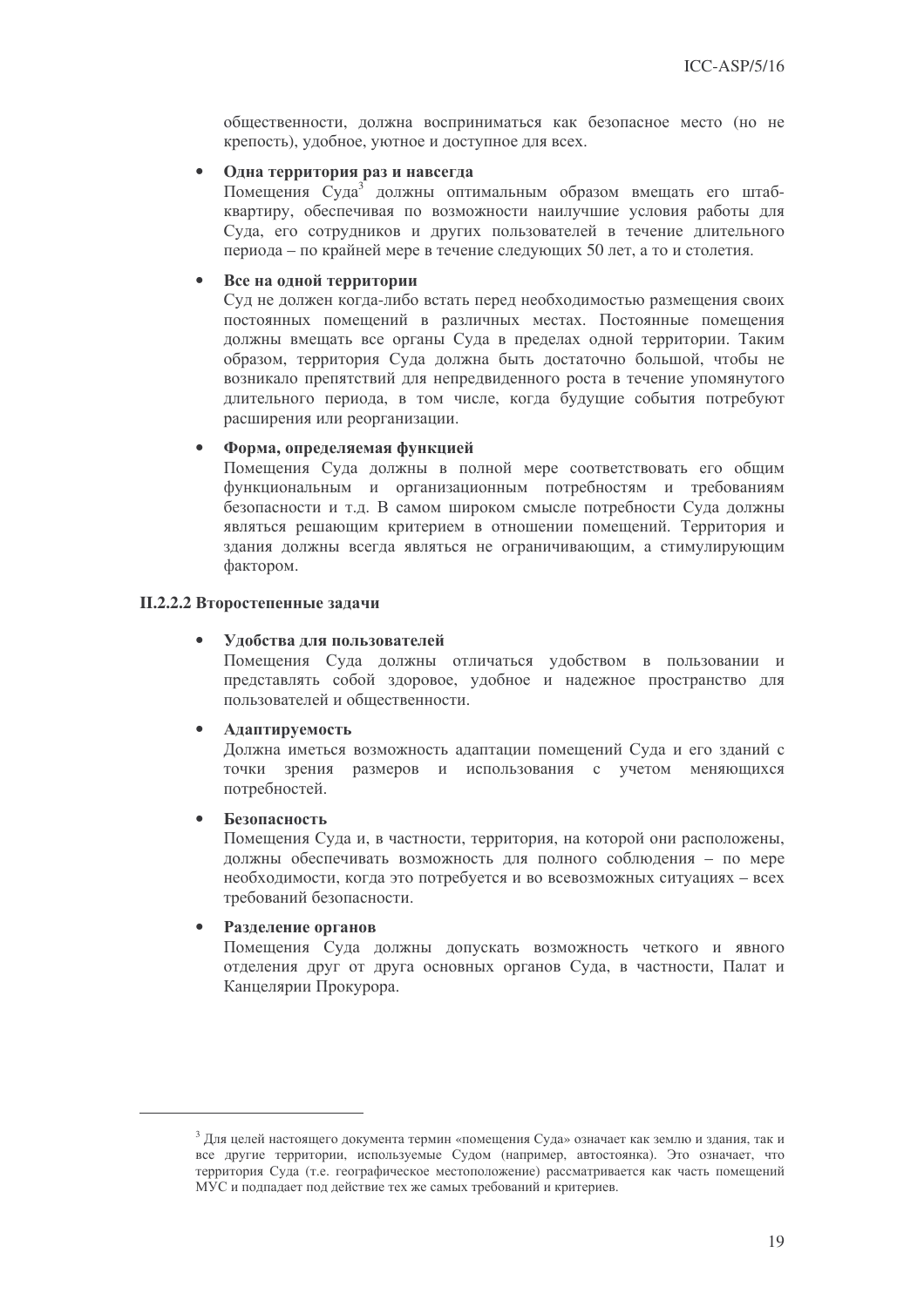общественности, должна восприниматься как безопасное место (но не крепость), удобное, уютное и доступное для всех.

- **Одна территория раз и навсегда**
  Помещения Суда[3] должны оптимальным образом вмещать его штаб-квартиру, обеспечивая по возможности наилучшие условия работы для Суда, его сотрудников и других пользователей в течение длительного периода – по крайней мере в течение следующих 50 лет, а то и столетия.

- **Все на одной территории**
  Суд не должен когда-либо встать перед необходимостью размещения своих постоянных помещений в различных местах. Постоянные помещения должны вмещать все органы Суда в пределах одной территории. Таким образом, территория Суда должна быть достаточно большой, чтобы не возникало препятствий для непредвиденного роста в течение упомянутого длительного периода, в том числе, когда будущие события потребуют расширения или реорганизации.

- **Форма, определяемая функцией**
  Помещения Суда должны в полной мере соответствовать его общим функциональным и организационным потребностям и требованиям безопасности и т.д. В самом широком смысле потребности Суда должны являться решающим критерием в отношении помещений. Территория и здания должны всегда являться не ограничивающим, а стимулирующим фактором.

### II.2.2.2 Второстепенные задачи

- **Удобства для пользователей**
  Помещения Суда должны отличаться удобством в пользовании и представлять собой здоровое, удобное и надежное пространство для пользователей и общественности.

- **Адаптируемость**
  Должна иметься возможность адаптации помещений Суда и его зданий с точки зрения размеров и использования с учетом меняющихся потребностей.

- **Безопасность**
  Помещения Суда и, в частности, территория, на которой они расположены, должны обеспечивать возможность для полного соблюдения – по мере необходимости, когда это потребуется и во всевозможных ситуациях – всех требований безопасности.

- **Разделение органов**
  Помещения Суда должны допускать возможность четкого и явного отделения друг от друга основных органов Суда, в частности, Палат и Канцелярии Прокурора.

---

[3] Для целей настоящего документа термин «помещения Суда» означает как землю и здания, так и все другие территории, используемые Судом (например, автостоянка). Это означает, что территория Суда (т.е. географическое местоположение) рассматривается как часть помещений МУС и подпадает под действие тех же самых требований и критериев.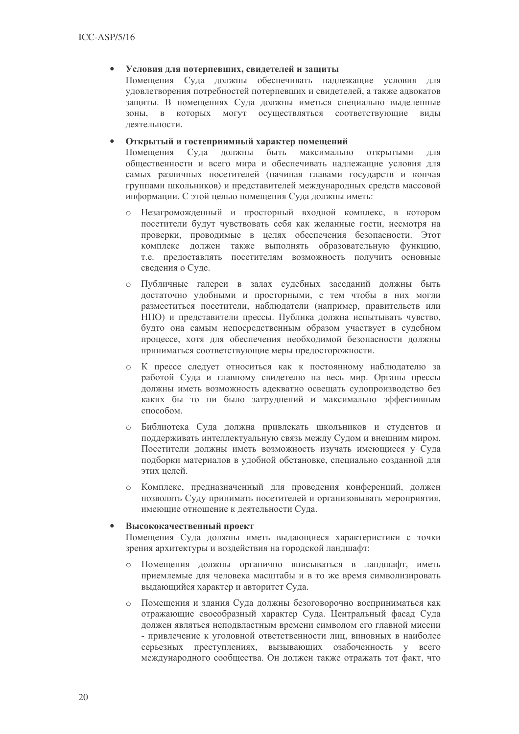- **Условия для потерпевших, свидетелей и защиты**
  Помещения Суда должны обеспечивать надлежащие условия для удовлетворения потребностей потерпевших и свидетелей, а также адвокатов защиты. В помещениях Суда должны иметься специально выделенные зоны, в которых могут осуществляться соответствующие виды деятельности.

- **Открытый и гостеприимный характер помещений**
  Помещения Суда должны быть максимально открытыми для общественности и всего мира и обеспечивать надлежащие условия для самых различных посетителей (начиная главами государств и кончая группами школьников) и представителей международных средств массовой информации. С этой целью помещения Суда должны иметь:

  - Незагроможденный и просторный входной комплекс, в котором посетители будут чувствовать себя как желанные гости, несмотря на проверки, проводимые в целях обеспечения безопасности. Этот комплекс должен также выполнять образовательную функцию, т.е. предоставлять посетителям возможность получить основные сведения о Суде.

  - Публичные галереи в залах судебных заседаний должны быть достаточно удобными и просторными, с тем чтобы в них могли разместиться посетители, наблюдатели (например, правительств или НПО) и представители прессы. Публика должна испытывать чувство, будто она самым непосредственным образом участвует в судебном процессе, хотя для обеспечения необходимой безопасности должны приниматься соответствующие меры предосторожности.

  - К прессе следует относиться как к постоянному наблюдателю за работой Суда и главному свидетелю на весь мир. Органы прессы должны иметь возможность адекватно освещать судопроизводство без каких бы то ни было затруднений и максимально эффективным способом.

  - Библиотека Суда должна привлекать школьников и студентов и поддерживать интеллектуальную связь между Судом и внешним миром. Посетители должны иметь возможность изучать имеющиеся у Суда подборки материалов в удобной обстановке, специально созданной для этих целей.

  - Комплекс, предназначенный для проведения конференций, должен позволять Суду принимать посетителей и организовывать мероприятия, имеющие отношение к деятельности Суда.

- **Высококачественный проект**
  Помещения Суда должны иметь выдающиеся характеристики с точки зрения архитектуры и воздействия на городской ландшафт:

  - Помещения должны органично вписываться в ландшафт, иметь приемлемые для человека масштабы и в то же время символизировать выдающийся характер и авторитет Суда.

  - Помещения и здания Суда должны безоговорочно восприниматься как отражающие своеобразный характер Суда. Центральный фасад Суда должен являться неподвластным времени символом его главной миссии - привлечение к уголовной ответственности лиц, виновных в наиболее серьезных преступлениях, вызывающих озабоченность у всего международного сообщества. Он должен также отражать тот факт, что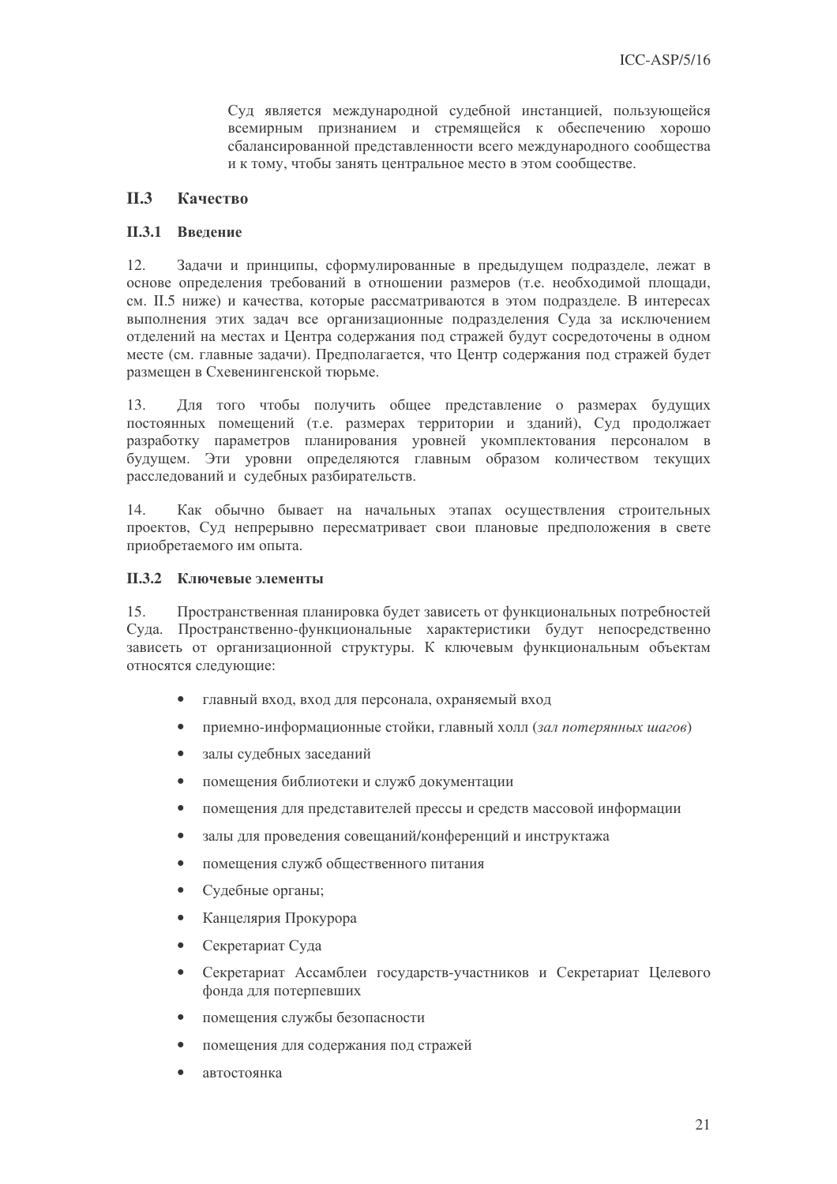Суд является международной судебной инстанцией, пользующейся всемирным признанием и стремящейся к обеспечению хорошо сбалансированной представленности всего международного сообщества и к тому, чтобы занять центральное место в этом сообществе.

## II.3 Качество

### II.3.1 Введение

12. Задачи и принципы, сформулированные в предыдущем подразделе, лежат в основе определения требований в отношении размеров (т.е. необходимой площади, см. II.5 ниже) и качества, которые рассматриваются в этом подразделе. В интересах выполнения этих задач все организационные подразделения Суда за исключением отделений на местах и Центра содержания под стражей будут сосредоточены в одном месте (см. главные задачи). Предполагается, что Центр содержания под стражей будет размещен в Схевенингенской тюрьме.

13. Для того чтобы получить общее представление о размерах будущих постоянных помещений (т.е. размерах территории и зданий), Суд продолжает разработку параметров планирования уровней укомплектования персоналом в будущем. Эти уровни определяются главным образом количеством текущих расследований и судебных разбирательств.

14. Как обычно бывает на начальных этапах осуществления строительных проектов, Суд непрерывно пересматривает свои плановые предположения в свете приобретаемого им опыта.

### II.3.2 Ключевые элементы

15. Пространственная планировка будет зависеть от функциональных потребностей Суда. Пространственно-функциональные характеристики будут непосредственно зависеть от организационной структуры. К ключевым функциональным объектам относятся следующие:

- главный вход, вход для персонала, охраняемый вход
- приемно-информационные стойки, главный холл (*зал потерянных шагов*)
- залы судебных заседаний
- помещения библиотеки и служб документации
- помещения для представителей прессы и средств массовой информации
- залы для проведения совещаний/конференций и инструктажа
- помещения служб общественного питания
- Судебные органы;
- Канцелярия Прокурора
- Секретариат Суда
- Секретариат Ассамблеи государств-участников и Секретариат Целевого фонда для потерпевших
- помещения службы безопасности
- помещения для содержания под стражей
- автостоянка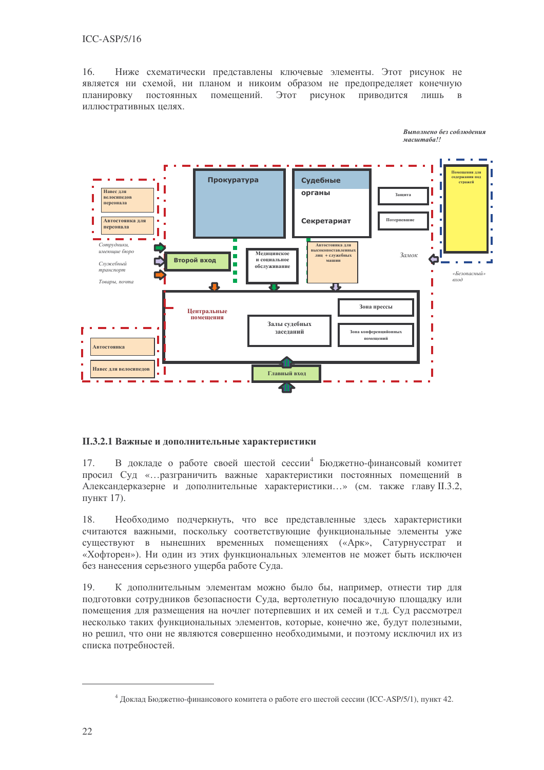16. Ниже схематически представлены ключевые элементы. Этот рисунок не является ни схемой, ни планом и никоим образом не предопределяет конечную планировку постоянных помещений. Этот рисунок приводится лишь в иллюстративных целях.

*Выполнено без соблюдения масштаба!!*

Навес для велосипедов персонала

Автостоянка для персонала

*Сотрудники, имеющие бюро*

*Служебный транспорт*

*Товары, почта*

Прокуратура

Судебные органы

Секретариат

Защита

Потерпевшие

Помещения для содержания под стражей

Второй вход

Медицинское и социальное обслуживание

Автостоянка для высокопоставленных лиц + служебных машин

*Замок*

*«Безопасный» вход*

Центральные помещения

Залы судебных заседаний

Зона прессы

Зона конференционных помещений

Автостоянка

Навес для велосипедов

Главный вход

### II.3.2.1 Важные и дополнительные характеристики

17. В докладе о работе своей шестой сессии[4] Бюджетно-финансовый комитет просил Суд «…разграничить важные характеристики постоянных помещений в Александерказерне и дополнительные характеристики…» (см. также главу II.3.2, пункт 17).

18. Необходимо подчеркнуть, что все представленные здесь характеристики считаются важными, поскольку соответствующие функциональные элементы уже существуют в нынешних временных помещениях («Арк», Сатурнусстрат и «Хофторен»). Ни один из этих функциональных элементов не может быть исключен без нанесения серьезного ущерба работе Суда.

19. К дополнительным элементам можно было бы, например, отнести тир для подготовки сотрудников безопасности Суда, вертолетную посадочную площадку или помещения для размещения на ночлег потерпевших и их семей и т.д. Суд рассмотрел несколько таких функциональных элементов, которые, конечно же, будут полезными, но решил, что они не являются совершенно необходимыми, и поэтому исключил их из списка потребностей.

---

[4] Доклад Бюджетно-финансового комитета о работе его шестой сессии (ICC-ASP/5/1), пункт 42.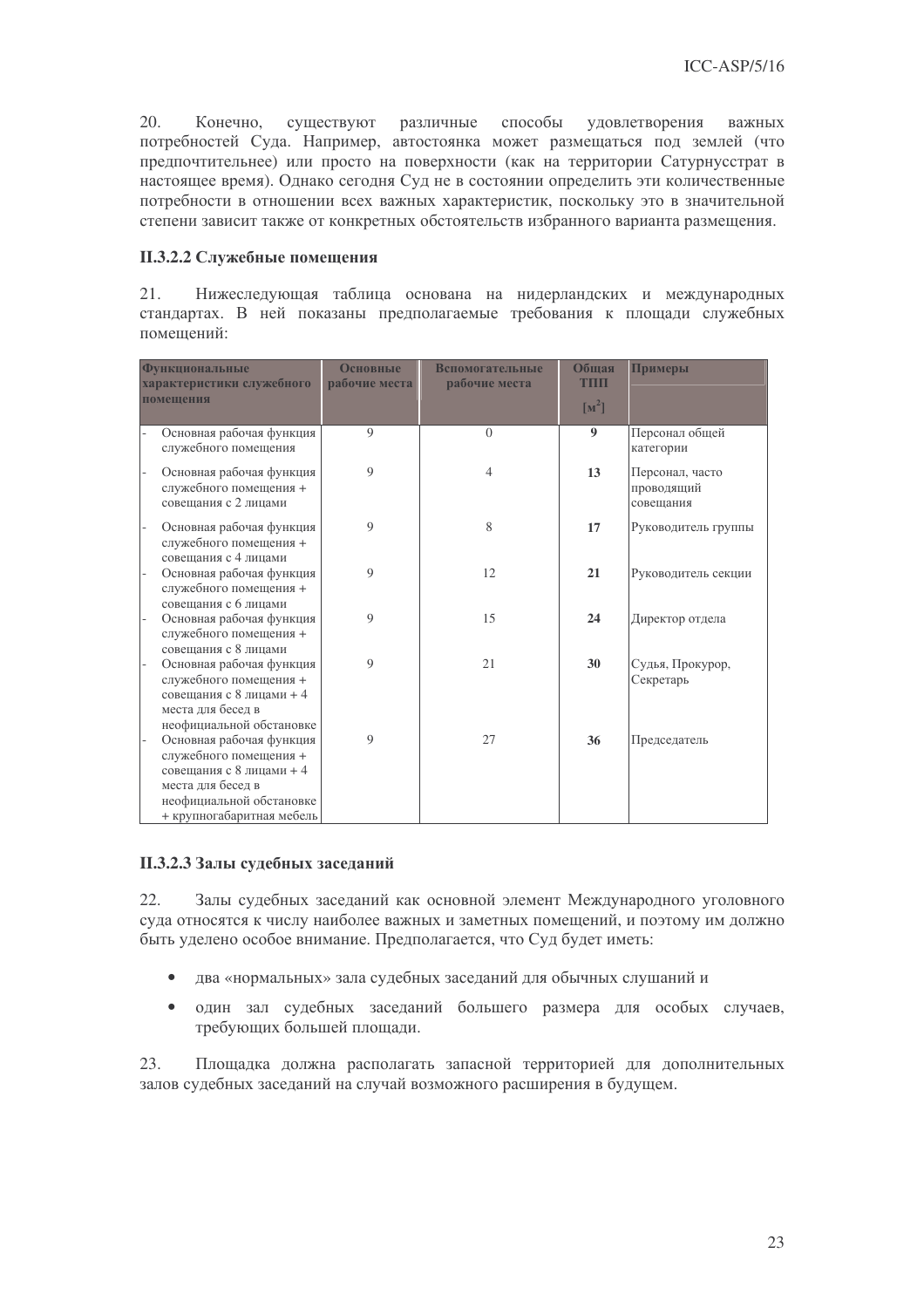20. Конечно, существуют различные способы удовлетворения важных потребностей Суда. Например, автостоянка может размещаться под землей (что предпочтительнее) или просто на поверхности (как на территории Сатурнусстрат в настоящее время). Однако сегодня Суд не в состоянии определить эти количественные потребности в отношении всех важных характеристик, поскольку это в значительной степени зависит также от конкретных обстоятельств избранного варианта размещения.

### II.3.2.2 Служебные помещения

21. Нижеследующая таблица основана на нидерландских и международных стандартах. В ней показаны предполагаемые требования к площади служебных помещений:

| Функциональные характеристики служебного помещения | Основные рабочие места | Вспомогательные рабочие места | Общая ТПП [м²] | Примеры |
|---|---|---|---|---|
| - Основная рабочая функция служебного помещения | 9 | 0 | **9** | Персонал общей категории |
| - Основная рабочая функция служебного помещения + совещания с 2 лицами | 9 | 4 | **13** | Персонал, часто проводящий совещания |
| - Основная рабочая функция служебного помещения + совещания с 4 лицами | 9 | 8 | **17** | Руководитель группы |
| - Основная рабочая функция служебного помещения + совещания с 6 лицами | 9 | 12 | **21** | Руководитель секции |
| - Основная рабочая функция служебного помещения + совещания с 8 лицами | 9 | 15 | **24** | Директор отдела |
| - Основная рабочая функция служебного помещения + совещания с 8 лицами + 4 места для бесед в неофициальной обстановке | 9 | 21 | **30** | Судья, Прокурор, Секретарь |
| - Основная рабочая функция служебного помещения + совещания с 8 лицами + 4 места для бесед в неофициальной обстановке + крупногабаритная мебель | 9 | 27 | **36** | Председатель |

### II.3.2.3 Залы судебных заседаний

22. Залы судебных заседаний как основной элемент Международного уголовного суда относятся к числу наиболее важных и заметных помещений, и поэтому им должно быть уделено особое внимание. Предполагается, что Суд будет иметь:

- два «нормальных» зала судебных заседаний для обычных слушаний и
- один зал судебных заседаний большего размера для особых случаев, требующих большей площади.

23. Площадка должна располагать запасной территорией для дополнительных залов судебных заседаний на случай возможного расширения в будущем.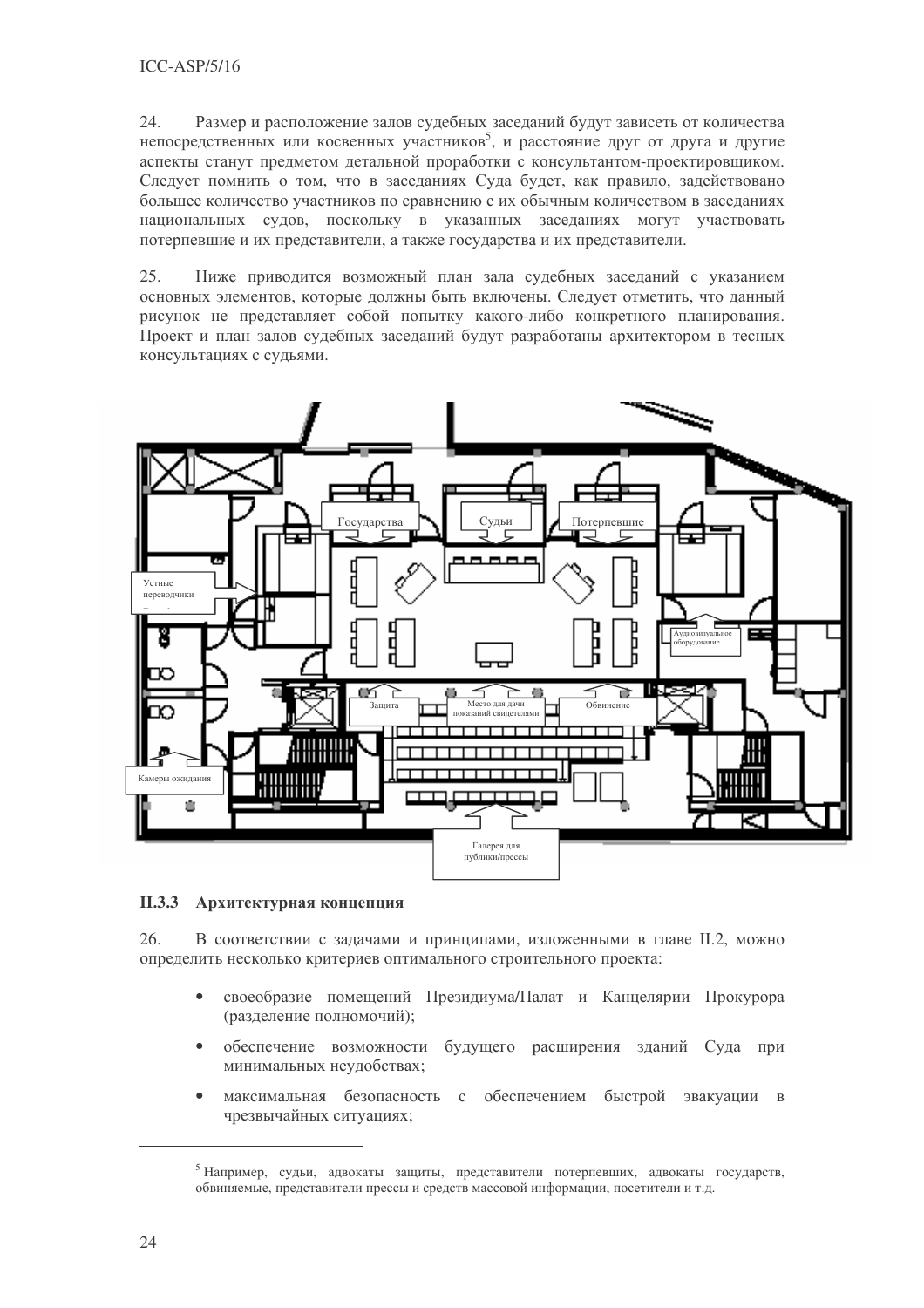24. Размер и расположение залов судебных заседаний будут зависеть от количества непосредственных или косвенных участников[5], и расстояние друг от друга и другие аспекты станут предметом детальной проработки с консультантом-проектировщиком. Следует помнить о том, что в заседаниях Суда будет, как правило, задействовано большее количество участников по сравнению с их обычным количеством в заседаниях национальных судов, поскольку в указанных заседаниях могут участвовать потерпевшие и их представители, а также государства и их представители.

25. Ниже приводится возможный план зала судебных заседаний с указанием основных элементов, которые должны быть включены. Следует отметить, что данный рисунок не представляет собой попытку какого-либо конкретного планирования. Проект и план залов судебных заседаний будут разработаны архитектором в тесных консультациях с судьями.

Государства | Судьи | Потерпевшие | Устные переводчики | Аудиовизуальное оборудование | Защита | Место для дачи показаний свидетелями | Обвинение | Камеры ожидания | Галерея для публики/прессы

### II.3.3 Архитектурная концепция

26. В соответствии с задачами и принципами, изложенными в главе II.2, можно определить несколько критериев оптимального строительного проекта:

- своеобразие помещений Президиума/Палат и Канцелярии Прокурора (разделение полномочий);
- обеспечение возможности будущего расширения зданий Суда при минимальных неудобствах;
- максимальная безопасность с обеспечением быстрой эвакуации в чрезвычайных ситуациях;

[5] Например, судьи, адвокаты защиты, представители потерпевших, адвокаты государств, обвиняемые, представители прессы и средств массовой информации, посетители и т.д.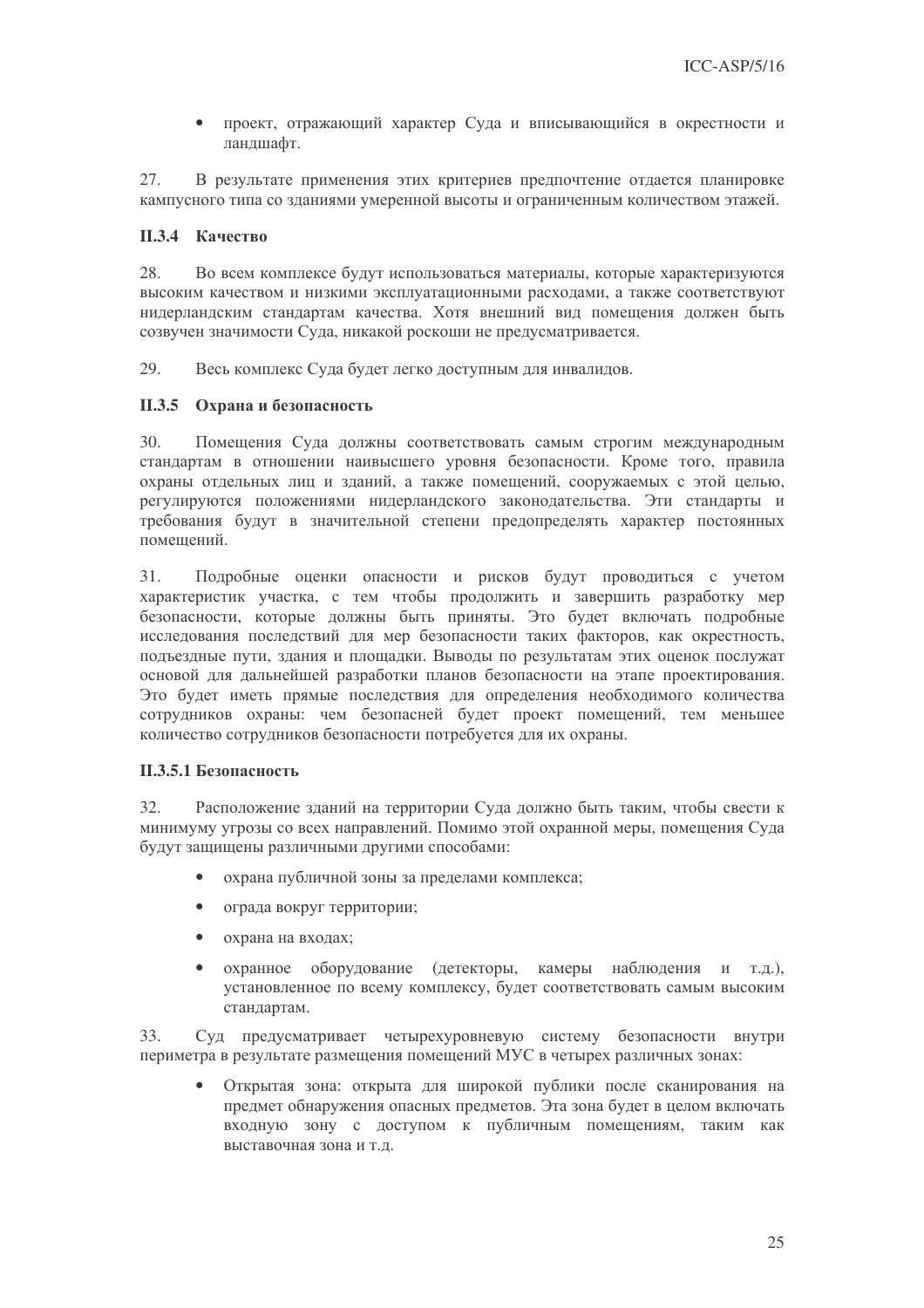- проект, отражающий характер Суда и вписывающийся в окрестности и ландшафт.

27. В результате применения этих критериев предпочтение отдается планировке кампусного типа со зданиями умеренной высоты и ограниченным количеством этажей.

### II.3.4 Качество

28. Во всем комплексе будут использоваться материалы, которые характеризуются высоким качеством и низкими эксплуатационными расходами, а также соответствуют нидерландским стандартам качества. Хотя внешний вид помещения должен быть созвучен значимости Суда, никакой роскоши не предусматривается.

29. Весь комплекс Суда будет легко доступным для инвалидов.

### II.3.5 Охрана и безопасность

30. Помещения Суда должны соответствовать самым строгим международным стандартам в отношении наивысшего уровня безопасности. Кроме того, правила охраны отдельных лиц и зданий, а также помещений, сооружаемых с этой целью, регулируются положениями нидерландского законодательства. Эти стандарты и требования будут в значительной степени предопределять характер постоянных помещений.

31. Подробные оценки опасности и рисков будут проводиться с учетом характеристик участка, с тем чтобы продолжить и завершить разработку мер безопасности, которые должны быть приняты. Это будет включать подробные исследования последствий для мер безопасности таких факторов, как окрестность, подъездные пути, здания и площадки. Выводы по результатам этих оценок послужат основой для дальнейшей разработки планов безопасности на этапе проектирования. Это будет иметь прямые последствия для определения необходимого количества сотрудников охраны: чем безопасней будет проект помещений, тем меньшее количество сотрудников безопасности потребуется для их охраны.

#### II.3.5.1 Безопасность

32. Расположение зданий на территории Суда должно быть таким, чтобы свести к минимуму угрозы со всех направлений. Помимо этой охранной меры, помещения Суда будут защищены различными другими способами:

- охрана публичной зоны за пределами комплекса;
- ограда вокруг территории;
- охрана на входах;
- охранное оборудование (детекторы, камеры наблюдения и т.д.), установленное по всему комплексу, будет соответствовать самым высоким стандартам.

33. Суд предусматривает четырехуровневую систему безопасности внутри периметра в результате размещения помещений МУС в четырех различных зонах:

- Открытая зона: открыта для широкой публики после сканирования на предмет обнаружения опасных предметов. Эта зона будет в целом включать входную зону с доступом к публичным помещениям, таким как выставочная зона и т.д.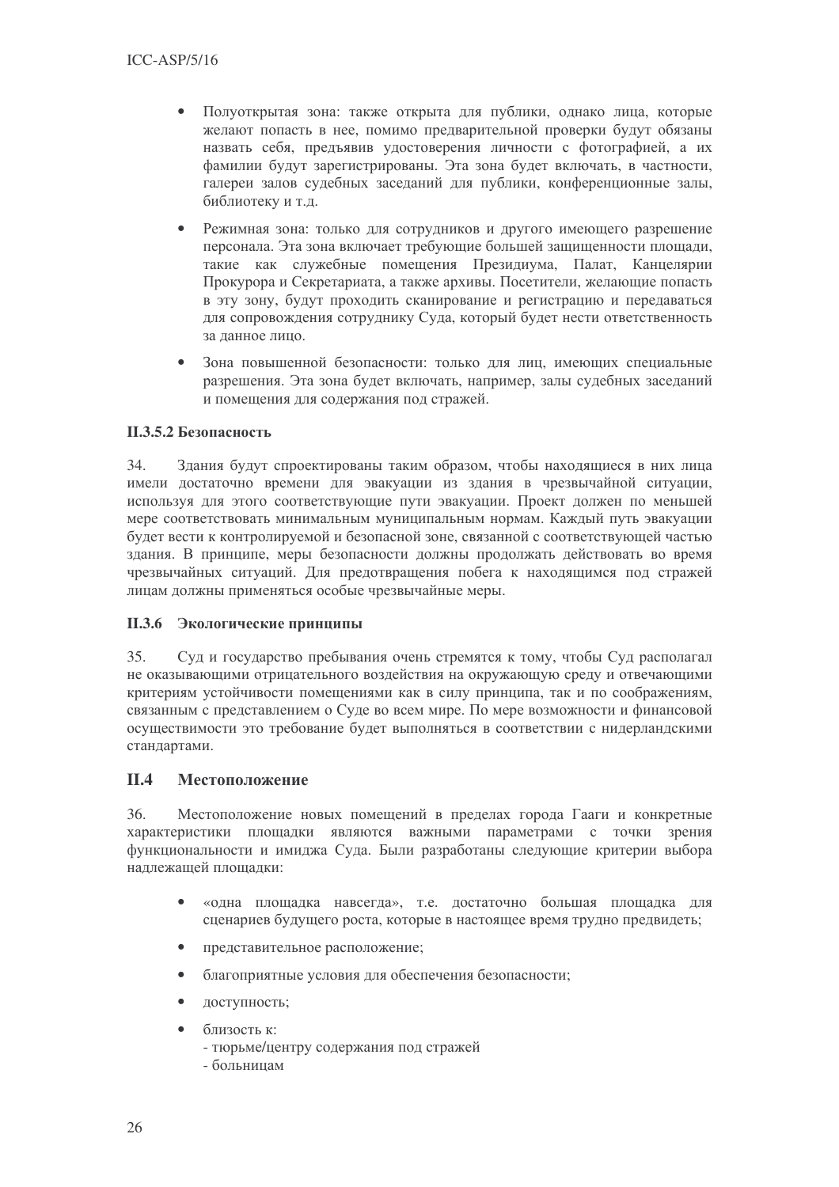- Полуоткрытая зона: также открыта для публики, однако лица, которые желают попасть в нее, помимо предварительной проверки будут обязаны назвать себя, предъявив удостоверения личности с фотографией, а их фамилии будут зарегистрированы. Эта зона будет включать, в частности, галереи залов судебных заседаний для публики, конференционные залы, библиотеку и т.д.

- Режимная зона: только для сотрудников и другого имеющего разрешение персонала. Эта зона включает требующие большей защищенности площади, такие как служебные помещения Президиума, Палат, Канцелярии Прокурора и Секретариата, а также архивы. Посетители, желающие попасть в эту зону, будут проходить сканирование и регистрацию и передаваться для сопровождения сотруднику Суда, который будет нести ответственность за данное лицо.

- Зона повышенной безопасности: только для лиц, имеющих специальные разрешения. Эта зона будет включать, например, залы судебных заседаний и помещения для содержания под стражей.

#### II.3.5.2 Безопасность

34. Здания будут спроектированы таким образом, чтобы находящиеся в них лица имели достаточно времени для эвакуации из здания в чрезвычайной ситуации, используя для этого соответствующие пути эвакуации. Проект должен по меньшей мере соответствовать минимальным муниципальным нормам. Каждый путь эвакуации будет вести к контролируемой и безопасной зоне, связанной с соответствующей частью здания. В принципе, меры безопасности должны продолжать действовать во время чрезвычайных ситуаций. Для предотвращения побега к находящимся под стражей лицам должны применяться особые чрезвычайные меры.

### II.3.6 Экологические принципы

35. Суд и государство пребывания очень стремятся к тому, чтобы Суд располагал не оказывающими отрицательного воздействия на окружающую среду и отвечающими критериям устойчивости помещениями как в силу принципа, так и по соображениям, связанным с представлением о Суде во всем мире. По мере возможности и финансовой осуществимости это требование будет выполняться в соответствии с нидерландскими стандартами.

## II.4 Местоположение

36. Местоположение новых помещений в пределах города Гааги и конкретные характеристики площадки являются важными параметрами с точки зрения функциональности и имиджа Суда. Были разработаны следующие критерии выбора надлежащей площадки:

- «одна площадка навсегда», т.е. достаточно большая площадка для сценариев будущего роста, которые в настоящее время трудно предвидеть;
- представительное расположение;
- благоприятные условия для обеспечения безопасности;
- доступность;
- близость к:
  - тюрьме/центру содержания под стражей
  - больницам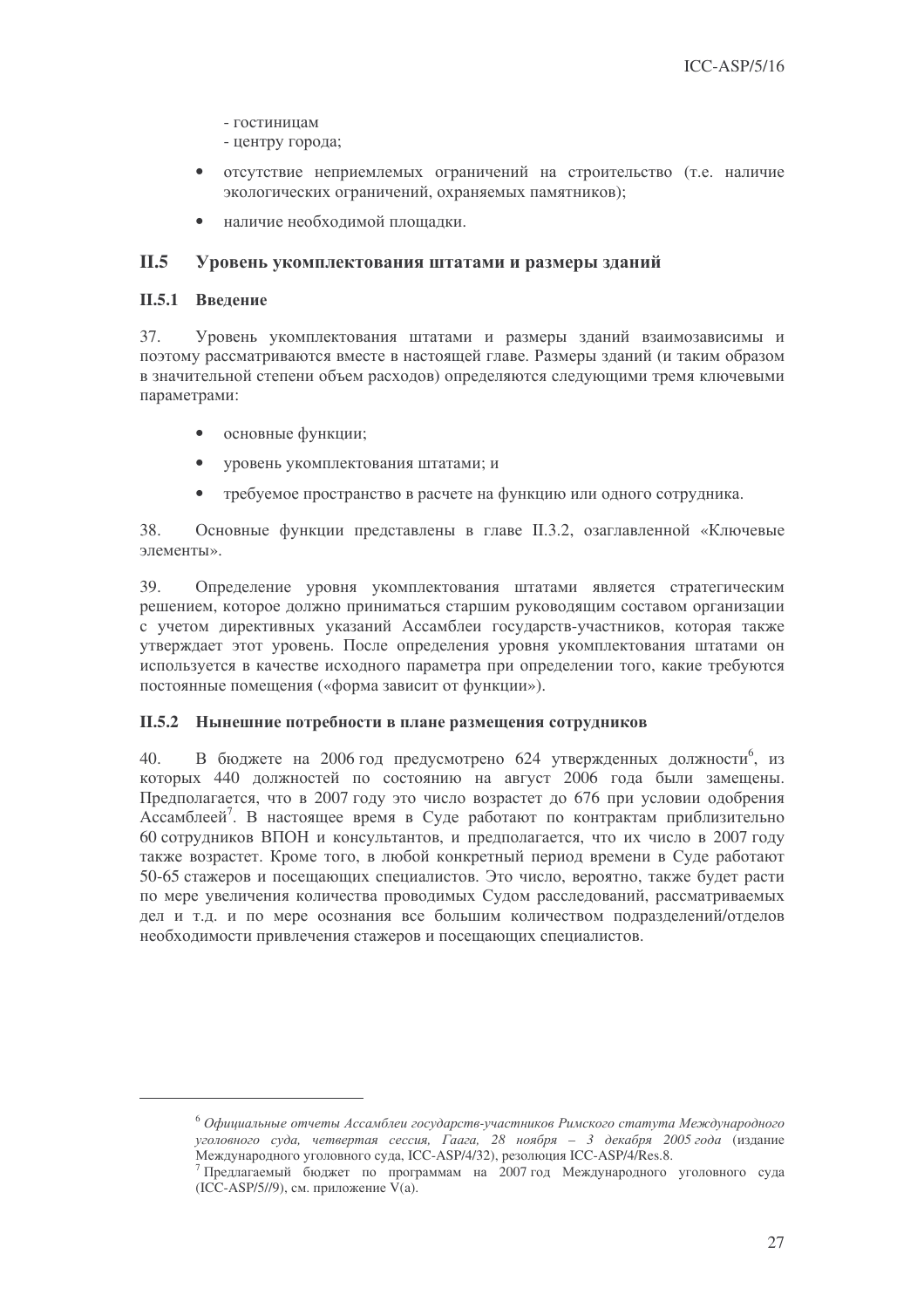- гостиницам
- центру города;

- отсутствие неприемлемых ограничений на строительство (т.е. наличие экологических ограничений, охраняемых памятников);
- наличие необходимой площадки.

## II.5 Уровень укомплектования штатами и размеры зданий

### II.5.1 Введение

37. Уровень укомплектования штатами и размеры зданий взаимозависимы и поэтому рассматриваются вместе в настоящей главе. Размеры зданий (и таким образом в значительной степени объем расходов) определяются следующими тремя ключевыми параметрами:

- основные функции;
- уровень укомплектования штатами; и
- требуемое пространство в расчете на функцию или одного сотрудника.

38. Основные функции представлены в главе II.3.2, озаглавленной «Ключевые элементы».

39. Определение уровня укомплектования штатами является стратегическим решением, которое должно приниматься старшим руководящим составом организации с учетом директивных указаний Ассамблеи государств-участников, которая также утверждает этот уровень. После определения уровня укомплектования штатами он используется в качестве исходного параметра при определении того, какие требуются постоянные помещения («форма зависит от функции»).

### II.5.2 Нынешние потребности в плане размещения сотрудников

40. В бюджете на 2006 год предусмотрено 624 утвержденных должности[6], из которых 440 должностей по состоянию на август 2006 года были замещены. Предполагается, что в 2007 году это число возрастет до 676 при условии одобрения Ассамблеей[7]. В настоящее время в Суде работают по контрактам приблизительно 60 сотрудников ВПОН и консультантов, и предполагается, что их число в 2007 году также возрастет. Кроме того, в любой конкретный период времени в Суде работают 50-65 стажеров и посещающих специалистов. Это число, вероятно, также будет расти по мере увеличения количества проводимых Судом расследований, рассматриваемых дел и т.д. и по мере осознания все большим количеством подразделений/отделов необходимости привлечения стажеров и посещающих специалистов.

---

[6] *Официальные отчеты Ассамблеи государств-участников Римского статута Международного уголовного суда, четвертая сессия, Гаага, 28 ноября – 3 декабря 2005 года* (издание Международного уголовного суда, ICC-ASP/4/32), резолюция ICC-ASP/4/Res.8.

[7] Предлагаемый бюджет по программам на 2007 год Международного уголовного суда (ICC-ASP/5//9), см. приложение V(a).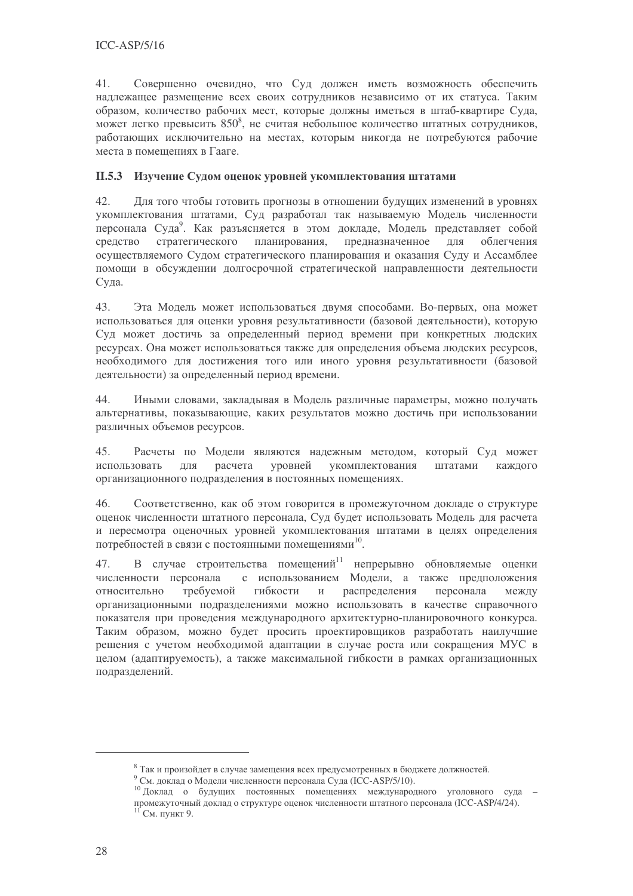41. Совершенно очевидно, что Суд должен иметь возможность обеспечить надлежащее размещение всех своих сотрудников независимо от их статуса. Таким образом, количество рабочих мест, которые должны иметься в штаб-квартире Суда, может легко превысить 850[8], не считая небольшое количество штатных сотрудников, работающих исключительно на местах, которым никогда не потребуются рабочие места в помещениях в Гааге.

### II.5.3 Изучение Судом оценок уровней укомплектования штатами

42. Для того чтобы готовить прогнозы в отношении будущих изменений в уровнях укомплектования штатами, Суд разработал так называемую Модель численности персонала Суда[9]. Как разъясняется в этом докладе, Модель представляет собой средство стратегического планирования, предназначенное для облегчения осуществляемого Судом стратегического планирования и оказания Суду и Ассамблее помощи в обсуждении долгосрочной стратегической направленности деятельности Суда.

43. Эта Модель может использоваться двумя способами. Во-первых, она может использоваться для оценки уровня результативности (базовой деятельности), которую Суд может достичь за определенный период времени при конкретных людских ресурсах. Она может использоваться также для определения объема людских ресурсов, необходимого для достижения того или иного уровня результативности (базовой деятельности) за определенный период времени.

44. Иными словами, закладывая в Модель различные параметры, можно получать альтернативы, показывающие, каких результатов можно достичь при использовании различных объемов ресурсов.

45. Расчеты по Модели являются надежным методом, который Суд может использовать для расчета уровней укомплектования штатами каждого организационного подразделения в постоянных помещениях.

46. Соответственно, как об этом говорится в промежуточном докладе о структуре оценок численности штатного персонала, Суд будет использовать Модель для расчета и пересмотра оценочных уровней укомплектования штатами в целях определения потребностей в связи с постоянными помещениями[10].

47. В случае строительства помещений[11] непрерывно обновляемые оценки численности персонала с использованием Модели, а также предположения относительно требуемой гибкости и распределения персонала между организационными подразделениями можно использовать в качестве справочного показателя при проведения международного архитектурно-планировочного конкурса. Таким образом, можно будет просить проектировщиков разработать наилучшие решения с учетом необходимой адаптации в случае роста или сокращения МУС в целом (адаптируемость), а также максимальной гибкости в рамках организационных подразделений.

---

[8] Так и произойдет в случае замещения всех предусмотренных в бюджете должностей.

[9] См. доклад о Модели численности персонала Суда (ICC-ASP/5/10).

[10] Доклад о будущих постоянных помещениях международного уголовного суда – промежуточный доклад о структуре оценок численности штатного персонала (ICC-ASP/4/24).

[11] См. пункт 9.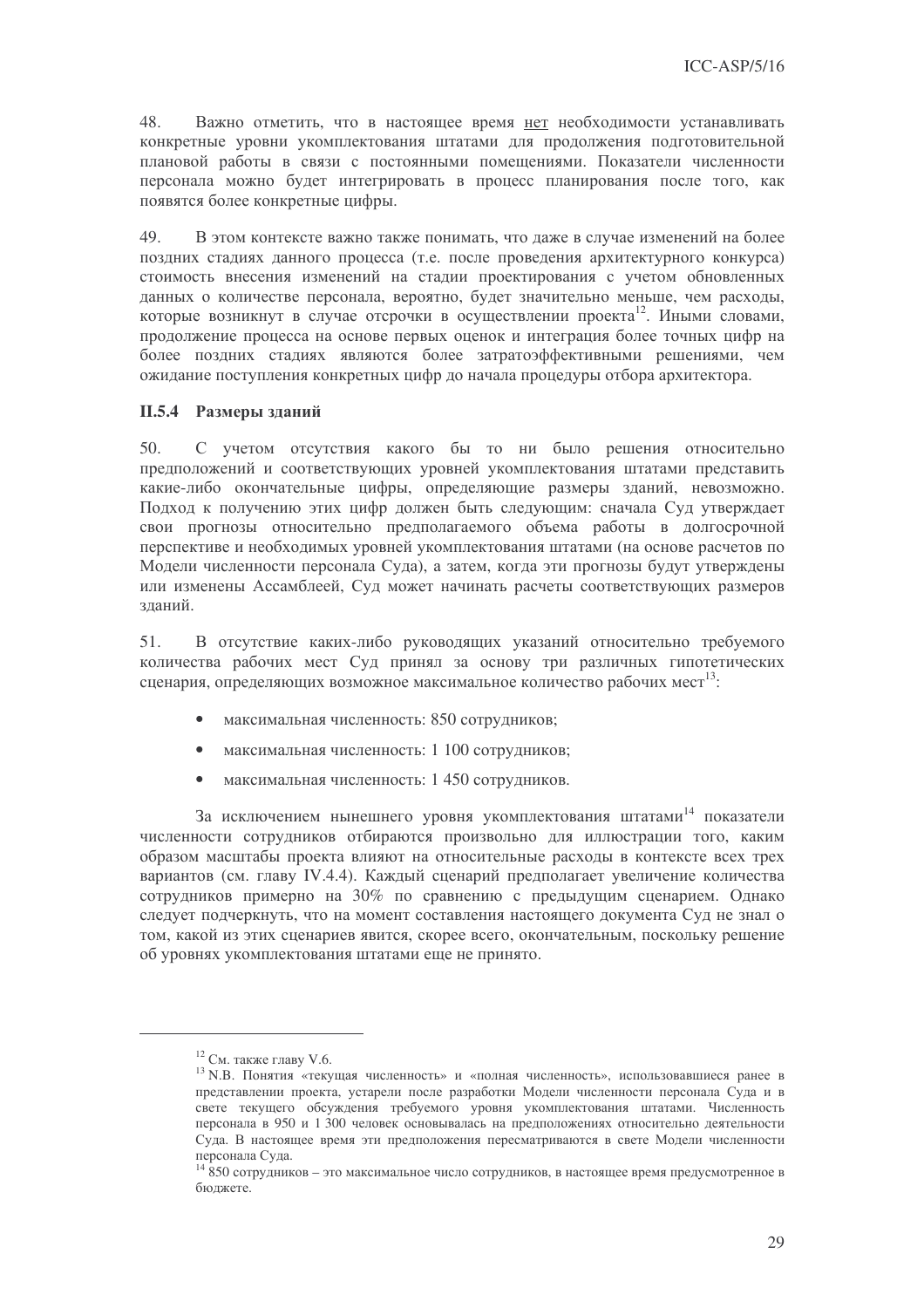48. Важно отметить, что в настоящее время нет необходимости устанавливать конкретные уровни укомплектования штатами для продолжения подготовительной плановой работы в связи с постоянными помещениями. Показатели численности персонала можно будет интегрировать в процесс планирования после того, как появятся более конкретные цифры.

49. В этом контексте важно также понимать, что даже в случае изменений на более поздних стадиях данного процесса (т.е. после проведения архитектурного конкурса) стоимость внесения изменений на стадии проектирования с учетом обновленных данных о количестве персонала, вероятно, будет значительно меньше, чем расходы, которые возникнут в случае отсрочки в осуществлении проекта[12]. Иными словами, продолжение процесса на основе первых оценок и интеграция более точных цифр на более поздних стадиях являются более затратоэффективными решениями, чем ожидание поступления конкретных цифр до начала процедуры отбора архитектора.

### II.5.4 Размеры зданий

50. С учетом отсутствия какого бы то ни было решения относительно предположений и соответствующих уровней укомплектования штатами представить какие-либо окончательные цифры, определяющие размеры зданий, невозможно. Подход к получению этих цифр должен быть следующим: сначала Суд утверждает свои прогнозы относительно предполагаемого объема работы в долгосрочной перспективе и необходимых уровней укомплектования штатами (на основе расчетов по Модели численности персонала Суда), а затем, когда эти прогнозы будут утверждены или изменены Ассамблеей, Суд может начинать расчеты соответствующих размеров зданий.

51. В отсутствие каких-либо руководящих указаний относительно требуемого количества рабочих мест Суд принял за основу три различных гипотетических сценария, определяющих возможное максимальное количество рабочих мест[13]:

- максимальная численность: 850 сотрудников;
- максимальная численность: 1 100 сотрудников;
- максимальная численность: 1 450 сотрудников.

За исключением нынешнего уровня укомплектования штатами[14] показатели численности сотрудников отбираются произвольно для иллюстрации того, каким образом масштабы проекта влияют на относительные расходы в контексте всех трех вариантов (см. главу IV.4.4). Каждый сценарий предполагает увеличение количества сотрудников примерно на 30% по сравнению с предыдущим сценарием. Однако следует подчеркнуть, что на момент составления настоящего документа Суд не знал о том, какой из этих сценариев явится, скорее всего, окончательным, поскольку решение об уровнях укомплектования штатами еще не принято.

---

[12] См. также главу V.6.

[13] N.B. Понятия «текущая численность» и «полная численность», использовавшиеся ранее в представлении проекта, устарели после разработки Модели численности персонала Суда и в свете текущего обсуждения требуемого уровня укомплектования штатами. Численность персонала в 950 и 1 300 человек основывалась на предположениях относительно деятельности Суда. В настоящее время эти предположения пересматриваются в свете Модели численности персонала Суда.

[14] 850 сотрудников – это максимальное число сотрудников, в настоящее время предусмотренное в бюджете.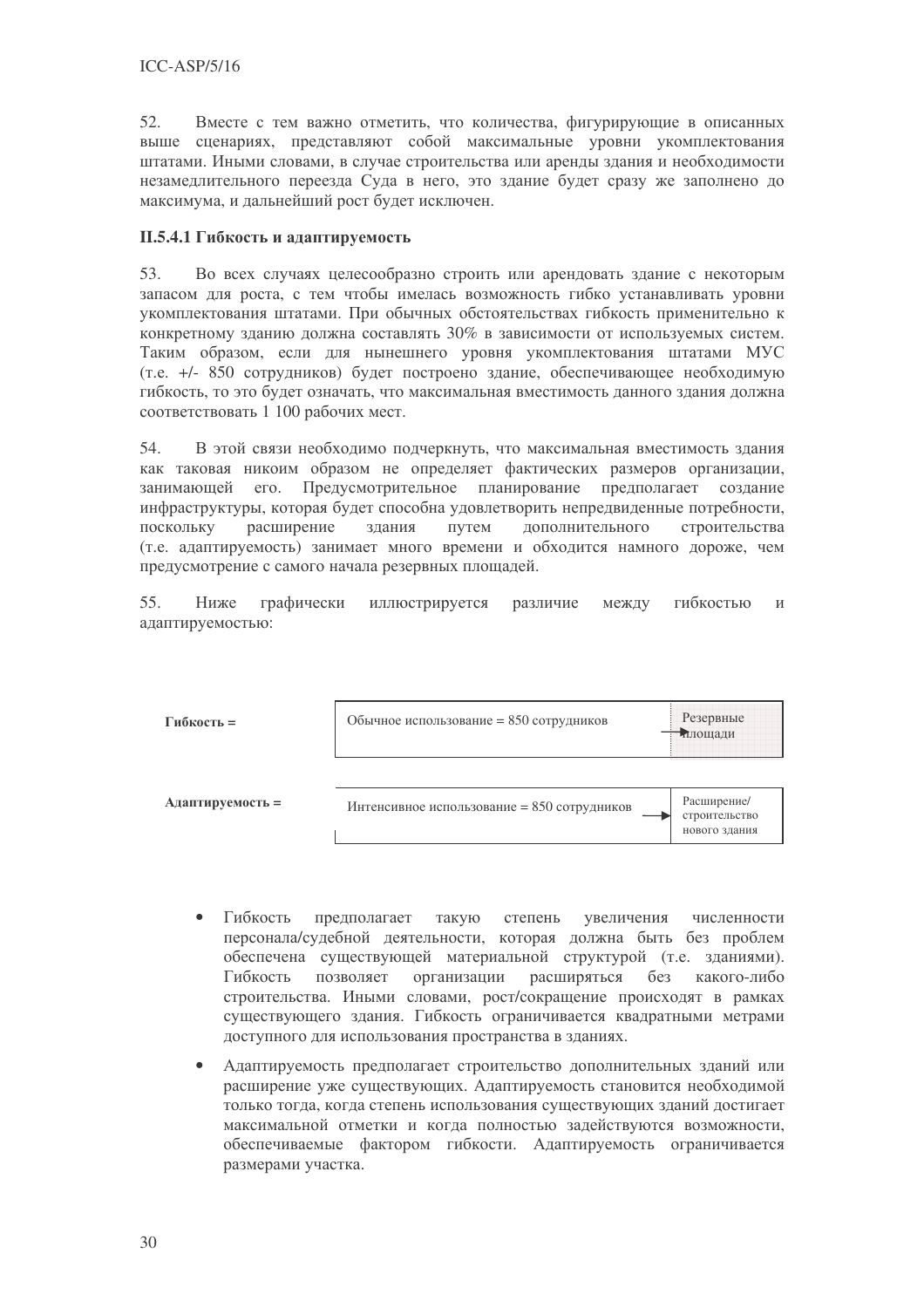52. Вместе с тем важно отметить, что количества, фигурирующие в описанных выше сценариях, представляют собой максимальные уровни укомплектования штатами. Иными словами, в случае строительства или аренды здания и необходимости незамедлительного переезда Суда в него, это здание будет сразу же заполнено до максимума, и дальнейший рост будет исключен.

### II.5.4.1 Гибкость и адаптируемость

53. Во всех случаях целесообразно строить или арендовать здание с некоторым запасом для роста, с тем чтобы имелась возможность гибко устанавливать уровни укомплектования штатами. При обычных обстоятельствах гибкость применительно к конкретному зданию должна составлять 30% в зависимости от используемых систем. Таким образом, если для нынешнего уровня укомплектования штатами МУС (т.е. +/- 850 сотрудников) будет построено здание, обеспечивающее необходимую гибкость, то это будет означать, что максимальная вместимость данного здания должна соответствовать 1 100 рабочих мест.

54. В этой связи необходимо подчеркнуть, что максимальная вместимость здания как таковая никоим образом не определяет фактических размеров организации, занимающей его. Предусмотрительное планирование предполагает создание инфраструктуры, которая будет способна удовлетворить непредвиденные потребности, поскольку расширение здания путем дополнительного строительства (т.е. адаптируемость) занимает много времени и обходится намного дороже, чем предусмотрение с самого начала резервных площадей.

55. Ниже графически иллюстрируется различие между гибкостью и адаптируемостью:

**Гибкость =**

Обычное использование = 850 сотрудников

Резервные площади

**Адаптируемость =**

Интенсивное использование = 850 сотрудников

Расширение/ строительство нового здания

- Гибкость предполагает такую степень увеличения численности персонала/судебной деятельности, которая должна быть без проблем обеспечена существующей материальной структурой (т.е. зданиями). Гибкость позволяет организации расширяться без какого-либо строительства. Иными словами, рост/сокращение происходят в рамках существующего здания. Гибкость ограничивается квадратными метрами доступного для использования пространства в зданиях.
- Адаптируемость предполагает строительство дополнительных зданий или расширение уже существующих. Адаптируемость становится необходимой только тогда, когда степень использования существующих зданий достигает максимальной отметки и когда полностью задействуются возможности, обеспечиваемые фактором гибкости. Адаптируемость ограничивается размерами участка.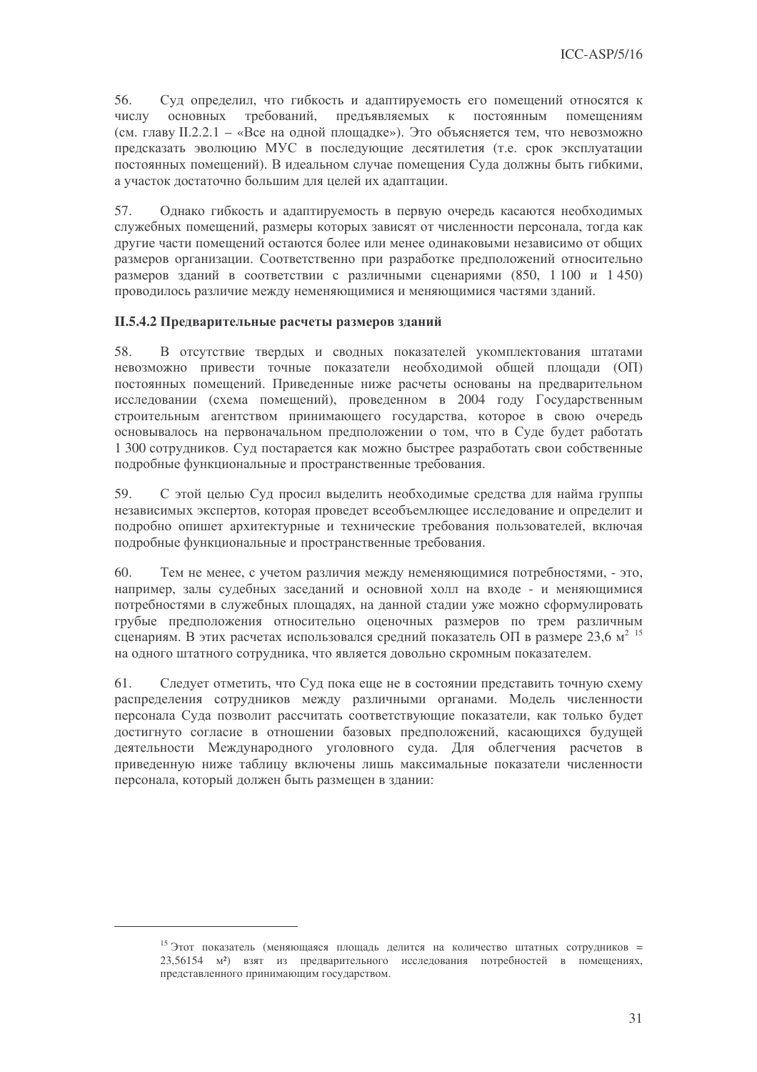56. Суд определил, что гибкость и адаптируемость его помещений относятся к числу основных требований, предъявляемых к постоянным помещениям (см. главу II.2.2.1 – «Все на одной площадке»). Это объясняется тем, что невозможно предсказать эволюцию МУС в последующие десятилетия (т.е. срок эксплуатации постоянных помещений). В идеальном случае помещения Суда должны быть гибкими, а участок достаточно большим для целей их адаптации.

57. Однако гибкость и адаптируемость в первую очередь касаются необходимых служебных помещений, размеры которых зависят от численности персонала, тогда как другие части помещений остаются более или менее одинаковыми независимо от общих размеров организации. Соответственно при разработке предположений относительно размеров зданий в соответствии с различными сценариями (850, 1 100 и 1 450) проводилось различие между неменяющимися и меняющимися частями зданий.

### II.5.4.2 Предварительные расчеты размеров зданий

58. В отсутствие твердых и сводных показателей укомплектования штатами невозможно привести точные показатели необходимой общей площади (ОП) постоянных помещений. Приведенные ниже расчеты основаны на предварительном исследовании (схема помещений), проведенном в 2004 году Государственным строительным агентством принимающего государства, которое в свою очередь основывалось на первоначальном предположении о том, что в Суде будет работать 1 300 сотрудников. Суд постарается как можно быстрее разработать свои собственные подробные функциональные и пространственные требования.

59. С этой целью Суд просил выделить необходимые средства для найма группы независимых экспертов, которая проведет всеобъемлющее исследование и определит и подробно опишет архитектурные и технические требования пользователей, включая подробные функциональные и пространственные требования.

60. Тем не менее, с учетом различия между неменяющимися потребностями, - это, например, залы судебных заседаний и основной холл на входе - и меняющимися потребностями в служебных площадях, на данной стадии уже можно сформулировать грубые предположения относительно оценочных размеров по трем различным сценариям. В этих расчетах использовался средний показатель ОП в размере 23,6 м$^2$ [15] на одного штатного сотрудника, что является довольно скромным показателем.

61. Следует отметить, что Суд пока еще не в состоянии представить точную схему распределения сотрудников между различными органами. Модель численности персонала Суда позволит рассчитать соответствующие показатели, как только будет достигнуто согласие в отношении базовых предположений, касающихся будущей деятельности Международного уголовного суда. Для облегчения расчетов в приведенную ниже таблицу включены лишь максимальные показатели численности персонала, который должен быть размещен в здании:

---

[15] Этот показатель (меняющаяся площадь делится на количество штатных сотрудников = 23,56154 м²) взят из предварительного исследования потребностей в помещениях, представленного принимающим государством.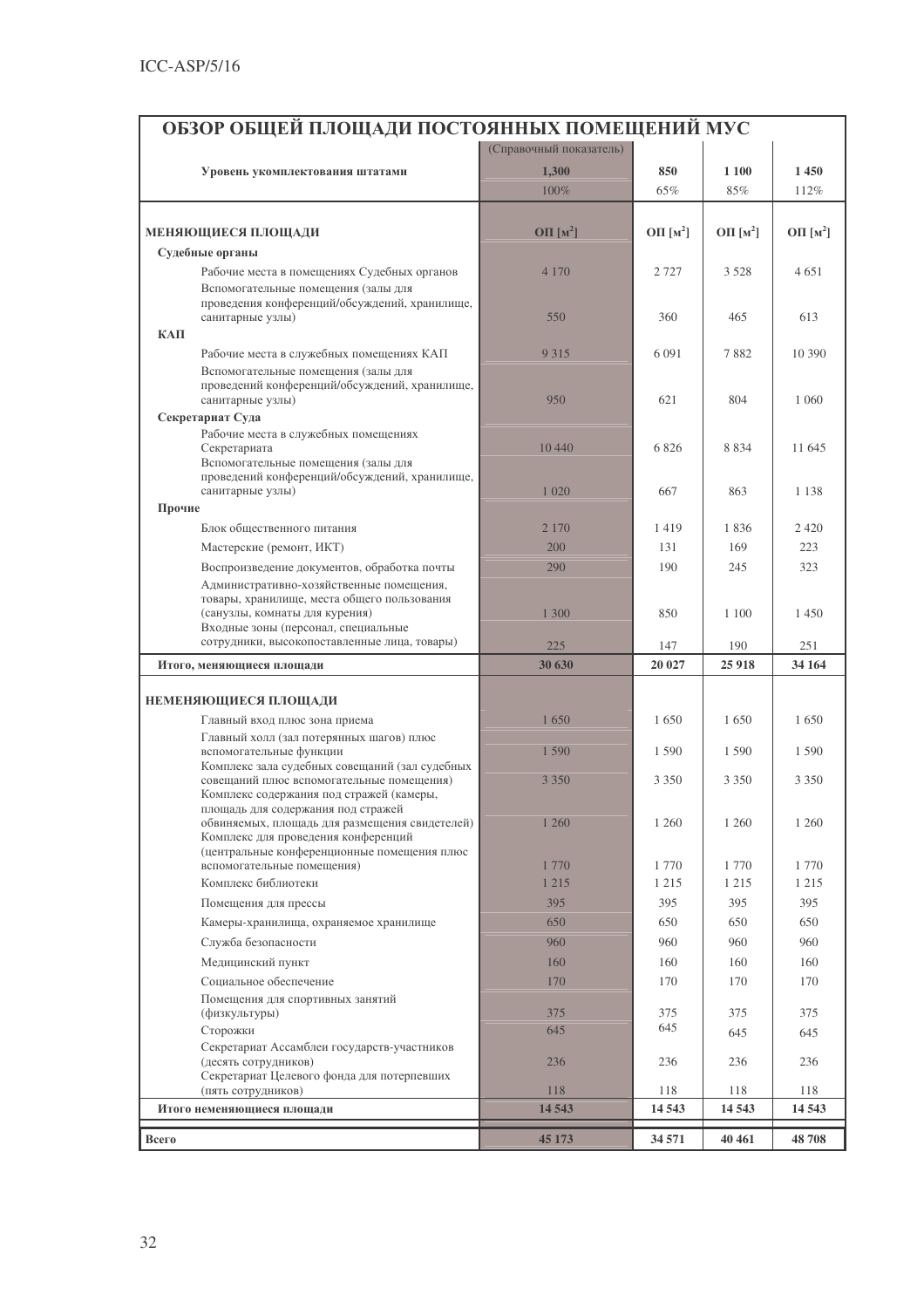| ОБЗОР ОБЩЕЙ ПЛОЩАДИ ПОСТОЯННЫХ ПОМЕЩЕНИЙ МУС | | | | |
|---|---|---|---|---|
| | (Справочный показатель) | | | |
| **Уровень укомплектования штатами** | **1,300** | **850** | **1 100** | **1 450** |
| | 100% | 65% | 85% | 112% |
| **МЕНЯЮЩИЕСЯ ПЛОЩАДИ** | **ОП [м²]** | **ОП [м²]** | **ОП [м²]** | **ОП [м²]** |
| **Судебные органы** | | | | |
| Рабочие места в помещениях Судебных органов | 4 170 | 2 727 | 3 528 | 4 651 |
| Вспомогательные помещения (залы для проведения конференций/обсуждений, хранилище, санитарные узлы) | 550 | 360 | 465 | 613 |
| **КАП** | | | | |
| Рабочие места в служебных помещениях КАП | 9 315 | 6 091 | 7 882 | 10 390 |
| Вспомогательные помещения (залы для проведений конференций/обсуждений, хранилище, санитарные узлы) | 950 | 621 | 804 | 1 060 |
| **Секретариат Суда** | | | | |
| Рабочие места в служебных помещениях Секретариата | 10 440 | 6 826 | 8 834 | 11 645 |
| Вспомогательные помещения (залы для проведений конференций/обсуждений, хранилище, санитарные узлы) | 1 020 | 667 | 863 | 1 138 |
| **Прочие** | | | | |
| Блок общественного питания | 2 170 | 1 419 | 1 836 | 2 420 |
| Мастерские (ремонт, ИКТ) | 200 | 131 | 169 | 223 |
| Воспроизведение документов, обработка почты | 290 | 190 | 245 | 323 |
| Административно-хозяйственные помещения, товары, хранилище, места общего пользования (санузлы, комнаты для курения) | 1 300 | 850 | 1 100 | 1 450 |
| Входные зоны (персонал, специальные сотрудники, высокопоставленные лица, товары) | 225 | 147 | 190 | 251 |
| **Итого, меняющиеся площади** | **30 630** | **20 027** | **25 918** | **34 164** |
| **НЕМЕНЯЮЩИЕСЯ ПЛОЩАДИ** | | | | |
| Главный вход плюс зона приема | 1 650 | 1 650 | 1 650 | 1 650 |
| Главный холл (зал потерянных шагов) плюс вспомогательные функции | 1 590 | 1 590 | 1 590 | 1 590 |
| Комплекс зала судебных совещаний (зал судебных совещаний плюс вспомогательные помещения) | 3 350 | 3 350 | 3 350 | 3 350 |
| Комплекс содержания под стражей (камеры, площадь для содержания под стражей обвиняемых, площадь для размещения свидетелей) | 1 260 | 1 260 | 1 260 | 1 260 |
| Комплекс для проведения конференций (центральные конференционные помещения плюс вспомогательные помещения) | 1 770 | 1 770 | 1 770 | 1 770 |
| Комплекс библиотеки | 1 215 | 1 215 | 1 215 | 1 215 |
| Помещения для прессы | 395 | 395 | 395 | 395 |
| Камеры-хранилища, охраняемое хранилище | 650 | 650 | 650 | 650 |
| Служба безопасности | 960 | 960 | 960 | 960 |
| Медицинский пункт | 160 | 160 | 160 | 160 |
| Социальное обеспечение | 170 | 170 | 170 | 170 |
| Помещения для спортивных занятий (физкультуры) | 375 | 375 | 375 | 375 |
| Сторожки | 645 | 645 | 645 | 645 |
| Секретариат Ассамблеи государств-участников (десять сотрудников) | 236 | 236 | 236 | 236 |
| Секретариат Целевого фонда для потерпевших (пять сотрудников) | 118 | 118 | 118 | 118 |
| **Итого неменяющиеся площади** | **14 543** | **14 543** | **14 543** | **14 543** |
| **Всего** | **45 173** | **34 571** | **40 461** | **48 708** |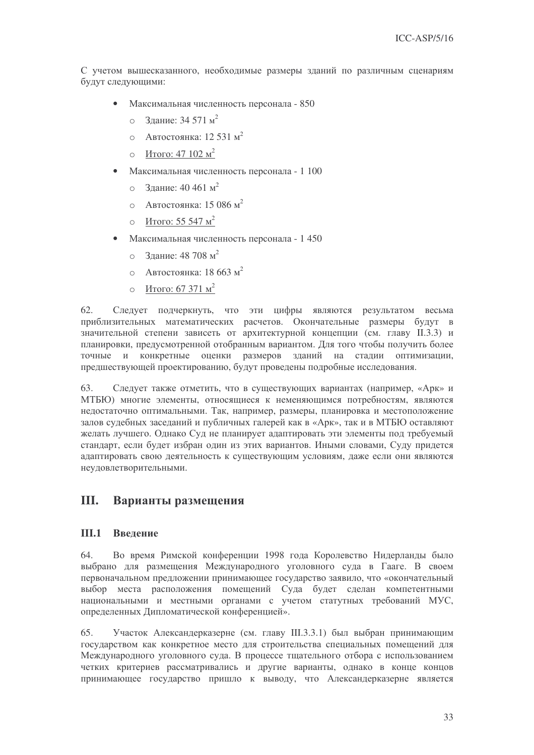С учетом вышесказанного, необходимые размеры зданий по различным сценариям будут следующими:

- Максимальная численность персонала - 850
  - Здание: 34 571 м$^2$
  - Автостоянка: 12 531 м$^2$
  - Итого: 47 102 м$^2$
- Максимальная численность персонала - 1 100
  - Здание: 40 461 м$^2$
  - Автостоянка: 15 086 м$^2$
  - Итого: 55 547 м$^2$
- Максимальная численность персонала - 1 450
  - Здание: 48 708 м$^2$
  - Автостоянка: 18 663 м$^2$
  - Итого: 67 371 м$^2$

62. Следует подчеркнуть, что эти цифры являются результатом весьма приблизительных математических расчетов. Окончательные размеры будут в значительной степени зависеть от архитектурной концепции (см. главу II.3.3) и планировки, предусмотренной отобранным вариантом. Для того чтобы получить более точные и конкретные оценки размеров зданий на стадии оптимизации, предшествующей проектированию, будут проведены подробные исследования.

63. Следует также отметить, что в существующих вариантах (например, «Арк» и МТБЮ) многие элементы, относящиеся к неменяющимся потребностям, являются недостаточно оптимальными. Так, например, размеры, планировка и местоположение залов судебных заседаний и публичных галерей как в «Арк», так и в МТБЮ оставляют желать лучшего. Однако Суд не планирует адаптировать эти элементы под требуемый стандарт, если будет избран один из этих вариантов. Иными словами, Суду придется адаптировать свою деятельность к существующим условиям, даже если они являются неудовлетворительными.

# III. Варианты размещения

## III.1 Введение

64. Во время Римской конференции 1998 года Королевство Нидерланды было выбрано для размещения Международного уголовного суда в Гааге. В своем первоначальном предложении принимающее государство заявило, что «окончательный выбор места расположения помещений Суда будет сделан компетентными национальными и местными органами с учетом статутных требований МУС, определенных Дипломатической конференцией».

65. Участок Александерказерне (см. главу III.3.3.1) был выбран принимающим государством как конкретное место для строительства специальных помещений для Международного уголовного суда. В процессе тщательного отбора с использованием четких критериев рассматривались и другие варианты, однако в конце концов принимающее государство пришло к выводу, что Александерказерне является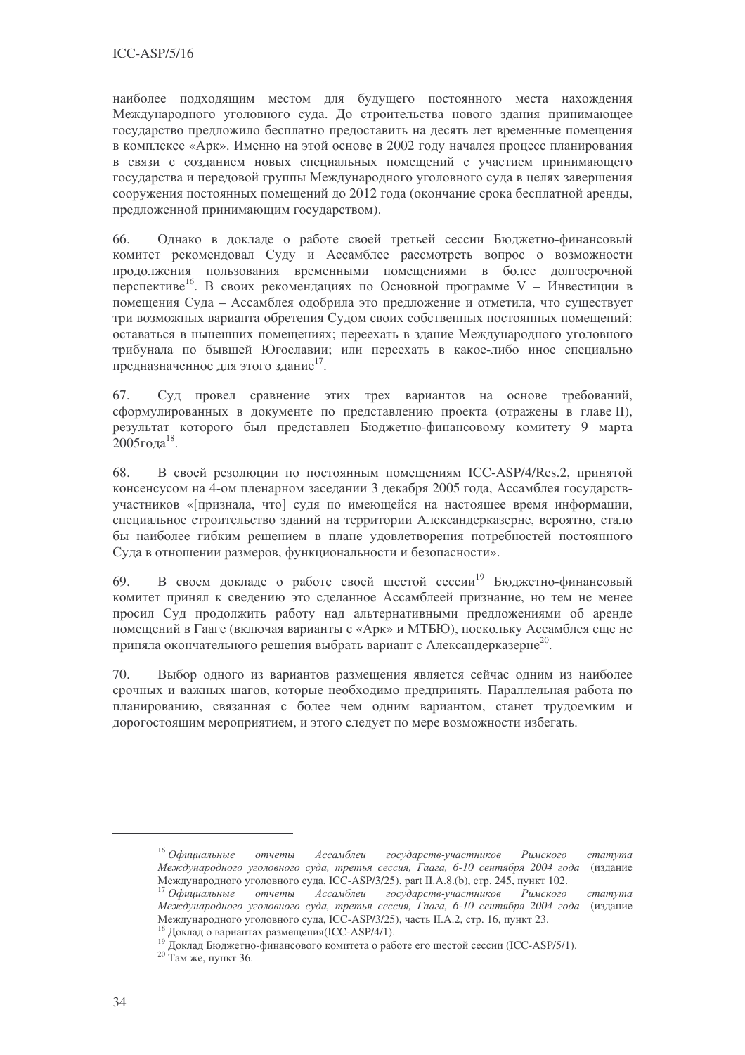наиболее подходящим местом для будущего постоянного места нахождения Международного уголовного суда. До строительства нового здания принимающее государство предложило бесплатно предоставить на десять лет временные помещения в комплексе «Арк». Именно на этой основе в 2002 году начался процесс планирования в связи с созданием новых специальных помещений с участием принимающего государства и передовой группы Международного уголовного суда в целях завершения сооружения постоянных помещений до 2012 года (окончание срока бесплатной аренды, предложенной принимающим государством).

66. Однако в докладе о работе своей третьей сессии Бюджетно-финансовый комитет рекомендовал Суду и Ассамблее рассмотреть вопрос о возможности продолжения пользования временными помещениями в более долгосрочной перспективе[16]. В своих рекомендациях по Основной программе V – Инвестиции в помещения Суда – Ассамблея одобрила это предложение и отметила, что существует три возможных варианта обретения Судом своих собственных постоянных помещений: оставаться в нынешних помещениях; переехать в здание Международного уголовного трибунала по бывшей Югославии; или переехать в какое-либо иное специально предназначенное для этого здание[17].

67. Суд провел сравнение этих трех вариантов на основе требований, сформулированных в документе по представлению проекта (отражены в главе II), результат которого был представлен Бюджетно-финансовому комитету 9 марта 2005года[18].

68. В своей резолюции по постоянным помещениям ICC-ASP/4/Res.2, принятой консенсусом на 4-ом пленарном заседании 3 декабря 2005 года, Ассамблея государств-участников «[признала, что] судя по имеющейся на настоящее время информации, специальное строительство зданий на территории Александерказерне, вероятно, стало бы наиболее гибким решением в плане удовлетворения потребностей постоянного Суда в отношении размеров, функциональности и безопасности».

69. В своем докладе о работе своей шестой сессии[19] Бюджетно-финансовый комитет принял к сведению это сделанное Ассамблеей признание, но тем не менее просил Суд продолжить работу над альтернативными предложениями об аренде помещений в Гааге (включая варианты с «Арк» и МТБЮ), поскольку Ассамблея еще не приняла окончательного решения выбрать вариант с Александерказерне[20].

70. Выбор одного из вариантов размещения является сейчас одним из наиболее срочных и важных шагов, которые необходимо предпринять. Параллельная работа по планированию, связанная с более чем одним вариантом, станет трудоемким и дорогостоящим мероприятием, и этого следует по мере возможности избегать.

---

[16] *Официальные отчеты Ассамблеи государств-участников Римского статута Международного уголовного суда, третья сессия, Гаага, 6-10 сентября 2004 года* (издание Международного уголовного суда, ICC-ASP/3/25), part II.A.8.(b), стр. 245, пункт 102.

[17] *Официальные отчеты Ассамблеи государств-участников Римского статута Международного уголовного суда, третья сессия, Гаага, 6-10 сентября 2004 года* (издание Международного уголовного суда, ICC-ASP/3/25), часть II.A.2, стр. 16, пункт 23.

[18] Доклад о вариантах размещения(ICC-ASP/4/1).

[19] Доклад Бюджетно-финансового комитета о работе его шестой сессии (ICC-ASP/5/1).

[20] Там же, пункт 36.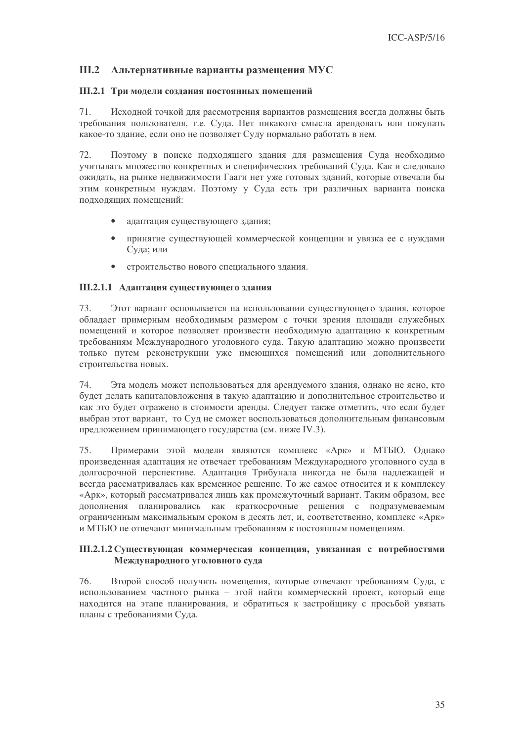## III.2 Альтернативные варианты размещения МУС

### III.2.1 Три модели создания постоянных помещений

71. Исходной точкой для рассмотрения вариантов размещения всегда должны быть требования пользователя, т.е. Суда. Нет никакого смысла арендовать или покупать какое-то здание, если оно не позволяет Суду нормально работать в нем.

72. Поэтому в поиске подходящего здания для размещения Суда необходимо учитывать множество конкретных и специфических требований Суда. Как и следовало ожидать, на рынке недвижимости Гааги нет уже готовых зданий, которые отвечали бы этим конкретным нуждам. Поэтому у Суда есть три различных варианта поиска подходящих помещений:

- адаптация существующего здания;
- принятие существующей коммерческой концепции и увязка ее с нуждами Суда; или
- строительство нового специального здания.

#### III.2.1.1 Адаптация существующего здания

73. Этот вариант основывается на использовании существующего здания, которое обладает примерным необходимым размером с точки зрения площади служебных помещений и которое позволяет произвести необходимую адаптацию к конкретным требованиям Международного уголовного суда. Такую адаптацию можно произвести только путем реконструкции уже имеющихся помещений или дополнительного строительства новых.

74. Эта модель может использоваться для арендуемого здания, однако не ясно, кто будет делать капиталовложения в такую адаптацию и дополнительное строительство и как это будет отражено в стоимости аренды. Следует также отметить, что если будет выбран этот вариант, то Суд не сможет воспользоваться дополнительным финансовым предложением принимающего государства (см. ниже IV.3).

75. Примерами этой модели являются комплекс «Арк» и МТБЮ. Однако произведенная адаптация не отвечает требованиям Международного уголовного суда в долгосрочной перспективе. Адаптация Трибунала никогда не была надлежащей и всегда рассматривалась как временное решение. То же самое относится и к комплексу «Арк», который рассматривался лишь как промежуточный вариант. Таким образом, все дополнения планировались как краткосрочные решения с подразумеваемым ограниченным максимальным сроком в десять лет, и, соответственно, комплекс «Арк» и МТБЮ не отвечают минимальным требованиям к постоянным помещениям.

#### III.2.1.2 Существующая коммерческая концепция, увязанная с потребностями Международного уголовного суда

76. Второй способ получить помещения, которые отвечают требованиям Суда, с использованием частного рынка – этой найти коммерческий проект, который еще находится на этапе планирования, и обратиться к застройщику с просьбой увязать планы с требованиями Суда.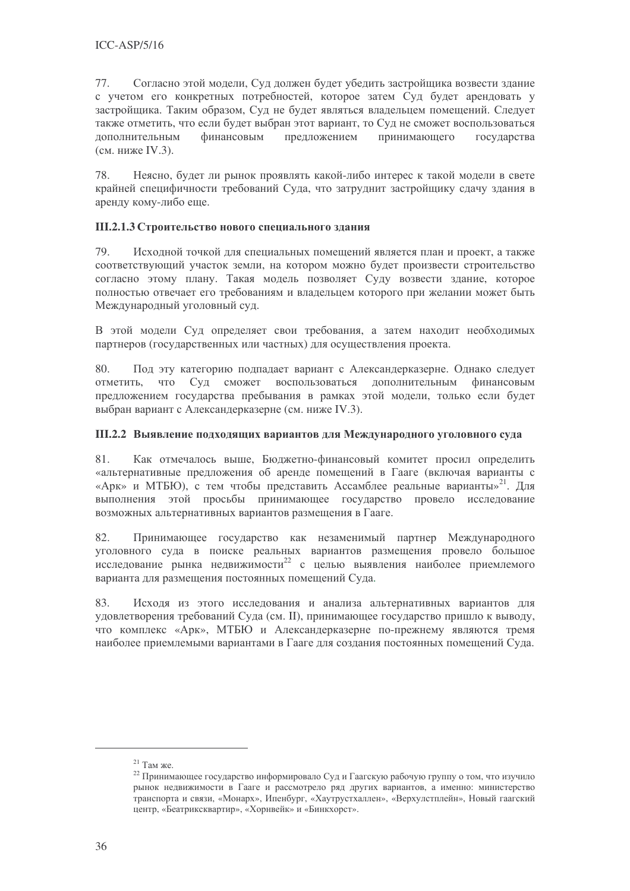77. Согласно этой модели, Суд должен будет убедить застройщика возвести здание с учетом его конкретных потребностей, которое затем Суд будет арендовать у застройщика. Таким образом, Суд не будет являться владельцем помещений. Следует также отметить, что если будет выбран этот вариант, то Суд не сможет воспользоваться дополнительным финансовым предложением принимающего государства (см. ниже IV.3).

78. Неясно, будет ли рынок проявлять какой-либо интерес к такой модели в свете крайней специфичности требований Суда, что затруднит застройщику сдачу здания в аренду кому-либо еще.

### III.2.1.3 Строительство нового специального здания

79. Исходной точкой для специальных помещений является план и проект, а также соответствующий участок земли, на котором можно будет произвести строительство согласно этому плану. Такая модель позволяет Суду возвести здание, которое полностью отвечает его требованиям и владельцем которого при желании может быть Международный уголовный суд.

В этой модели Суд определяет свои требования, а затем находит необходимых партнеров (государственных или частных) для осуществления проекта.

80. Под эту категорию подпадает вариант с Александерказерне. Однако следует отметить, что Суд сможет воспользоваться дополнительным финансовым предложением государства пребывания в рамках этой модели, только если будет выбран вариант с Александерказерне (см. ниже IV.3).

### III.2.2 Выявление подходящих вариантов для Международного уголовного суда

81. Как отмечалось выше, Бюджетно-финансовый комитет просил определить «альтернативные предложения об аренде помещений в Гааге (включая варианты с «Арк» и МТБЮ), с тем чтобы представить Ассамблее реальные варианты»[21]. Для выполнения этой просьбы принимающее государство провело исследование возможных альтернативных вариантов размещения в Гааге.

82. Принимающее государство как незаменимый партнер Международного уголовного суда в поиске реальных вариантов размещения провело большое исследование рынка недвижимости[22] с целью выявления наиболее приемлемого варианта для размещения постоянных помещений Суда.

83. Исходя из этого исследования и анализа альтернативных вариантов для удовлетворения требований Суда (см. II), принимающее государство пришло к выводу, что комплекс «Арк», МТБЮ и Александерказерне по-прежнему являются тремя наиболее приемлемыми вариантами в Гааге для создания постоянных помещений Суда.

---

[21] Там же.

[22] Принимающее государство информировало Суд и Гаагскую рабочую группу о том, что изучило рынок недвижимости в Гааге и рассмотрело ряд других вариантов, а именно: министерство транспорта и связи, «Монарх», Ипенбург, «Хаутрустхаллен», «Верхулстплейн», Новый гаагский центр, «Беатриксквартир», «Хорнвейк» и «Бинкхорст».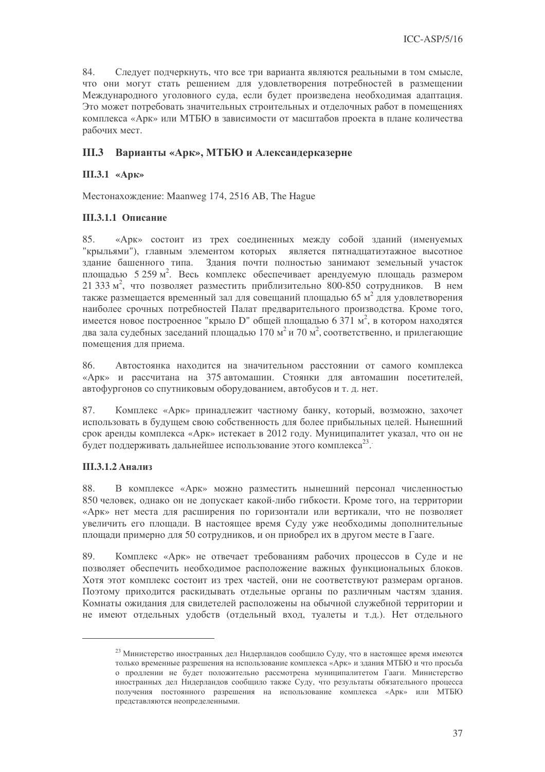84. Следует подчеркнуть, что все три варианта являются реальными в том смысле, что они могут стать решением для удовлетворения потребностей в размещении Международного уголовного суда, если будет произведена необходимая адаптация. Это может потребовать значительных строительных и отделочных работ в помещениях комплекса «Арк» или МТБЮ в зависимости от масштабов проекта в плане количества рабочих мест.

## III.3 Варианты «Арк», МТБЮ и Александерказерне

### III.3.1 «Арк»

Местонахождение: Maanweg 174, 2516 AB, The Hague

#### III.3.1.1 Описание

85. «Арк» состоит из трех соединенных между собой зданий (именуемых "крыльями"), главным элементом которых является пятнадцатиэтажное высотное здание башенного типа. Здания почти полностью занимают земельный участок площадью 5 259 м$^2$. Весь комплекс обеспечивает арендуемую площадь размером 21 333 м$^2$, что позволяет разместить приблизительно 800-850 сотрудников. В нем также размещается временный зал для совещаний площадью 65 м$^2$ для удовлетворения наиболее срочных потребностей Палат предварительного производства. Кроме того, имеется новое построенное "крыло D" общей площадью 6 371 м$^2$, в котором находятся два зала судебных заседаний площадью 170 м$^2$ и 70 м$^2$, соответственно, и прилегающие помещения для приема.

86. Автостоянка находится на значительном расстоянии от самого комплекса «Арк» и рассчитана на 375 автомашин. Стоянки для автомашин посетителей, автофургонов со спутниковым оборудованием, автобусов и т. д. нет.

87. Комплекс «Арк» принадлежит частному банку, который, возможно, захочет использовать в будущем свою собственность для более прибыльных целей. Нынешний срок аренды комплекса «Арк» истекает в 2012 году. Муниципалитет указал, что он не будет поддерживать дальнейшее использование этого комплекса[23].

#### III.3.1.2 Анализ

88. В комплексе «Арк» можно разместить нынешний персонал численностью 850 человек, однако он не допускает какой-либо гибкости. Кроме того, на территории «Арк» нет места для расширения по горизонтали или вертикали, что не позволяет увеличить его площади. В настоящее время Суду уже необходимы дополнительные площади примерно для 50 сотрудников, и он приобрел их в другом месте в Гааге.

89. Комплекс «Арк» не отвечает требованиям рабочих процессов в Суде и не позволяет обеспечить необходимое расположение важных функциональных блоков. Хотя этот комплекс состоит из трех частей, они не соответствуют размерам органов. Поэтому приходится раскидывать отдельные органы по различным частям здания. Комнаты ожидания для свидетелей расположены на обычной служебной территории и не имеют отдельных удобств (отдельный вход, туалеты и т.д.). Нет отдельного

---

[23] Министерство иностранных дел Нидерландов сообщило Суду, что в настоящее время имеются только временные разрешения на использование комплекса «Арк» и здания МТБЮ и что просьба о продлении не будет положительно рассмотрена муниципалитетом Гааги. Министерство иностранных дел Нидерландов сообщило также Суду, что результаты обязательного процесса получения постоянного разрешения на использование комплекса «Арк» или МТБЮ представляются неопределенными.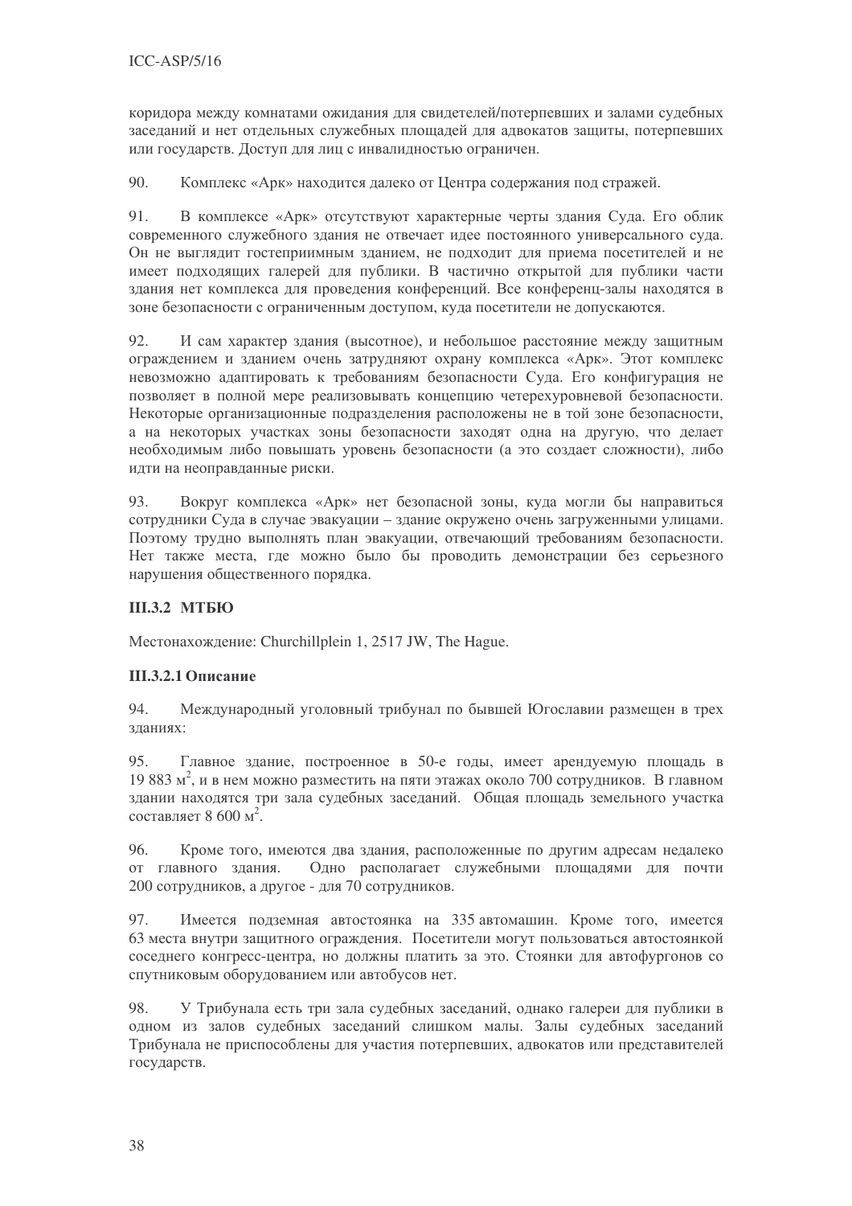коридора между комнатами ожидания для свидетелей/потерпевших и залами судебных заседаний и нет отдельных служебных площадей для адвокатов защиты, потерпевших или государств. Доступ для лиц с инвалидностью ограничен.

90. Комплекс «Арк» находится далеко от Центра содержания под стражей.

91. В комплексе «Арк» отсутствуют характерные черты здания Суда. Его облик современного служебного здания не отвечает идее постоянного универсального суда. Он не выглядит гостеприимным зданием, не подходит для приема посетителей и не имеет подходящих галерей для публики. В частично открытой для публики части здания нет комплекса для проведения конференций. Все конференц-залы находятся в зоне безопасности с ограниченным доступом, куда посетители не допускаются.

92. И сам характер здания (высотное), и небольшое расстояние между защитным ограждением и зданием очень затрудняют охрану комплекса «Арк». Этот комплекс невозможно адаптировать к требованиям безопасности Суда. Его конфигурация не позволяет в полной мере реализовывать концепцию четерехуровневой безопасности. Некоторые организационные подразделения расположены не в той зоне безопасности, а на некоторых участках зоны безопасности заходят одна на другую, что делает необходимым либо повышать уровень безопасности (а это создает сложности), либо идти на неоправданные риски.

93. Вокруг комплекса «Арк» нет безопасной зоны, куда могли бы направиться сотрудники Суда в случае эвакуации – здание окружено очень загруженными улицами. Поэтому трудно выполнять план эвакуации, отвечающий требованиям безопасности. Нет также места, где можно было бы проводить демонстрации без серьезного нарушения общественного порядка.

### III.3.2 МТБЮ

Местонахождение: Churchillplein 1, 2517 JW, The Hague.

#### III.3.2.1 Описание

94. Международный уголовный трибунал по бывшей Югославии размещен в трех зданиях:

95. Главное здание, построенное в 50-е годы, имеет арендуемую площадь в 19 883 м$^2$, и в нем можно разместить на пяти этажах около 700 сотрудников. В главном здании находятся три зала судебных заседаний. Общая площадь земельного участка составляет 8 600 м$^2$.

96. Кроме того, имеются два здания, расположенные по другим адресам недалеко от главного здания. Одно располагает служебными площадями для почти 200 сотрудников, а другое - для 70 сотрудников.

97. Имеется подземная автостоянка на 335 автомашин. Кроме того, имеется 63 места внутри защитного ограждения. Посетители могут пользоваться автостоянкой соседнего конгресс-центра, но должны платить за это. Стоянки для автофургонов со спутниковым оборудованием или автобусов нет.

98. У Трибунала есть три зала судебных заседаний, однако галереи для публики в одном из залов судебных заседаний слишком малы. Залы судебных заседаний Трибунала не приспособлены для участия потерпевших, адвокатов или представителей государств.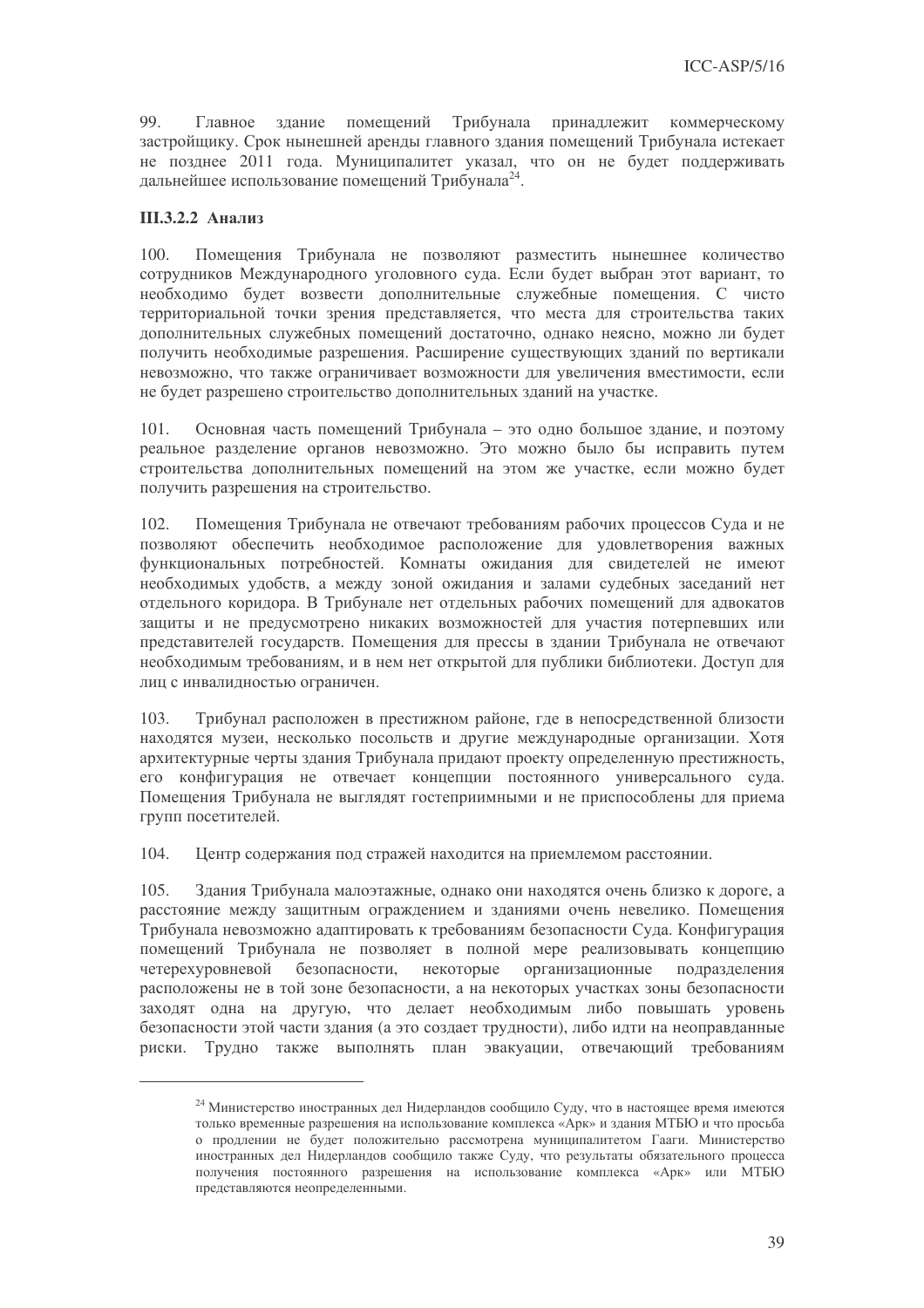99. Главное здание помещений Трибунала принадлежит коммерческому застройщику. Срок нынешней аренды главного здания помещений Трибунала истекает не позднее 2011 года. Муниципалитет указал, что он не будет поддерживать дальнейшее использование помещений Трибунала[24].

### III.3.2.2 Анализ

100. Помещения Трибунала не позволяют разместить нынешнее количество сотрудников Международного уголовного суда. Если будет выбран этот вариант, то необходимо будет возвести дополнительные служебные помещения. С чисто территориальной точки зрения представляется, что места для строительства таких дополнительных служебных помещений достаточно, однако неясно, можно ли будет получить необходимые разрешения. Расширение существующих зданий по вертикали невозможно, что также ограничивает возможности для увеличения вместимости, если не будет разрешено строительство дополнительных зданий на участке.

101. Основная часть помещений Трибунала – это одно большое здание, и поэтому реальное разделение органов невозможно. Это можно было бы исправить путем строительства дополнительных помещений на этом же участке, если можно будет получить разрешения на строительство.

102. Помещения Трибунала не отвечают требованиям рабочих процессов Суда и не позволяют обеспечить необходимое расположение для удовлетворения важных функциональных потребностей. Комнаты ожидания для свидетелей не имеют необходимых удобств, а между зоной ожидания и залами судебных заседаний нет отдельного коридора. В Трибунале нет отдельных рабочих помещений для адвокатов защиты и не предусмотрено никаких возможностей для участия потерпевших или представителей государств. Помещения для прессы в здании Трибунала не отвечают необходимым требованиям, и в нем нет открытой для публики библиотеки. Доступ для лиц с инвалидностью ограничен.

103. Трибунал расположен в престижном районе, где в непосредственной близости находятся музеи, несколько посольств и другие международные организации. Хотя архитектурные черты здания Трибунала придают проекту определенную престижность, его конфигурация не отвечает концепции постоянного универсального суда. Помещения Трибунала не выглядят гостеприимными и не приспособлены для приема групп посетителей.

104. Центр содержания под стражей находится на приемлемом расстоянии.

105. Здания Трибунала малоэтажные, однако они находятся очень близко к дороге, а расстояние между защитным ограждением и зданиями очень невелико. Помещения Трибунала невозможно адаптировать к требованиям безопасности Суда. Конфигурация помещений Трибунала не позволяет в полной мере реализовывать концепцию четерехуровневой безопасности, некоторые организационные подразделения расположены не в той зоне безопасности, а на некоторых участках зоны безопасности заходят одна на другую, что делает необходимым либо повышать уровень безопасности этой части здания (а это создает трудности), либо идти на неоправданные риски. Трудно также выполнять план эвакуации, отвечающий требованиям

---

[24] Министерство иностранных дел Нидерландов сообщило Суду, что в настоящее время имеются только временные разрешения на использование комплекса «Арк» и здания МТБЮ и что просьба о продлении не будет положительно рассмотрена муниципалитетом Гааги. Министерство иностранных дел Нидерландов сообщило также Суду, что результаты обязательного процесса получения постоянного разрешения на использование комплекса «Арк» или МТБЮ представляются неопределенными.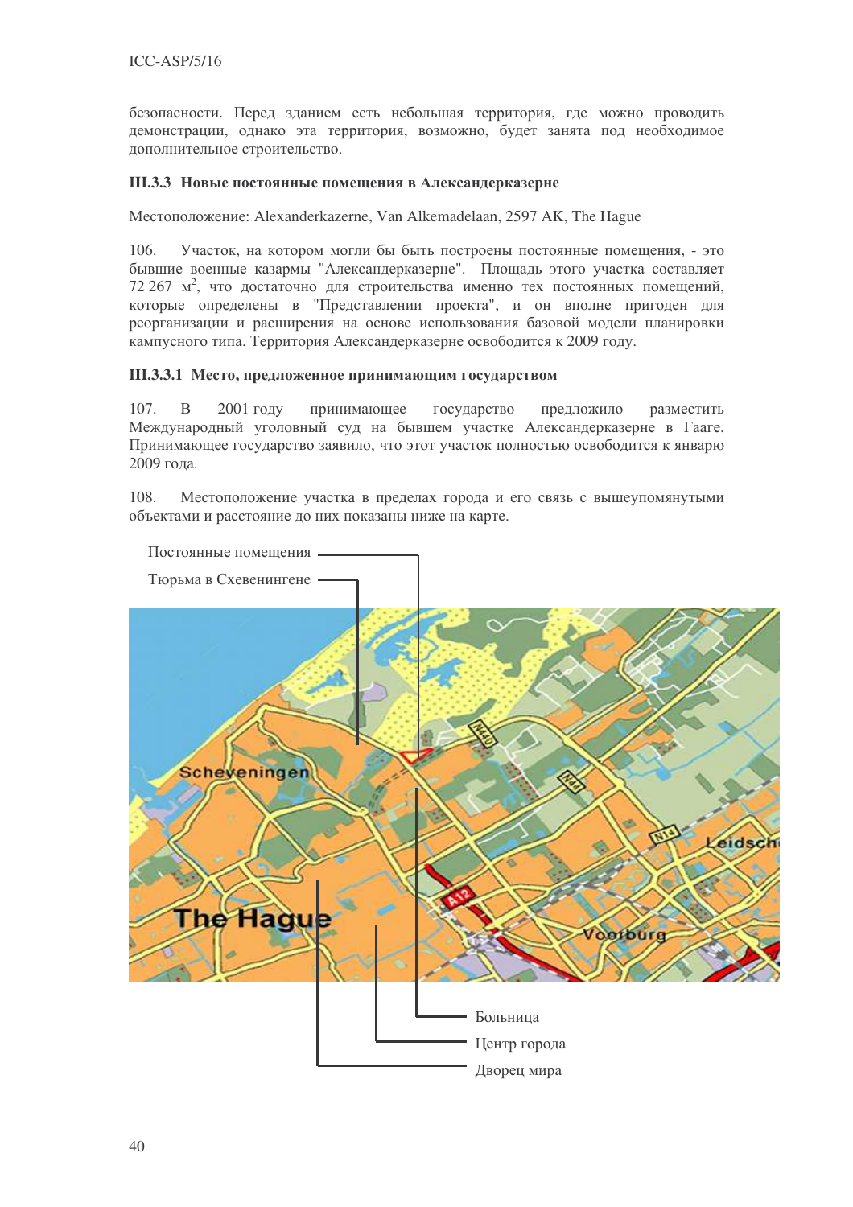безопасности. Перед зданием есть небольшая территория, где можно проводить демонстрации, однако эта территория, возможно, будет занята под необходимое дополнительное строительство.

### III.3.3 Новые постоянные помещения в Александерказерне

Местоположение: Alexanderkazerne, Van Alkemadelaan, 2597 AK, The Hague

106. Участок, на котором могли бы быть построены постоянные помещения, - это бывшие военные казармы "Александерказерне". Площадь этого участка составляет 72 267 м$^2$, что достаточно для строительства именно тех постоянных помещений, которые определены в "Представлении проекта", и он вполне пригоден для реорганизации и расширения на основе использования базовой модели планировки кампусного типа. Территория Александерказерне освободится к 2009 году.

#### III.3.3.1 Место, предложенное принимающим государством

107. В 2001 году принимающее государство предложило разместить Международный уголовный суд на бывшем участке Александерказерне в Гааге. Принимающее государство заявило, что этот участок полностью освободится к январю 2009 года.

108. Местоположение участка в пределах города и его связь с вышеупомянутыми объектами и расстояние до них показаны ниже на карте.

Постоянные помещения

Тюрьма в Схевенингене

Scheveningen

The Hague

Leidsch

Voorburg

N440

N44

N14

A12

Больница

Центр города

Дворец мира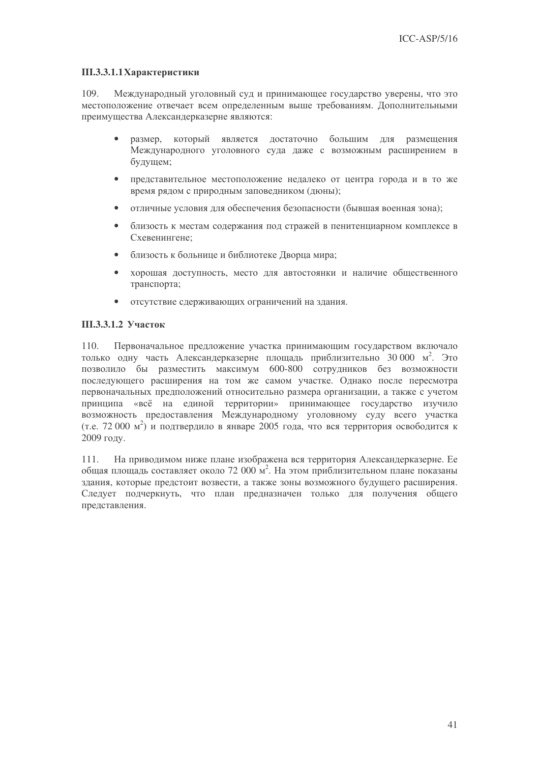### III.3.3.1.1 Характеристики

109. Международный уголовный суд и принимающее государство уверены, что это местоположение отвечает всем определенным выше требованиям. Дополнительными преимущества Александерказерне являются:

- размер, который является достаточно большим для размещения Международного уголовного суда даже с возможным расширением в будущем;
- представительное местоположение недалеко от центра города и в то же время рядом с природным заповедником (дюны);
- отличные условия для обеспечения безопасности (бывшая военная зона);
- близость к местам содержания под стражей в пенитенциарном комплексе в Схевенингене;
- близость к больнице и библиотеке Дворца мира;
- хорошая доступность, место для автостоянки и наличие общественного транспорта;
- отсутствие сдерживающих ограничений на здания.

### III.3.3.1.2 Участок

110. Первоначальное предложение участка принимающим государством включало только одну часть Александерказерне площадь приблизительно 30 000 $м^2$. Это позволило бы разместить максимум 600-800 сотрудников без возможности последующего расширения на том же самом участке. Однако после пересмотра первоначальных предположений относительно размера организации, а также с учетом принципа «всё на единой территории» принимающее государство изучило возможность предоставления Международному уголовному суду всего участка (т.е. 72 000 $м^2$) и подтвердило в январе 2005 года, что вся территория освободится к 2009 году.

111. На приводимом ниже плане изображена вся территория Александерказерне. Ее общая площадь составляет около 72 000 $м^2$. На этом приблизительном плане показаны здания, которые предстоит возвести, а также зоны возможного будущего расширения. Следует подчеркнуть, что план предназначен только для получения общего представления.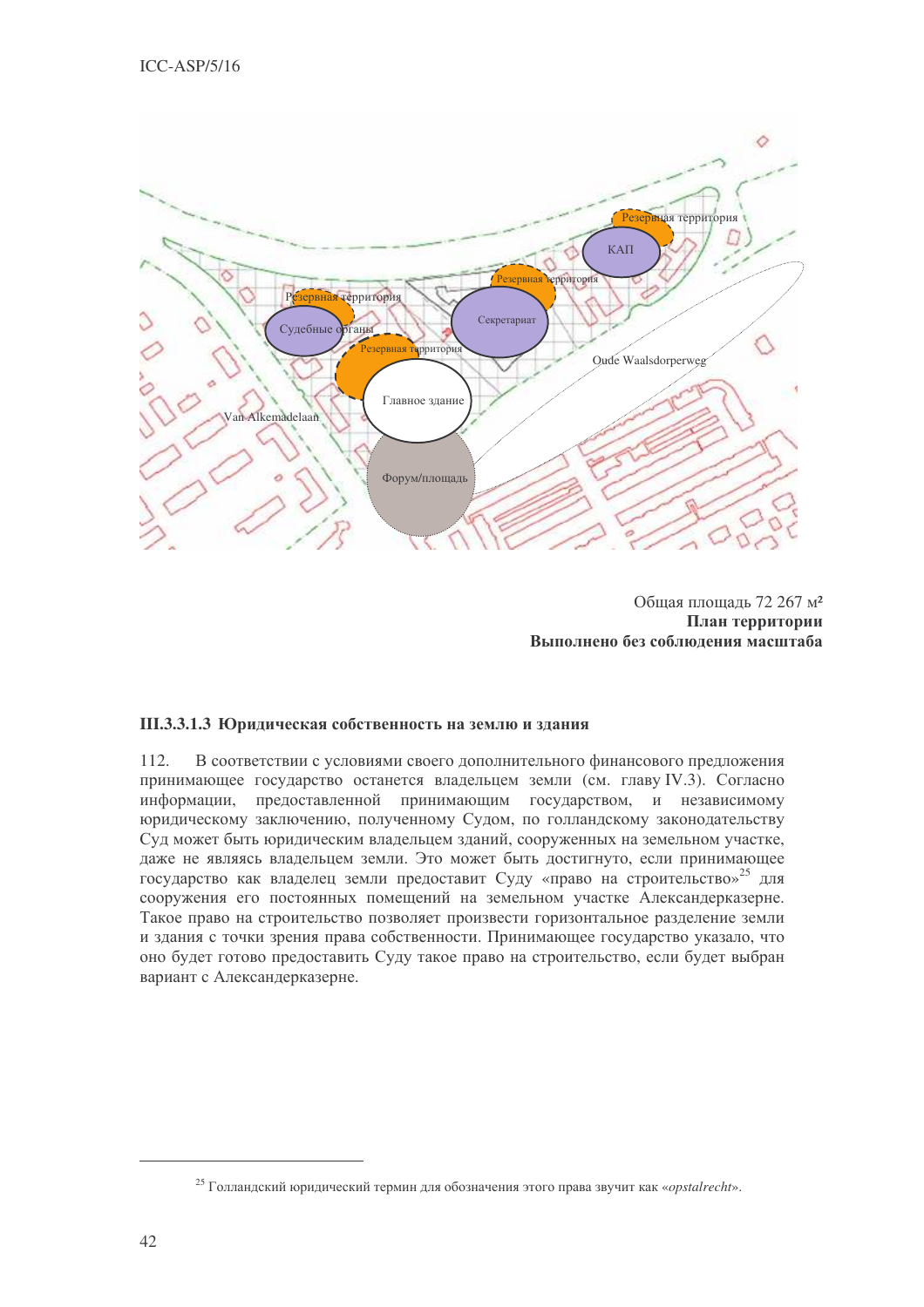Резервная территория

КАП

Резервная территория

Резервная территория

Судебные органы

Секретариат

Резервная территория

Oude Waalsdorperweg

Главное здание

Van Alkemadelaan

Форум/площадь

Общая площадь 72 267 м²
**План территории**
**Выполнено без соблюдения масштаба**

### III.3.3.1.3 Юридическая собственность на землю и здания

112. В соответствии с условиями своего дополнительного финансового предложения принимающее государство останется владельцем земли (см. главу IV.3). Согласно информации, предоставленной принимающим государством, и независимому юридическому заключению, полученному Судом, по голландскому законодательству Суд может быть юридическим владельцем зданий, сооруженных на земельном участке, даже не являясь владельцем земли. Это может быть достигнуто, если принимающее государство как владелец земли предоставит Суду «право на строительство»[25] для сооружения его постоянных помещений на земельном участке Александерказерне. Такое право на строительство позволяет произвести горизонтальное разделение земли и здания с точки зрения права собственности. Принимающее государство указало, что оно будет готово предоставить Суду такое право на строительство, если будет выбран вариант с Александерказерне.

---

[25] Голландский юридический термин для обозначения этого права звучит как «*opstalrecht*».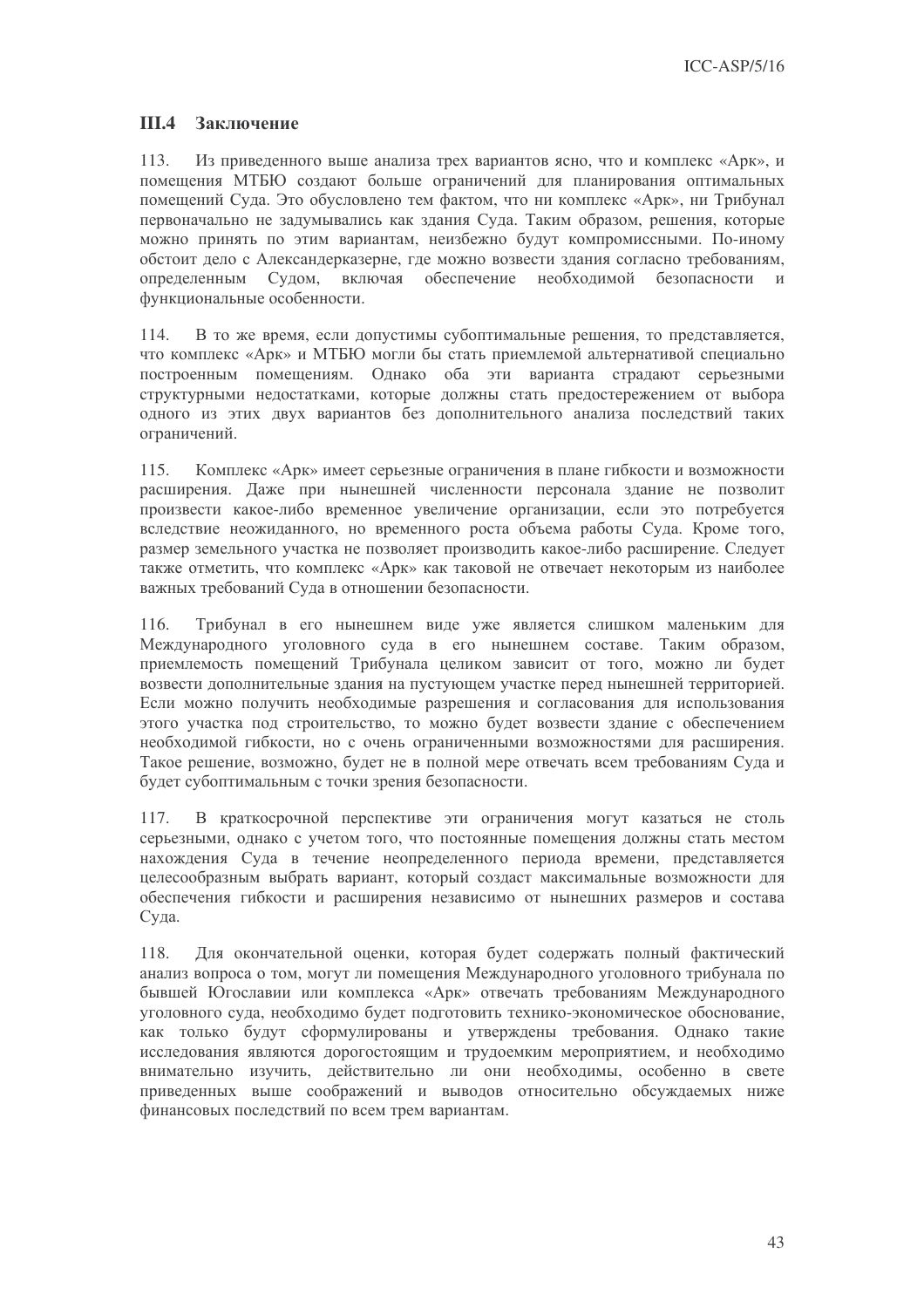## III.4 Заключение

113. Из приведенного выше анализа трех вариантов ясно, что и комплекс «Арк», и помещения МТБЮ создают больше ограничений для планирования оптимальных помещений Суда. Это обусловлено тем фактом, что ни комплекс «Арк», ни Трибунал первоначально не задумывались как здания Суда. Таким образом, решения, которые можно принять по этим вариантам, неизбежно будут компромиссными. По-иному обстоит дело с Александерказерне, где можно возвести здания согласно требованиям, определенным Судом, включая обеспечение необходимой безопасности и функциональные особенности.

114. В то же время, если допустимы субоптимальные решения, то представляется, что комплекс «Арк» и МТБЮ могли бы стать приемлемой альтернативой специально построенным помещениям. Однако оба эти варианта страдают серьезными структурными недостатками, которые должны стать предостережением от выбора одного из этих двух вариантов без дополнительного анализа последствий таких ограничений.

115. Комплекс «Арк» имеет серьезные ограничения в плане гибкости и возможности расширения. Даже при нынешней численности персонала здание не позволит произвести какое-либо временное увеличение организации, если это потребуется вследствие неожиданного, но временного роста объема работы Суда. Кроме того, размер земельного участка не позволяет производить какое-либо расширение. Следует также отметить, что комплекс «Арк» как таковой не отвечает некоторым из наиболее важных требований Суда в отношении безопасности.

116. Трибунал в его нынешнем виде уже является слишком маленьким для Международного уголовного суда в его нынешнем составе. Таким образом, приемлемость помещений Трибунала целиком зависит от того, можно ли будет возвести дополнительные здания на пустующем участке перед нынешней территорией. Если можно получить необходимые разрешения и согласования для использования этого участка под строительство, то можно будет возвести здание с обеспечением необходимой гибкости, но с очень ограниченными возможностями для расширения. Такое решение, возможно, будет не в полной мере отвечать всем требованиям Суда и будет субоптимальным с точки зрения безопасности.

117. В краткосрочной перспективе эти ограничения могут казаться не столь серьезными, однако с учетом того, что постоянные помещения должны стать местом нахождения Суда в течение неопределенного периода времени, представляется целесообразным выбрать вариант, который создаст максимальные возможности для обеспечения гибкости и расширения независимо от нынешних размеров и состава Суда.

118. Для окончательной оценки, которая будет содержать полный фактический анализ вопроса о том, могут ли помещения Международного уголовного трибунала по бывшей Югославии или комплекса «Арк» отвечать требованиям Международного уголовного суда, необходимо будет подготовить технико-экономическое обоснование, как только будут сформулированы и утверждены требования. Однако такие исследования являются дорогостоящим и трудоемким мероприятием, и необходимо внимательно изучить, действительно ли они необходимы, особенно в свете приведенных выше соображений и выводов относительно обсуждаемых ниже финансовых последствий по всем трем вариантам.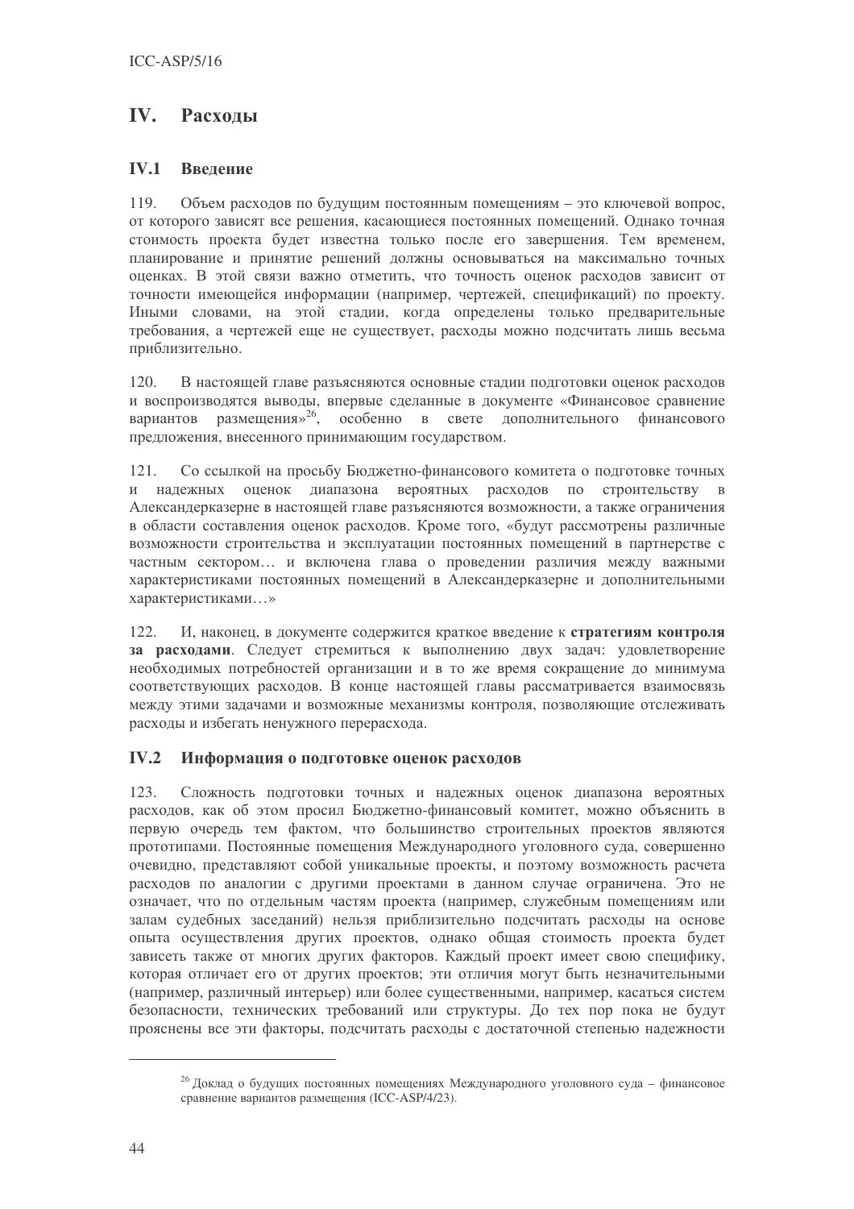# IV. Расходы

## IV.1 Введение

119. Объем расходов по будущим постоянным помещениям – это ключевой вопрос, от которого зависят все решения, касающиеся постоянных помещений. Однако точная стоимость проекта будет известна только после его завершения. Тем временем, планирование и принятие решений должны основываться на максимально точных оценках. В этой связи важно отметить, что точность оценок расходов зависит от точности имеющейся информации (например, чертежей, спецификаций) по проекту. Иными словами, на этой стадии, когда определены только предварительные требования, а чертежей еще не существует, расходы можно подсчитать лишь весьма приблизительно.

120. В настоящей главе разъясняются основные стадии подготовки оценок расходов и воспроизводятся выводы, впервые сделанные в документе «Финансовое сравнение вариантов размещения»[26], особенно в свете дополнительного финансового предложения, внесенного принимающим государством.

121. Со ссылкой на просьбу Бюджетно-финансового комитета о подготовке точных и надежных оценок диапазона вероятных расходов по строительству в Александерказерне в настоящей главе разъясняются возможности, а также ограничения в области составления оценок расходов. Кроме того, «будут рассмотрены различные возможности строительства и эксплуатации постоянных помещений в партнерстве с частным сектором… и включена глава о проведении различия между важными характеристиками постоянных помещений в Александерказерне и дополнительными характеристиками…»

122. И, наконец, в документе содержится краткое введение к **стратегиям контроля за расходами**. Следует стремиться к выполнению двух задач: удовлетворение необходимых потребностей организации и в то же время сокращение до минимума соответствующих расходов. В конце настоящей главы рассматривается взаимосвязь между этими задачами и возможные механизмы контроля, позволяющие отслеживать расходы и избегать ненужного перерасхода.

## IV.2 Информация о подготовке оценок расходов

123. Сложность подготовки точных и надежных оценок диапазона вероятных расходов, как об этом просил Бюджетно-финансовый комитет, можно объяснить в первую очередь тем фактом, что большинство строительных проектов являются прототипами. Постоянные помещения Международного уголовного суда, совершенно очевидно, представляют собой уникальные проекты, и поэтому возможность расчета расходов по аналогии с другими проектами в данном случае ограничена. Это не означает, что по отдельным частям проекта (например, служебным помещениям или залам судебных заседаний) нельзя приблизительно подсчитать расходы на основе опыта осуществления других проектов, однако общая стоимость проекта будет зависеть также от многих других факторов. Каждый проект имеет свою специфику, которая отличает его от других проектов; эти отличия могут быть незначительными (например, различный интерьер) или более существенными, например, касаться систем безопасности, технических требований или структуры. До тех пор пока не будут прояснены все эти факторы, подсчитать расходы с достаточной степенью надежности

---

[26] Доклад о будущих постоянных помещениях Международного уголовного суда – финансовое сравнение вариантов размещения (ICC-ASP/4/23).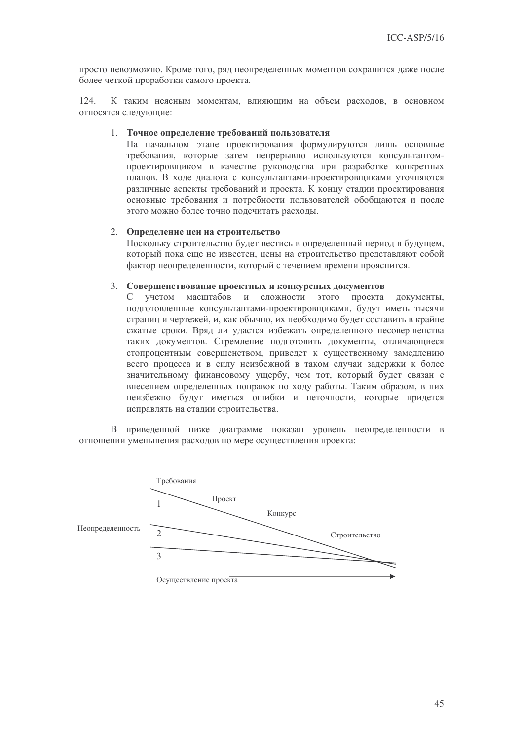просто невозможно. Кроме того, ряд неопределенных моментов сохранится даже после более четкой проработки самого проекта.

124. К таким неясным моментам, влияющим на объем расходов, в основном относятся следующие:

1. **Точное определение требований пользователя**
   На начальном этапе проектирования формулируются лишь основные требования, которые затем непрерывно используются консультантом-проектировщиком в качестве руководства при разработке конкретных планов. В ходе диалога с консультантами-проектировщиками уточняются различные аспекты требований и проекта. К концу стадии проектирования основные требования и потребности пользователей обобщаются и после этого можно более точно подсчитать расходы.

2. **Определение цен на строительство**
   Поскольку строительство будет вестись в определенный период в будущем, который пока еще не известен, цены на строительство представляют собой фактор неопределенности, который с течением времени прояснится.

3. **Совершенствование проектных и конкурсных документов**
   С учетом масштабов и сложности этого проекта документы, подготовленные консультантами-проектировщиками, будут иметь тысячи страниц и чертежей, и, как обычно, их необходимо будет составить в крайне сжатые сроки. Вряд ли удастся избежать определенного несовершенства таких документов. Стремление подготовить документы, отличающиеся стопроцентным совершенством, приведет к существенному замедлению всего процесса и в силу неизбежной в таком случаи задержки к более значительному финансовому ущербу, чем тот, который будет связан с внесением определенных поправок по ходу работы. Таким образом, в них неизбежно будут иметься ошибки и неточности, которые придется исправлять на стадии строительства.

В приведенной ниже диаграмме показан уровень неопределенности в отношении уменьшения расходов по мере осуществления проекта:

Требования

Проект

Конкурс

Строительство

Неопределенность

1

2

3

Осуществление проекта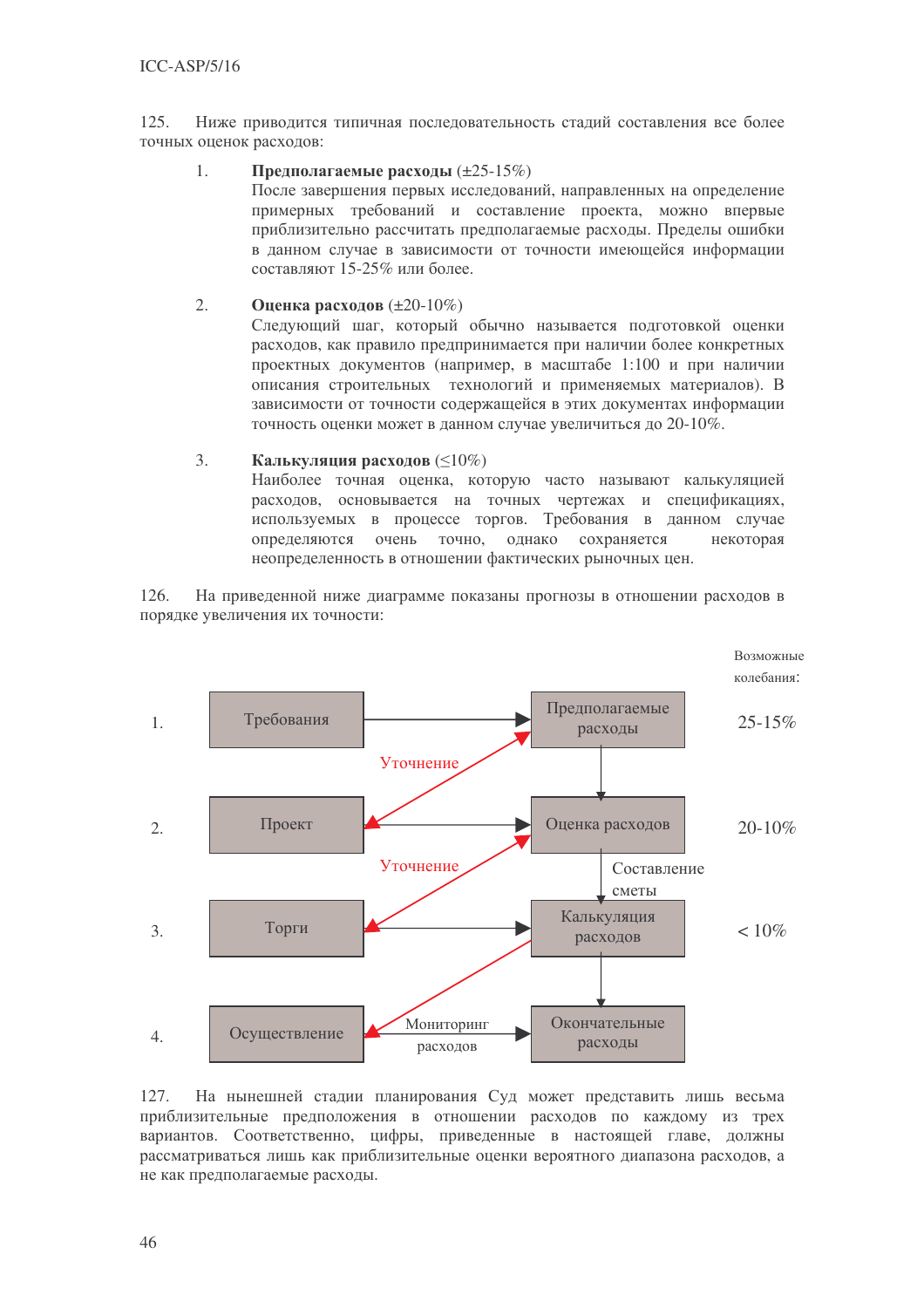125. Ниже приводится типичная последовательность стадий составления все более точных оценок расходов:

1. **Предполагаемые расходы** (±25-15%)
   После завершения первых исследований, направленных на определение примерных требований и составление проекта, можно впервые приблизительно рассчитать предполагаемые расходы. Пределы ошибки в данном случае в зависимости от точности имеющейся информации составляют 15-25% или более.

2. **Оценка расходов** (±20-10%)
   Следующий шаг, который обычно называется подготовкой оценки расходов, как правило предпринимается при наличии более конкретных проектных документов (например, в масштабе 1:100 и при наличии описания строительных технологий и применяемых материалов). В зависимости от точности содержащейся в этих документах информации точность оценки может в данном случае увеличиться до 20-10%.

3. **Калькуляция расходов** (≤10%)
   Наиболее точная оценка, которую часто называют калькуляцией расходов, основывается на точных чертежах и спецификациях, используемых в процессе торгов. Требования в данном случае определяются очень точно, однако сохраняется некоторая неопределенность в отношении фактических рыночных цен.

126. На приведенной ниже диаграмме показаны прогнозы в отношении расходов в порядке увеличения их точности:

Возможные колебания:

1. Требования → Предполагаемые расходы — 25-15%

Уточнение

2. Проект → Оценка расходов — 20-10%

Уточнение

Составление сметы

3. Торги → Калькуляция расходов — < 10%

4. Осуществление → Окончательные расходы

Мониторинг расходов

127. На нынешней стадии планирования Суд может представить лишь весьма приблизительные предположения в отношении расходов по каждому из трех вариантов. Соответственно, цифры, приведенные в настоящей главе, должны рассматриваться лишь как приблизительные оценки вероятного диапазона расходов, а не как предполагаемые расходы.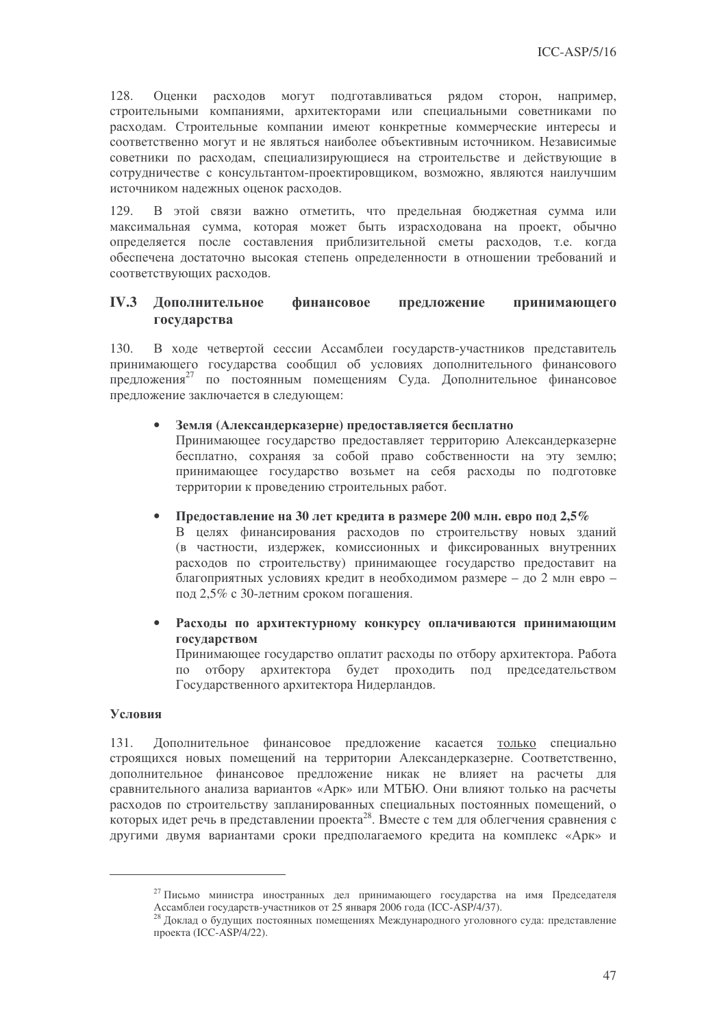128. Оценки расходов могут подготавливаться рядом сторон, например, строительными компаниями, архитекторами или специальными советниками по расходам. Строительные компании имеют конкретные коммерческие интересы и соответственно могут и не являться наиболее объективным источником. Независимые советники по расходам, специализирующиеся на строительстве и действующие в сотрудничестве с консультантом-проектировщиком, возможно, являются наилучшим источником надежных оценок расходов.

129. В этой связи важно отметить, что предельная бюджетная сумма или максимальная сумма, которая может быть израсходована на проект, обычно определяется после составления приблизительной сметы расходов, т.е. когда обеспечена достаточно высокая степень определенности в отношении требований и соответствующих расходов.

## IV.3 Дополнительное финансовое предложение принимающего государства

130. В ходе четвертой сессии Ассамблеи государств-участников представитель принимающего государства сообщил об условиях дополнительного финансового предложения[27] по постоянным помещениям Суда. Дополнительное финансовое предложение заключается в следующем:

- **Земля (Александерказерне) предоставляется бесплатно**
  Принимающее государство предоставляет территорию Александерказерне бесплатно, сохраняя за собой право собственности на эту землю; принимающее государство возьмет на себя расходы по подготовке территории к проведению строительных работ.

- **Предоставление на 30 лет кредита в размере 200 млн. евро под 2,5%**
  В целях финансирования расходов по строительству новых зданий (в частности, издержек, комиссионных и фиксированных внутренних расходов по строительству) принимающее государство предоставит на благоприятных условиях кредит в необходимом размере – до 2 млн евро – под 2,5% с 30-летним сроком погашения.

- **Расходы по архитектурному конкурсу оплачиваются принимающим государством**
  Принимающее государство оплатит расходы по отбору архитектора. Работа по отбору архитектора будет проходить под председательством Государственного архитектора Нидерландов.

**Условия**

131. Дополнительное финансовое предложение касается <u>только</u> специально строящихся новых помещений на территории Александерказерне. Соответственно, дополнительное финансовое предложение никак не влияет на расчеты для сравнительного анализа вариантов «Арк» или МТБЮ. Они влияют только на расчеты расходов по строительству запланированных специальных постоянных помещений, о которых идет речь в представлении проекта[28]. Вместе с тем для облегчения сравнения с другими двумя вариантами сроки предполагаемого кредита на комплекс «Арк» и

---

[27] Письмо министра иностранных дел принимающего государства на имя Председателя Ассамблеи государств-участников от 25 января 2006 года (ICC-ASP/4/37).

[28] Доклад о будущих постоянных помещениях Международного уголовного суда: представление проекта (ICC-ASP/4/22).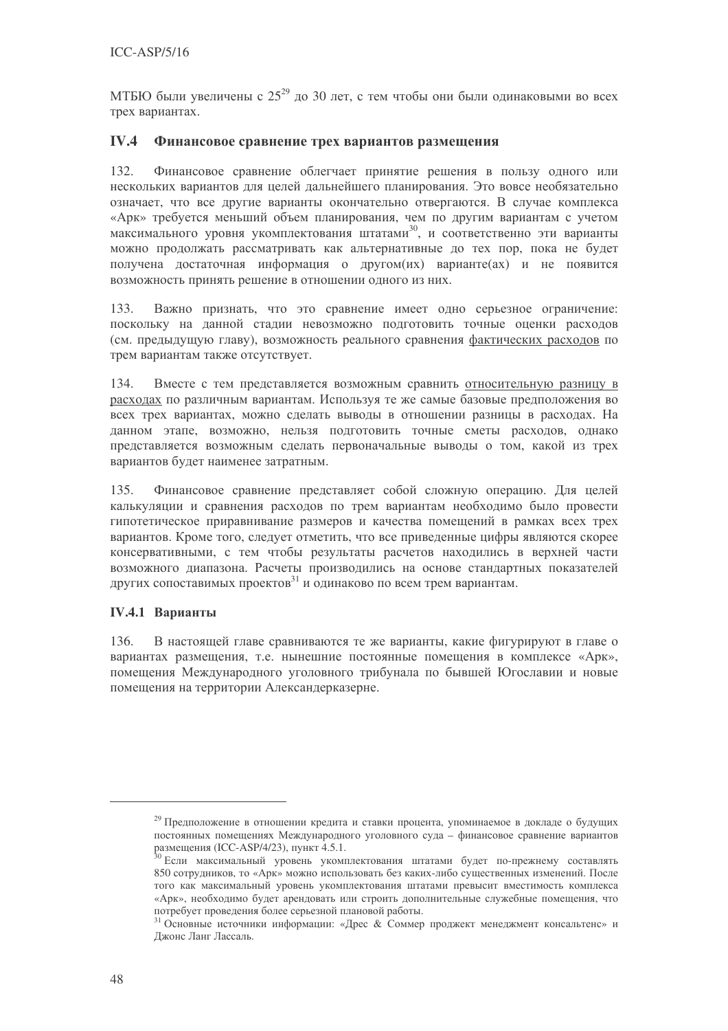МТБЮ были увеличены с 25[29] до 30 лет, с тем чтобы они были одинаковыми во всех трех вариантах.

## IV.4 Финансовое сравнение трех вариантов размещения

132. Финансовое сравнение облегчает принятие решения в пользу одного или нескольких вариантов для целей дальнейшего планирования. Это вовсе необязательно означает, что все другие варианты окончательно отвергаются. В случае комплекса «Арк» требуется меньший объем планирования, чем по другим вариантам с учетом максимального уровня укомплектования штатами[30], и соответственно эти варианты можно продолжать рассматривать как альтернативные до тех пор, пока не будет получена достаточная информация о другом(их) варианте(ах) и не появится возможность принять решение в отношении одного из них.

133. Важно признать, что это сравнение имеет одно серьезное ограничение: поскольку на данной стадии невозможно подготовить точные оценки расходов (см. предыдущую главу), возможность реального сравнения фактических расходов по трем вариантам также отсутствует.

134. Вместе с тем представляется возможным сравнить относительную разницу в расходах по различным вариантам. Используя те же самые базовые предположения во всех трех вариантах, можно сделать выводы в отношении разницы в расходах. На данном этапе, возможно, нельзя подготовить точные сметы расходов, однако представляется возможным сделать первоначальные выводы о том, какой из трех вариантов будет наименее затратным.

135. Финансовое сравнение представляет собой сложную операцию. Для целей калькуляции и сравнения расходов по трем вариантам необходимо было провести гипотетическое приравнивание размеров и качества помещений в рамках всех трех вариантов. Кроме того, следует отметить, что все приведенные цифры являются скорее консервативными, с тем чтобы результаты расчетов находились в верхней части возможного диапазона. Расчеты производились на основе стандартных показателей других сопоставимых проектов[31] и одинаково по всем трем вариантам.

### IV.4.1 Варианты

136. В настоящей главе сравниваются те же варианты, какие фигурируют в главе о вариантах размещения, т.е. нынешние постоянные помещения в комплексе «Арк», помещения Международного уголовного трибунала по бывшей Югославии и новые помещения на территории Александерказерне.

---

[29] Предположение в отношении кредита и ставки процента, упоминаемое в докладе о будущих постоянных помещениях Международного уголовного суда – финансовое сравнение вариантов размещения (ICC-ASP/4/23), пункт 4.5.1.

[30] Если максимальный уровень укомплектования штатами будет по-прежнему составлять 850 сотрудников, то «Арк» можно использовать без каких-либо существенных изменений. После того как максимальный уровень укомплектования штатами превысит вместимость комплекса «Арк», необходимо будет арендовать или строить дополнительные служебные помещения, что потребует проведения более серьезной плановой работы.

[31] Основные источники информации: «Дрес & Соммер проджект менеджмент консальтенс» и Джонс Ланг Лассаль.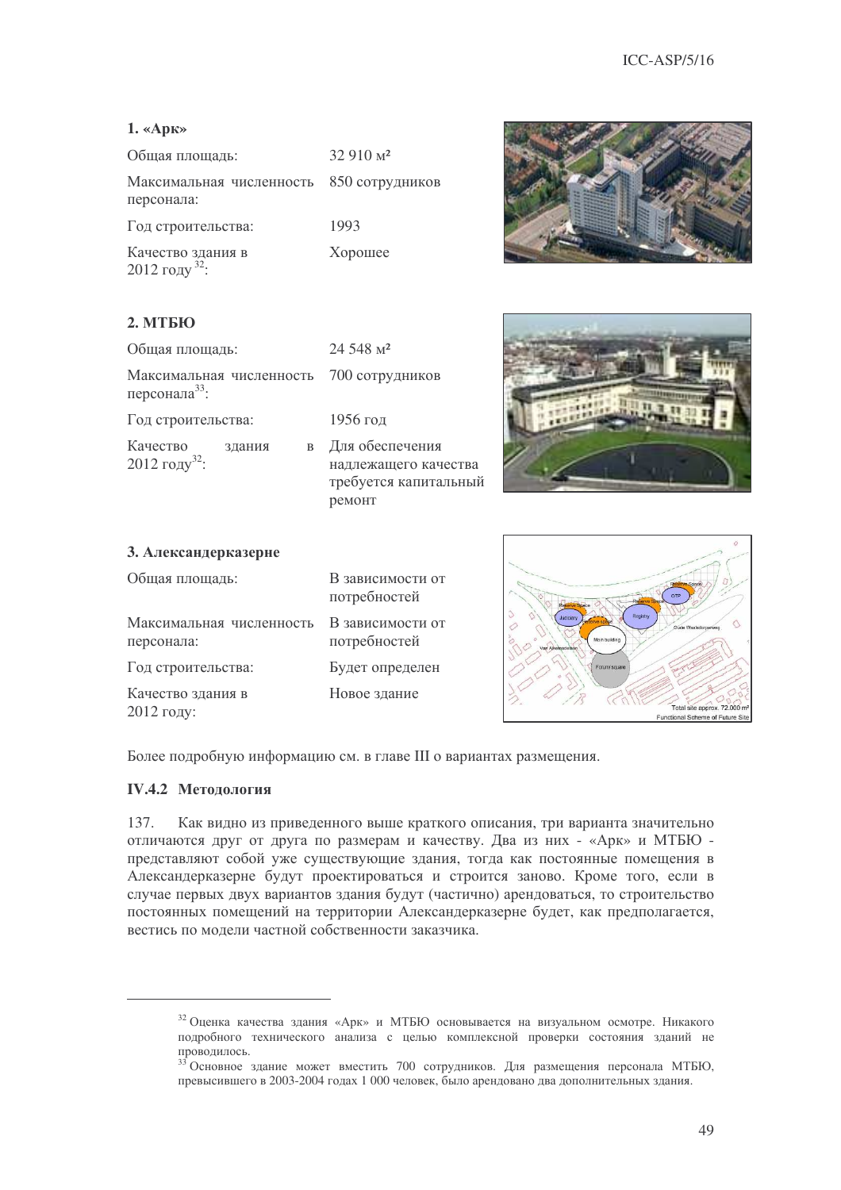### 1. «Арк»

| | |
|---|---|
| Общая площадь: | 32 910 м² |
| Максимальная численность персонала: | 850 сотрудников |
| Год строительства: | 1993 |
| Качество здания в 2012 году[32]: | Хорошее |

### 2. МТБЮ

| | |
|---|---|
| Общая площадь: | 24 548 м² |
| Максимальная численность персонала[33]: | 700 сотрудников |
| Год строительства: | 1956 год |
| Качество здания в 2012 году[32]: | Для обеспечения надлежащего качества требуется капитальный ремонт |

### 3. Александерказерне

| | |
|---|---|
| Общая площадь: | В зависимости от потребностей |
| Максимальная численность персонала: | В зависимости от потребностей |
| Год строительства: | Будет определен |
| Качество здания в 2012 году: | Новое здание |

Reserve Space
OTP
Reserve Space
Reserve Space
Judiciary
Registry
Reserve Space
Main building
Van Alkemadelaan
Oude Waalsdorperweg
Forum square
Total site approx. 72.000 m²
Functional Scheme of Future Site

Более подробную информацию см. в главе III о вариантах размещения.

### IV.4.2 Методология

137. Как видно из приведенного выше краткого описания, три варианта значительно отличаются друг от друга по размерам и качеству. Два из них - «Арк» и МТБЮ - представляют собой уже существующие здания, тогда как постоянные помещения в Александерказерне будут проектироваться и строится заново. Кроме того, если в случае первых двух вариантов здания будут (частично) арендоваться, то строительство постоянных помещений на территории Александерказерне будет, как предполагается, вестись по модели частной собственности заказчика.

---

[32] Оценка качества здания «Арк» и МТБЮ основывается на визуальном осмотре. Никакого подробного технического анализа с целью комплексной проверки состояния зданий не проводилось.

[33] Основное здание может вместить 700 сотрудников. Для размещения персонала МТБЮ, превысившего в 2003-2004 годах 1 000 человек, было арендовано два дополнительных здания.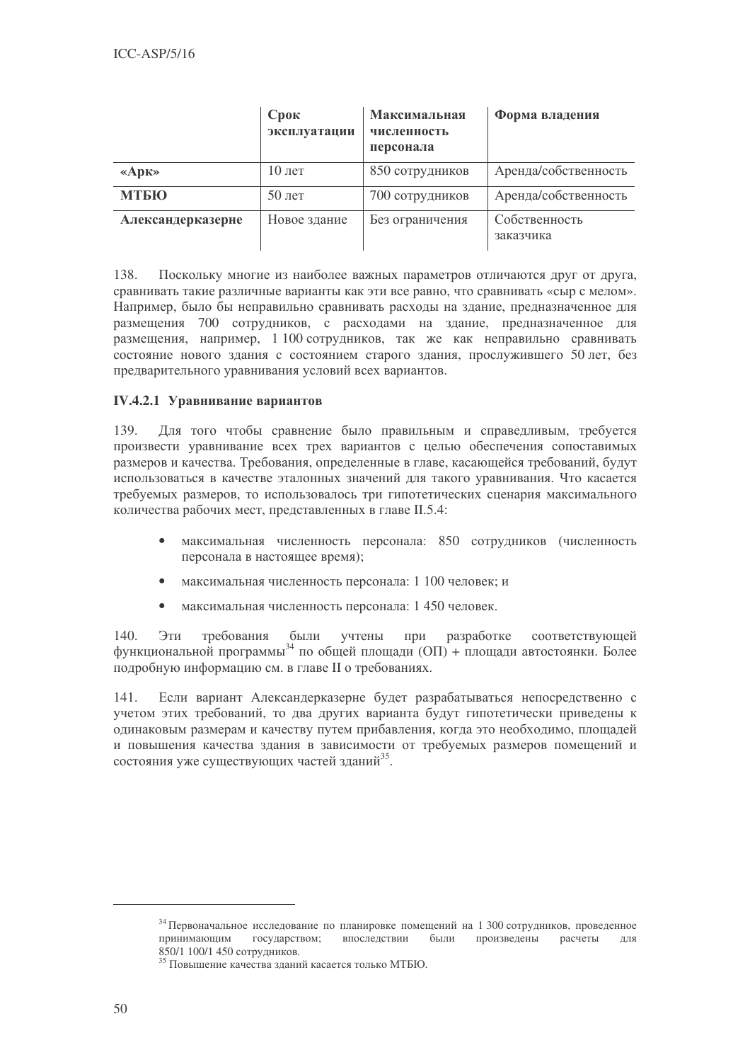| | Срок эксплуатации | Максимальная численность персонала | Форма владения |
|---|---|---|---|
| **«Арк»** | 10 лет | 850 сотрудников | Аренда/собственность |
| **МТБЮ** | 50 лет | 700 сотрудников | Аренда/собственность |
| **Александерказерне** | Новое здание | Без ограничения | Собственность заказчика |

138. Поскольку многие из наиболее важных параметров отличаются друг от друга, сравнивать такие различные варианты как эти все равно, что сравнивать «сыр с мелом». Например, было бы неправильно сравнивать расходы на здание, предназначенное для размещения 700 сотрудников, с расходами на здание, предназначенное для размещения, например, 1 100 сотрудников, так же как неправильно сравнивать состояние нового здания с состоянием старого здания, прослужившего 50 лет, без предварительного уравнивания условий всех вариантов.

### IV.4.2.1 Уравнивание вариантов

139. Для того чтобы сравнение было правильным и справедливым, требуется произвести уравнивание всех трех вариантов с целью обеспечения сопоставимых размеров и качества. Требования, определенные в главе, касающейся требований, будут использоваться в качестве эталонных значений для такого уравнивания. Что касается требуемых размеров, то использовалось три гипотетических сценария максимального количества рабочих мест, представленных в главе II.5.4:

- максимальная численность персонала: 850 сотрудников (численность персонала в настоящее время);
- максимальная численность персонала: 1 100 человек; и
- максимальная численность персонала: 1 450 человек.

140. Эти требования были учтены при разработке соответствующей функциональной программы[34] по общей площади (ОП) + площади автостоянки. Более подробную информацию см. в главе II о требованиях.

141. Если вариант Александерказерне будет разрабатываться непосредственно с учетом этих требований, то два других варианта будут гипотетически приведены к одинаковым размерам и качеству путем прибавления, когда это необходимо, площадей и повышения качества здания в зависимости от требуемых размеров помещений и состояния уже существующих частей зданий[35].

---

[34] Первоначальное исследование по планировке помещений на 1 300 сотрудников, проведенное принимающим государством; впоследствии были произведены расчеты для 850/1 100/1 450 сотрудников.

[35] Повышение качества зданий касается только МТБЮ.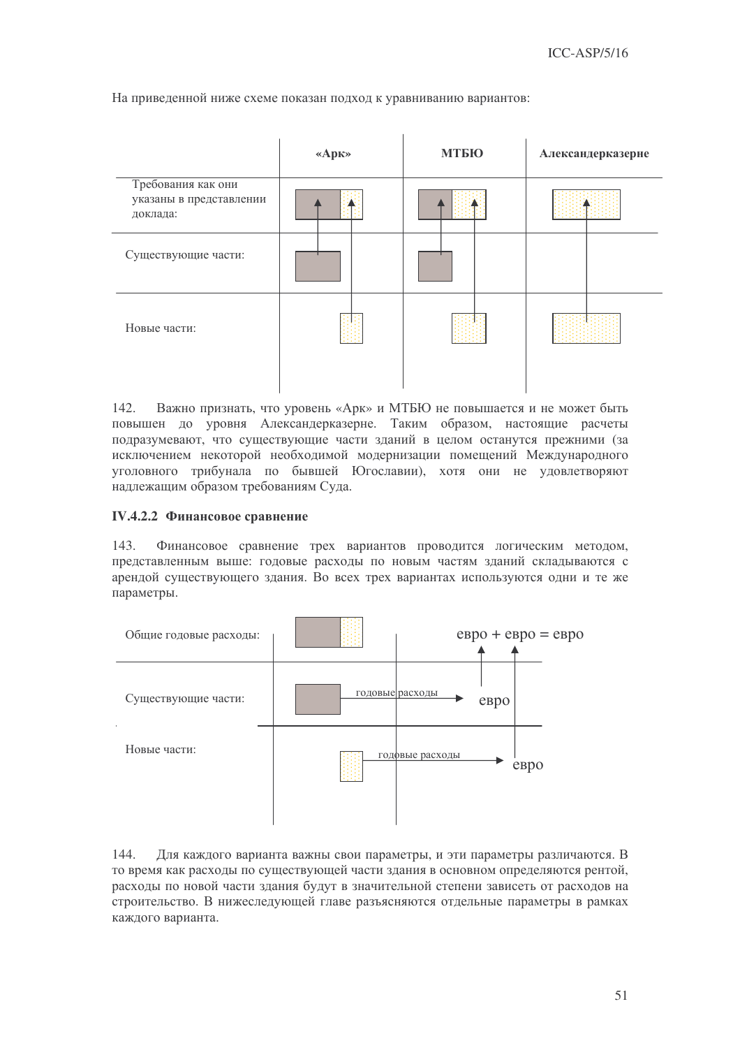На приведенной ниже схеме показан подход к уравниванию вариантов:

«Арк»

МТБЮ

Александерказерне

Требования как они указаны в представлении доклада:

Существующие части:

Новые части:

142. Важно признать, что уровень «Арк» и МТБЮ не повышается и не может быть повышен до уровня Александерказерне. Таким образом, настоящие расчеты подразумевают, что существующие части зданий в целом останутся прежними (за исключением некоторой необходимой модернизации помещений Международного уголовного трибунала по бывшей Югославии), хотя они не удовлетворяют надлежащим образом требованиям Суда.

### IV.4.2.2 Финансовое сравнение

143. Финансовое сравнение трех вариантов проводится логическим методом, представленным выше: годовые расходы по новым частям зданий складываются с арендой существующего здания. Во всех трех вариантах используются одни и те же параметры.

Общие годовые расходы:

евро + евро = евро

Существующие части:

годовые расходы

евро

Новые части:

годовые расходы

евро

144. Для каждого варианта важны свои параметры, и эти параметры различаются. В то время как расходы по существующей части здания в основном определяются рентой, расходы по новой части здания будут в значительной степени зависеть от расходов на строительство. В нижеследующей главе разъясняются отдельные параметры в рамках каждого варианта.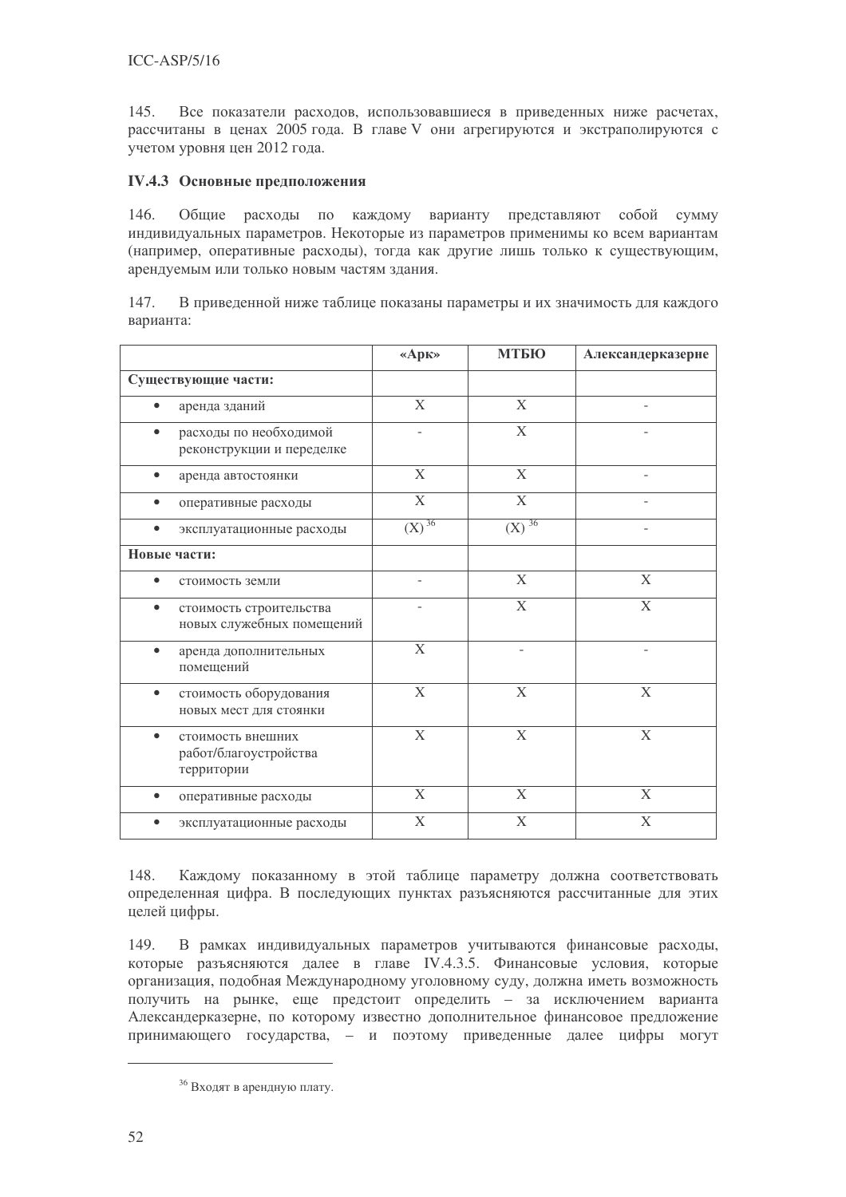145. Все показатели расходов, использовавшиеся в приведенных ниже расчетах, рассчитаны в ценах 2005 года. В главе V они агрегируются и экстраполируются с учетом уровня цен 2012 года.

### IV.4.3 Основные предположения

146. Общие расходы по каждому варианту представляют собой сумму индивидуальных параметров. Некоторые из параметров применимы ко всем вариантам (например, оперативные расходы), тогда как другие лишь только к существующим, арендуемым или только новым частям здания.

147. В приведенной ниже таблице показаны параметры и их значимость для каждого варианта:

| | «Арк» | МТБЮ | Александерказерне |
|---|---|---|---|
| **Существующие части:** | | | |
| • аренда зданий | X | X | - |
| • расходы по необходимой реконструкции и переделке | - | X | - |
| • аренда автостоянки | X | X | - |
| • оперативные расходы | X | X | - |
| • эксплуатационные расходы | (X)[36] | (X)[36] | - |
| **Новые части:** | | | |
| • стоимость земли | - | X | X |
| • стоимость строительства новых служебных помещений | - | X | X |
| • аренда дополнительных помещений | X | - | - |
| • стоимость оборудования новых мест для стоянки | X | X | X |
| • стоимость внешних работ/благоустройства территории | X | X | X |
| • оперативные расходы | X | X | X |
| • эксплуатационные расходы | X | X | X |

148. Каждому показанному в этой таблице параметру должна соответствовать определенная цифра. В последующих пунктах разъясняются рассчитанные для этих целей цифры.

149. В рамках индивидуальных параметров учитываются финансовые расходы, которые разъясняются далее в главе IV.4.3.5. Финансовые условия, которые организация, подобная Международному уголовному суду, должна иметь возможность получить на рынке, еще предстоит определить – за исключением варианта Александерказерне, по которому известно дополнительное финансовое предложение принимающего государства, – и поэтому приведенные далее цифры могут

---

[36] Входят в арендную плату.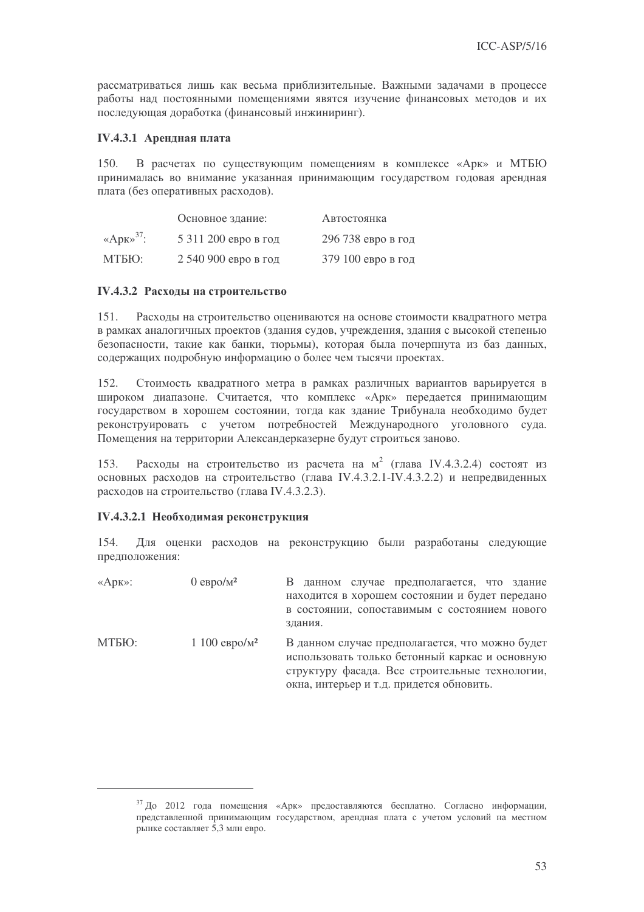рассматриваться лишь как весьма приблизительные. Важными задачами в процессе работы над постоянными помещениями явятся изучение финансовых методов и их последующая доработка (финансовый инжиниринг).

#### IV.4.3.1 Арендная плата

150. В расчетах по существующим помещениям в комплексе «Арк» и МТБЮ принималась во внимание указанная принимающим государством годовая арендная плата (без оперативных расходов).

| | Основное здание: | Автостоянка |
|---|---|---|
| «Арк»[37]: | 5 311 200 евро в год | 296 738 евро в год |
| МТБЮ: | 2 540 900 евро в год | 379 100 евро в год |

#### IV.4.3.2 Расходы на строительство

151. Расходы на строительство оцениваются на основе стоимости квадратного метра в рамках аналогичных проектов (здания судов, учреждения, здания с высокой степенью безопасности, такие как банки, тюрьмы), которая была почерпнута из баз данных, содержащих подробную информацию о более чем тысячи проектах.

152. Стоимость квадратного метра в рамках различных вариантов варьируется в широком диапазоне. Считается, что комплекс «Арк» передается принимающим государством в хорошем состоянии, тогда как здание Трибунала необходимо будет реконструировать с учетом потребностей Международного уголовного суда. Помещения на территории Александерказерне будут строиться заново.

153. Расходы на строительство из расчета на $м^2$ (глава IV.4.3.2.4) состоят из основных расходов на строительство (глава IV.4.3.2.1-IV.4.3.2.2) и непредвиденных расходов на строительство (глава IV.4.3.2.3).

##### IV.4.3.2.1 Необходимая реконструкция

154. Для оценки расходов на реконструкцию были разработаны следующие предположения:

| | | |
|---|---|---|
| «Арк»: | 0 евро/м² | В данном случае предполагается, что здание находится в хорошем состоянии и будет передано в состоянии, сопоставимым с состоянием нового здания. |
| МТБЮ: | 1 100 евро/м² | В данном случае предполагается, что можно будет использовать только бетонный каркас и основную структуру фасада. Все строительные технологии, окна, интерьер и т.д. придется обновить. |

---

[37] До 2012 года помещения «Арк» предоставляются бесплатно. Согласно информации, представленной принимающим государством, арендная плата с учетом условий на местном рынке составляет 5,3 млн евро.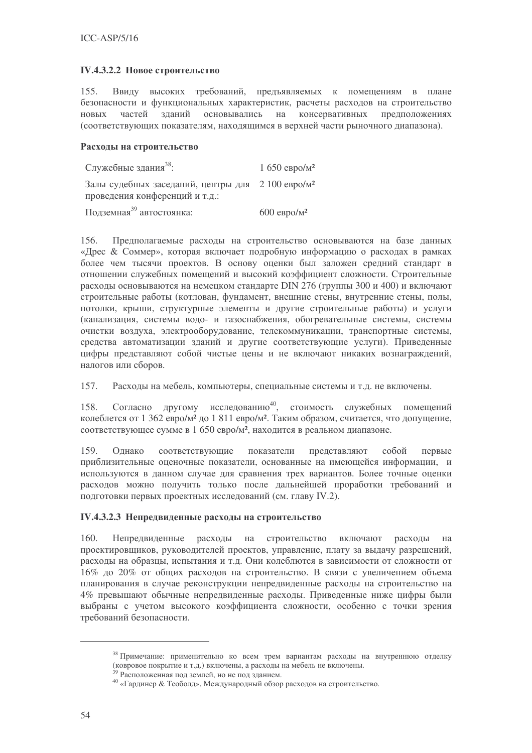### IV.4.3.2.2 Новое строительство

155. Ввиду высоких требований, предъявляемых к помещениям в плане безопасности и функциональных характеристик, расчеты расходов на строительство новых частей зданий основывались на консервативных предположениях (соответствующих показателям, находящимся в верхней части рыночного диапазона).

**Расходы на строительство**

| | |
|---|---|
| Служебные здания[38]: | 1 650 евро/м² |
| Залы судебных заседаний, центры для проведения конференций и т.д.: | 2 100 евро/м² |
| Подземная[39] автостоянка: | 600 евро/м² |

156. Предполагаемые расходы на строительство основываются на базе данных «Дрес & Соммер», которая включает подробную информацию о расходах в рамках более чем тысячи проектов. В основу оценки был заложен средний стандарт в отношении служебных помещений и высокий коэффициент сложности. Строительные расходы основываются на немецком стандарте DIN 276 (группы 300 и 400) и включают строительные работы (котлован, фундамент, внешние стены, внутренние стены, полы, потолки, крыши, структурные элементы и другие строительные работы) и услуги (канализация, системы водо- и газоснабжения, обогревательные системы, системы очистки воздуха, электрооборудование, телекоммуникации, транспортные системы, средства автоматизации зданий и другие соответствующие услуги). Приведенные цифры представляют собой чистые цены и не включают никаких вознаграждений, налогов или сборов.

157. Расходы на мебель, компьютеры, специальные системы и т.д. не включены.

158. Согласно другому исследованию[40], стоимость служебных помещений колеблется от 1 362 евро/м² до 1 811 евро/м². Таким образом, считается, что допущение, соответствующее сумме в 1 650 евро/м², находится в реальном диапазоне.

159. Однако соответствующие показатели представляют собой первые приблизительные оценочные показатели, основанные на имеющейся информации, и используются в данном случае для сравнения трех вариантов. Более точные оценки расходов можно получить только после дальнейшей проработки требований и подготовки первых проектных исследований (см. главу IV.2).

### IV.4.3.2.3 Непредвиденные расходы на строительство

160. Непредвиденные расходы на строительство включают расходы на проектировщиков, руководителей проектов, управление, плату за выдачу разрешений, расходы на образцы, испытания и т.д. Они колеблются в зависимости от сложности от 16% до 20% от общих расходов на строительство. В связи с увеличением объема планирования в случае реконструкции непредвиденные расходы на строительство на 4% превышают обычные непредвиденные расходы. Приведенные ниже цифры были выбраны с учетом высокого коэффициента сложности, особенно с точки зрения требований безопасности.

---

[38] Примечание: применительно ко всем трем вариантам расходы на внутреннюю отделку (ковровое покрытие и т.д.) включены, а расходы на мебель не включены.

[39] Расположенная под землей, но не под зданием.

[40] «Гардинер & Теоболд», Международный обзор расходов на строительство.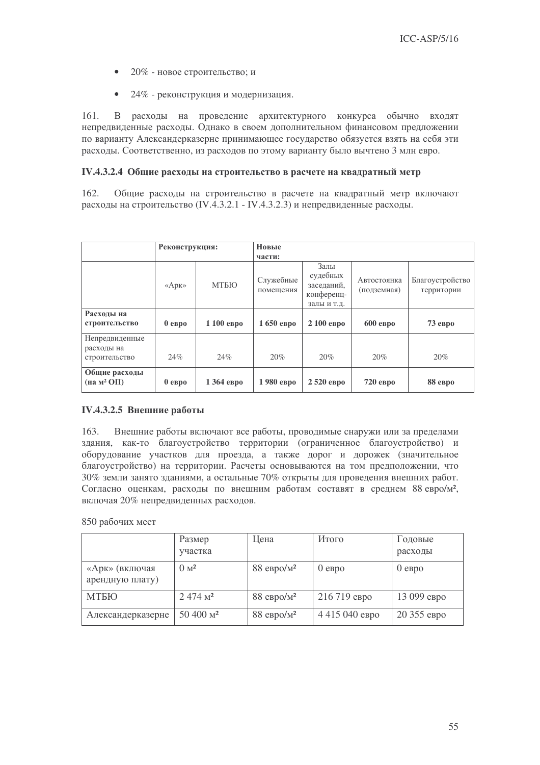- 20% - новое строительство; и
- 24% - реконструкция и модернизация.

161. В расходы на проведение архитектурного конкурса обычно входят непредвиденные расходы. Однако в своем дополнительном финансовом предложении по варианту Александерказерне принимающее государство обязуется взять на себя эти расходы. Соответственно, из расходов по этому варианту было вычтено 3 млн евро.

#### IV.4.3.2.4 Общие расходы на строительство в расчете на квадратный метр

162. Общие расходы на строительство в расчете на квадратный метр включают расходы на строительство (IV.4.3.2.1 - IV.4.3.2.3) и непредвиденные расходы.

| | **Реконструкция:** | | **Новые части:** | | | |
|---|---|---|---|---|---|---|
| | «Арк» | МТБЮ | Служебные помещения | Залы судебных заседаний, конференц-залы и т.д. | Автостоянка (подземная) | Благоустройство территории |
| **Расходы на строительство** | **0 евро** | **1 100 евро** | **1 650 евро** | **2 100 евро** | **600 евро** | **73 евро** |
| Непредвиденные расходы на строительство | 24% | 24% | 20% | 20% | 20% | 20% |
| **Общие расходы (на м² ОП)** | **0 евро** | **1 364 евро** | **1 980 евро** | **2 520 евро** | **720 евро** | **88 евро** |

#### IV.4.3.2.5 Внешние работы

163. Внешние работы включают все работы, проводимые снаружи или за пределами здания, как-то благоустройство территории (ограниченное благоустройство) и оборудование участков для проезда, а также дорог и дорожек (значительное благоустройство) на территории. Расчеты основываются на том предположении, что 30% земли занято зданиями, а остальные 70% открыты для проведения внешних работ. Согласно оценкам, расходы по внешним работам составят в среднем 88 евро/м², включая 20% непредвиденных расходов.

850 рабочих мест

| | Размер участка | Цена | Итого | Годовые расходы |
|---|---|---|---|---|
| «Арк» (включая арендную плату) | 0 м² | 88 евро/м² | 0 евро | 0 евро |
| МТБЮ | 2 474 м² | 88 евро/м² | 216 719 евро | 13 099 евро |
| Александерказерне | 50 400 м² | 88 евро/м² | 4 415 040 евро | 20 355 евро |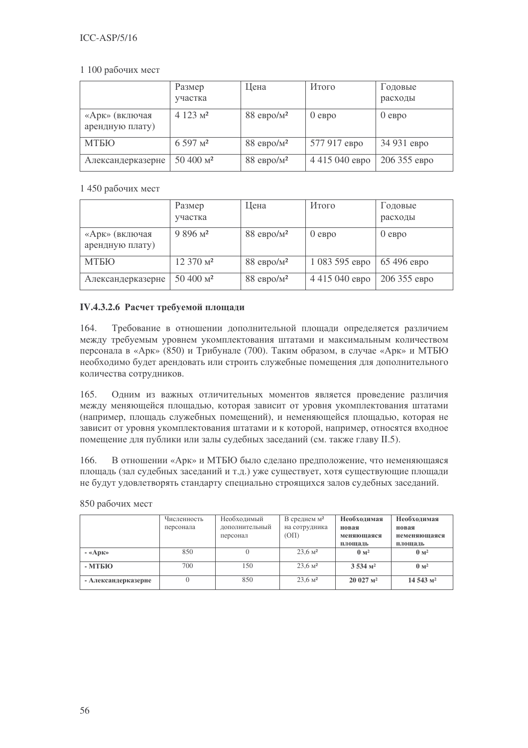1 100 рабочих мест

| | Размер участка | Цена | Итого | Годовые расходы |
|---|---|---|---|---|
| «Арк» (включая арендную плату) | 4 123 м² | 88 евро/м² | 0 евро | 0 евро |
| МТБЮ | 6 597 м² | 88 евро/м² | 577 917 евро | 34 931 евро |
| Александерказерне | 50 400 м² | 88 евро/м² | 4 415 040 евро | 206 355 евро |

1 450 рабочих мест

| | Размер участка | Цена | Итого | Годовые расходы |
|---|---|---|---|---|
| «Арк» (включая арендную плату) | 9 896 м² | 88 евро/м² | 0 евро | 0 евро |
| МТБЮ | 12 370 м² | 88 евро/м² | 1 083 595 евро | 65 496 евро |
| Александерказерне | 50 400 м² | 88 евро/м² | 4 415 040 евро | 206 355 евро |

#### IV.4.3.2.6 Расчет требуемой площади

164. Требование в отношении дополнительной площади определяется различием между требуемым уровнем укомплектования штатами и максимальным количеством персонала в «Арк» (850) и Трибунале (700). Таким образом, в случае «Арк» и МТБЮ необходимо будет арендовать или строить служебные помещения для дополнительного количества сотрудников.

165. Одним из важных отличительных моментов является проведение различия между меняющейся площадью, которая зависит от уровня укомплектования штатами (например, площадь служебных помещений), и неменяющейся площадью, которая не зависит от уровня укомплектования штатами и к которой, например, относятся входное помещение для публики или залы судебных заседаний (см. также главу II.5).

166. В отношении «Арк» и МТБЮ было сделано предположение, что неменяющаяся площадь (зал судебных заседаний и т.д.) уже существует, хотя существующие площади не будут удовлетворять стандарту специально строящихся залов судебных заседаний.

850 рабочих мест

| | Численность персонала | Необходимый дополнительный персонал | В среднем м² на сотрудника (ОП) | **Необходимая новая меняющаяся площадь** | **Необходимая новая неменяющаяся площадь** |
|---|---|---|---|---|---|
| **- «Арк»** | 850 | 0 | 23,6 м² | **0 м²** | **0 м²** |
| **- МТБЮ** | 700 | 150 | 23,6 м² | **3 534 м²** | **0 м²** |
| **- Александерказерне** | 0 | 850 | 23,6 м² | **20 027 м²** | **14 543 м²** |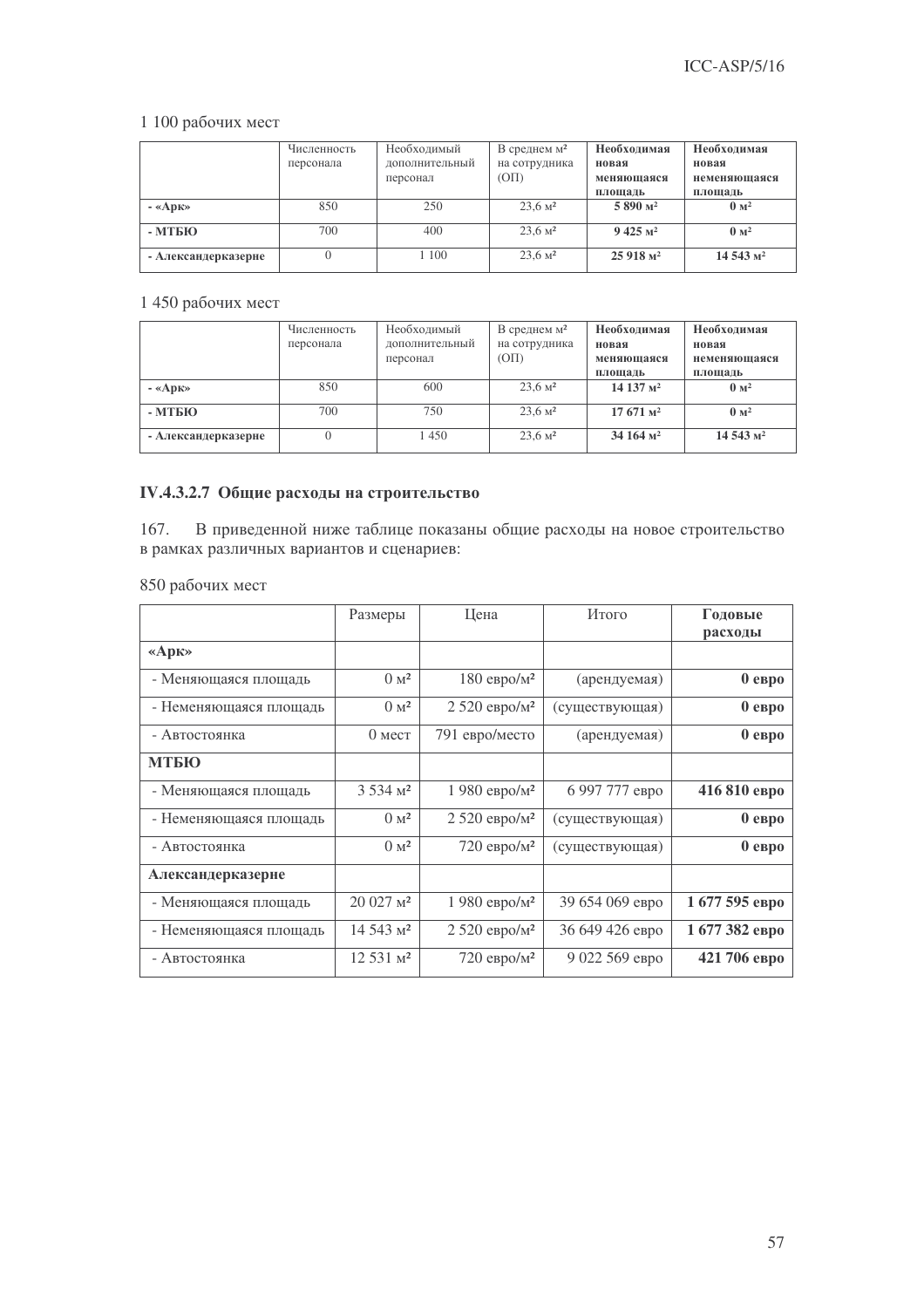1 100 рабочих мест

| | Численность персонала | Необходимый дополнительный персонал | В среднем м² на сотрудника (ОП) | **Необходимая новая меняющаяся площадь** | **Необходимая новая неменяющаяся площадь** |
|---|---|---|---|---|---|
| **- «Арк»** | 850 | 250 | 23,6 м² | **5 890 м²** | **0 м²** |
| **- МТБЮ** | 700 | 400 | 23,6 м² | **9 425 м²** | **0 м²** |
| **- Александерказерне** | 0 | 1 100 | 23,6 м² | **25 918 м²** | **14 543 м²** |

1 450 рабочих мест

| | Численность персонала | Необходимый дополнительный персонал | В среднем м² на сотрудника (ОП) | **Необходимая новая меняющаяся площадь** | **Необходимая новая неменяющаяся площадь** |
|---|---|---|---|---|---|
| **- «Арк»** | 850 | 600 | 23,6 м² | **14 137 м²** | **0 м²** |
| **- МТБЮ** | 700 | 750 | 23,6 м² | **17 671 м²** | **0 м²** |
| **- Александерказерне** | 0 | 1 450 | 23,6 м² | **34 164 м²** | **14 543 м²** |

### IV.4.3.2.7 Общие расходы на строительство

167. В приведенной ниже таблице показаны общие расходы на новое строительство в рамках различных вариантов и сценариев:

850 рабочих мест

| | Размеры | Цена | Итого | **Годовые расходы** |
|---|---|---|---|---|
| **«Арк»** | | | | |
| - Меняющаяся площадь | 0 м² | 180 евро/м² | (арендуемая) | **0 евро** |
| - Неменяющаяся площадь | 0 м² | 2 520 евро/м² | (существующая) | **0 евро** |
| - Автостоянка | 0 мест | 791 евро/место | (арендуемая) | **0 евро** |
| **МТБЮ** | | | | |
| - Меняющаяся площадь | 3 534 м² | 1 980 евро/м² | 6 997 777 евро | **416 810 евро** |
| - Неменяющаяся площадь | 0 м² | 2 520 евро/м² | (существующая) | **0 евро** |
| - Автостоянка | 0 м² | 720 евро/м² | (существующая) | **0 евро** |
| **Александерказерне** | | | | |
| - Меняющаяся площадь | 20 027 м² | 1 980 евро/м² | 39 654 069 евро | **1 677 595 евро** |
| - Неменяющаяся площадь | 14 543 м² | 2 520 евро/м² | 36 649 426 евро | **1 677 382 евро** |
| - Автостоянка | 12 531 м² | 720 евро/м² | 9 022 569 евро | **421 706 евро** |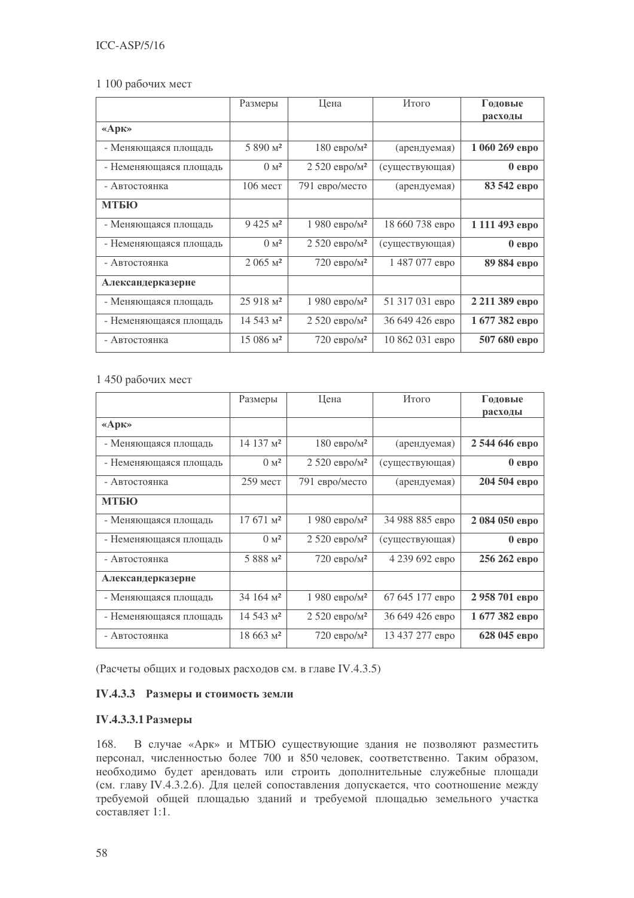1 100 рабочих мест

| | Размеры | Цена | Итого | **Годовые расходы** |
|---|---|---|---|---|
| **«Арк»** | | | | |
| - Меняющаяся площадь | 5 890 м² | 180 евро/м² | (арендуемая) | **1 060 269 евро** |
| - Неменяющаяся площадь | 0 м² | 2 520 евро/м² | (существующая) | **0 евро** |
| - Автостоянка | 106 мест | 791 евро/место | (арендуемая) | **83 542 евро** |
| **МТБЮ** | | | | |
| - Меняющаяся площадь | 9 425 м² | 1 980 евро/м² | 18 660 738 евро | **1 111 493 евро** |
| - Неменяющаяся площадь | 0 м² | 2 520 евро/м² | (существующая) | **0 евро** |
| - Автостоянка | 2 065 м² | 720 евро/м² | 1 487 077 евро | **89 884 евро** |
| **Александерказерне** | | | | |
| - Меняющаяся площадь | 25 918 м² | 1 980 евро/м² | 51 317 031 евро | **2 211 389 евро** |
| - Неменяющаяся площадь | 14 543 м² | 2 520 евро/м² | 36 649 426 евро | **1 677 382 евро** |
| - Автостоянка | 15 086 м² | 720 евро/м² | 10 862 031 евро | **507 680 евро** |

1 450 рабочих мест

| | Размеры | Цена | Итого | **Годовые расходы** |
|---|---|---|---|---|
| **«Арк»** | | | | |
| - Меняющаяся площадь | 14 137 м² | 180 евро/м² | (арендуемая) | **2 544 646 евро** |
| - Неменяющаяся площадь | 0 м² | 2 520 евро/м² | (существующая) | **0 евро** |
| - Автостоянка | 259 мест | 791 евро/место | (арендуемая) | **204 504 евро** |
| **МТБЮ** | | | | |
| - Меняющаяся площадь | 17 671 м² | 1 980 евро/м² | 34 988 885 евро | **2 084 050 евро** |
| - Неменяющаяся площадь | 0 м² | 2 520 евро/м² | (существующая) | **0 евро** |
| - Автостоянка | 5 888 м² | 720 евро/м² | 4 239 692 евро | **256 262 евро** |
| **Александерказерне** | | | | |
| - Меняющаяся площадь | 34 164 м² | 1 980 евро/м² | 67 645 177 евро | **2 958 701 евро** |
| - Неменяющаяся площадь | 14 543 м² | 2 520 евро/м² | 36 649 426 евро | **1 677 382 евро** |
| - Автостоянка | 18 663 м² | 720 евро/м² | 13 437 277 евро | **628 045 евро** |

(Расчеты общих и годовых расходов см. в главе IV.4.3.5)

### IV.4.3.3 Размеры и стоимость земли

#### IV.4.3.3.1 Размеры

168. В случае «Арк» и МТБЮ существующие здания не позволяют разместить персонал, численностью более 700 и 850 человек, соответственно. Таким образом, необходимо будет арендовать или строить дополнительные служебные площади (см. главу IV.4.3.2.6). Для целей сопоставления допускается, что соотношение между требуемой общей площадью зданий и требуемой площадью земельного участка составляет 1:1.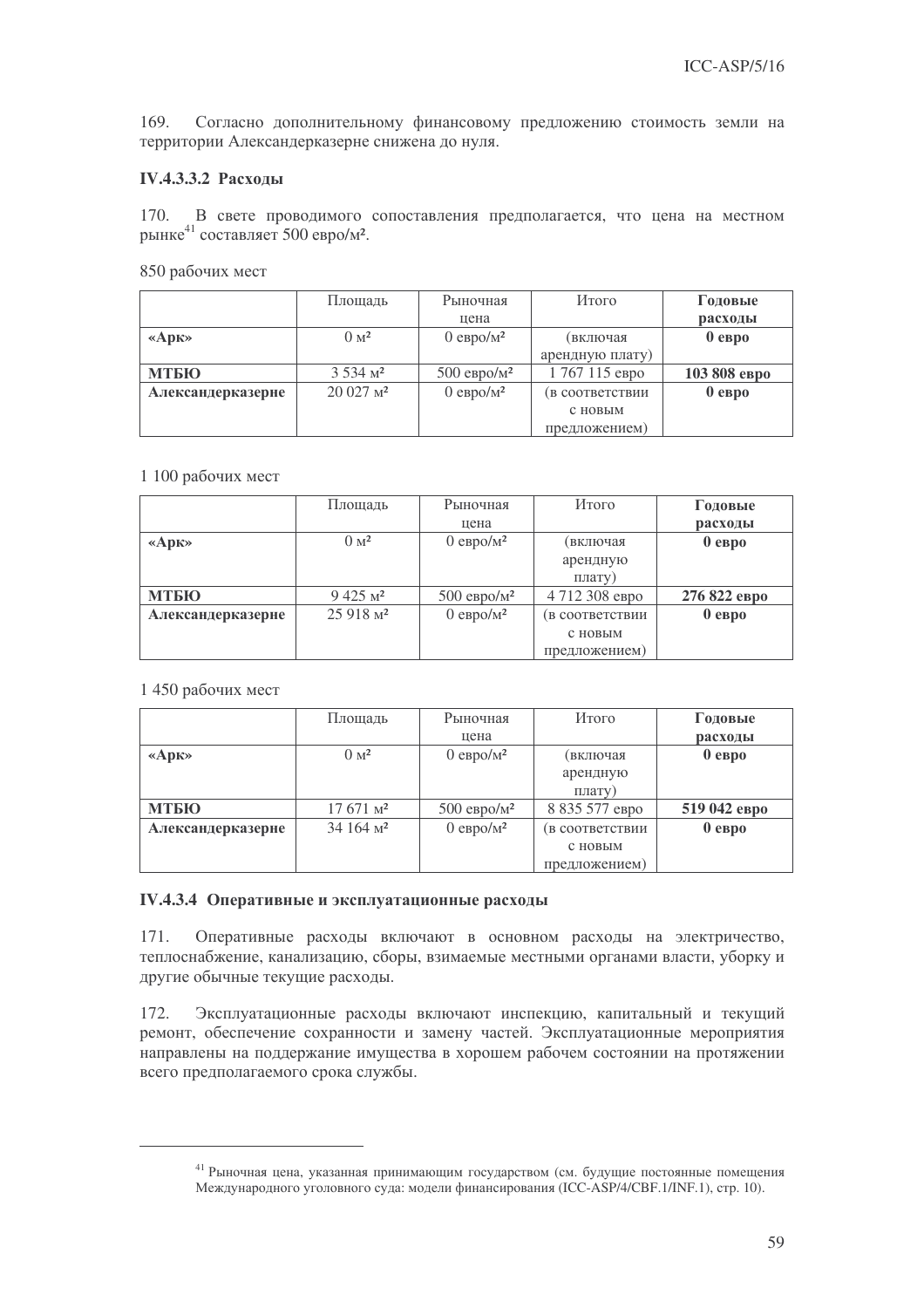169. Согласно дополнительному финансовому предложению стоимость земли на территории Александерказерне снижена до нуля.

### IV.4.3.3.2 Расходы

170. В свете проводимого сопоставления предполагается, что цена на местном рынке[41] составляет 500 евро/м².

850 рабочих мест

| | Площадь | Рыночная цена | Итого | **Годовые расходы** |
|---|---|---|---|---|
| **«Арк»** | 0 м² | 0 евро/м² | (включая арендную плату) | **0 евро** |
| **МТБЮ** | 3 534 м² | 500 евро/м² | 1 767 115 евро | **103 808 евро** |
| **Александерказерне** | 20 027 м² | 0 евро/м² | (в соответствии с новым предложением) | **0 евро** |

1 100 рабочих мест

| | Площадь | Рыночная цена | Итого | **Годовые расходы** |
|---|---|---|---|---|
| **«Арк»** | 0 м² | 0 евро/м² | (включая арендную плату) | **0 евро** |
| **МТБЮ** | 9 425 м² | 500 евро/м² | 4 712 308 евро | **276 822 евро** |
| **Александерказерне** | 25 918 м² | 0 евро/м² | (в соответствии с новым предложением) | **0 евро** |

1 450 рабочих мест

| | Площадь | Рыночная цена | Итого | **Годовые расходы** |
|---|---|---|---|---|
| **«Арк»** | 0 м² | 0 евро/м² | (включая арендную плату) | **0 евро** |
| **МТБЮ** | 17 671 м² | 500 евро/м² | 8 835 577 евро | **519 042 евро** |
| **Александерказерне** | 34 164 м² | 0 евро/м² | (в соответствии с новым предложением) | **0 евро** |

### IV.4.3.4 Оперативные и эксплуатационные расходы

171. Оперативные расходы включают в основном расходы на электричество, теплоснабжение, канализацию, сборы, взимаемые местными органами власти, уборку и другие обычные текущие расходы.

172. Эксплуатационные расходы включают инспекцию, капитальный и текущий ремонт, обеспечение сохранности и замену частей. Эксплуатационные мероприятия направлены на поддержание имущества в хорошем рабочем состоянии на протяжении всего предполагаемого срока службы.

---

[41] Рыночная цена, указанная принимающим государством (см. будущие постоянные помещения Международного уголовного суда: модели финансирования (ICC-ASP/4/CBF.1/INF.1), стр. 10).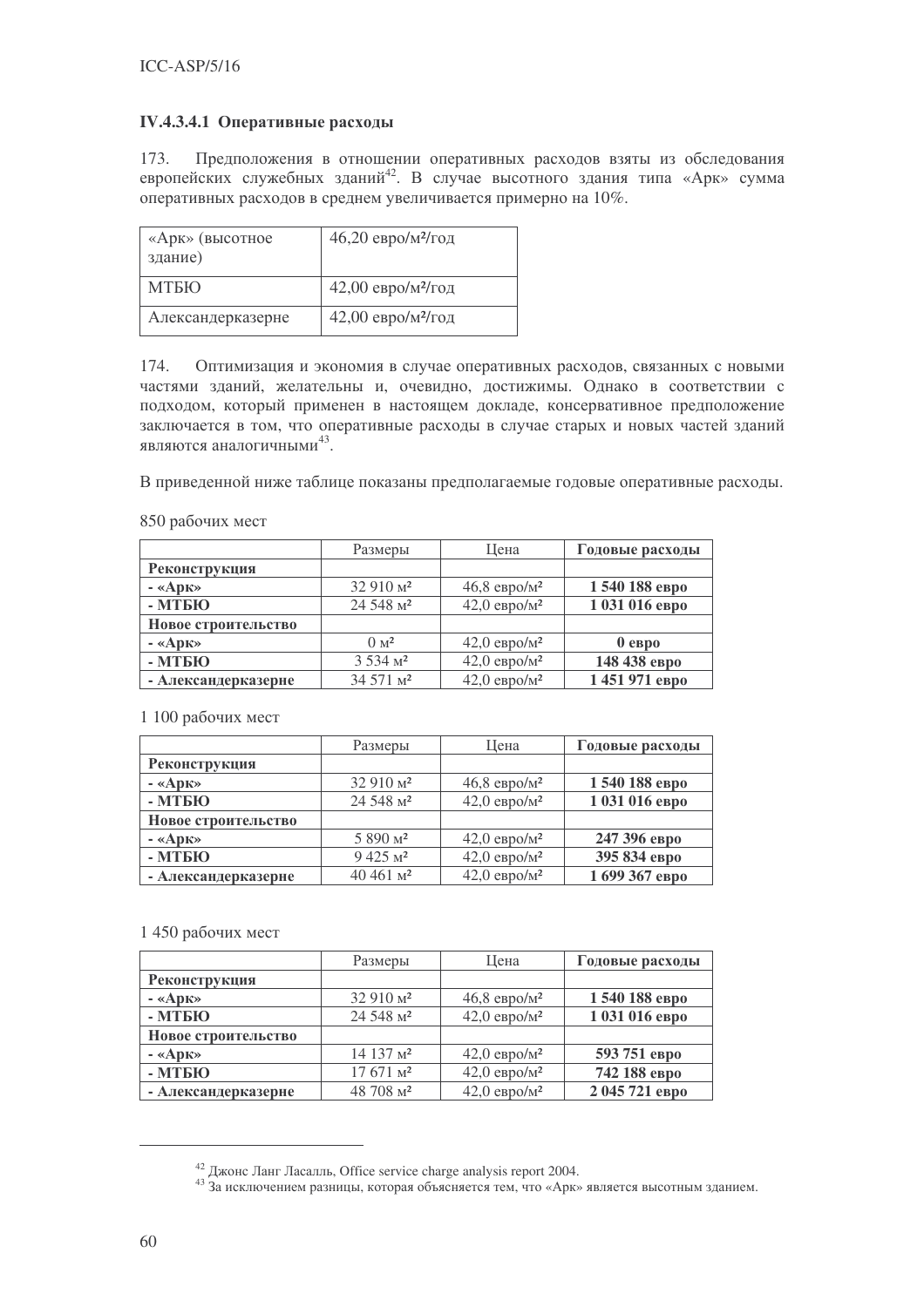### IV.4.3.4.1 Оперативные расходы

173. Предположения в отношении оперативных расходов взяты из обследования европейских служебных зданий[42]. В случае высотного здания типа «Арк» сумма оперативных расходов в среднем увеличивается примерно на 10%.

| | |
|---|---|
| «Арк» (высотное здание) | 46,20 евро/м²/год |
| МТБЮ | 42,00 евро/м²/год |
| Александерказерне | 42,00 евро/м²/год |

174. Оптимизация и экономия в случае оперативных расходов, связанных с новыми частями зданий, желательны и, очевидно, достижимы. Однако в соответствии с подходом, который применен в настоящем докладе, консервативное предположение заключается в том, что оперативные расходы в случае старых и новых частей зданий являются аналогичными[43].

В приведенной ниже таблице показаны предполагаемые годовые оперативные расходы.

850 рабочих мест

| | Размеры | Цена | Годовые расходы |
|---|---|---|---|
| **Реконструкция** | | | |
| **- «Арк»** | 32 910 м² | 46,8 евро/м² | **1 540 188 евро** |
| **- МТБЮ** | 24 548 м² | 42,0 евро/м² | **1 031 016 евро** |
| **Новое строительство** | | | |
| **- «Арк»** | 0 м² | 42,0 евро/м² | **0 евро** |
| **- МТБЮ** | 3 534 м² | 42,0 евро/м² | **148 438 евро** |
| **- Александерказерне** | 34 571 м² | 42,0 евро/м² | **1 451 971 евро** |

1 100 рабочих мест

| | Размеры | Цена | Годовые расходы |
|---|---|---|---|
| **Реконструкция** | | | |
| **- «Арк»** | 32 910 м² | 46,8 евро/м² | **1 540 188 евро** |
| **- МТБЮ** | 24 548 м² | 42,0 евро/м² | **1 031 016 евро** |
| **Новое строительство** | | | |
| **- «Арк»** | 5 890 м² | 42,0 евро/м² | **247 396 евро** |
| **- МТБЮ** | 9 425 м² | 42,0 евро/м² | **395 834 евро** |
| **- Александерказерне** | 40 461 м² | 42,0 евро/м² | **1 699 367 евро** |

1 450 рабочих мест

| | Размеры | Цена | Годовые расходы |
|---|---|---|---|
| **Реконструкция** | | | |
| **- «Арк»** | 32 910 м² | 46,8 евро/м² | **1 540 188 евро** |
| **- МТБЮ** | 24 548 м² | 42,0 евро/м² | **1 031 016 евро** |
| **Новое строительство** | | | |
| **- «Арк»** | 14 137 м² | 42,0 евро/м² | **593 751 евро** |
| **- МТБЮ** | 17 671 м² | 42,0 евро/м² | **742 188 евро** |
| **- Александерказерне** | 48 708 м² | 42,0 евро/м² | **2 045 721 евро** |

---

[42] Джонс Ланг Ласалль, Office service charge analysis report 2004.

[43] За исключением разницы, которая объясняется тем, что «Арк» является высотным зданием.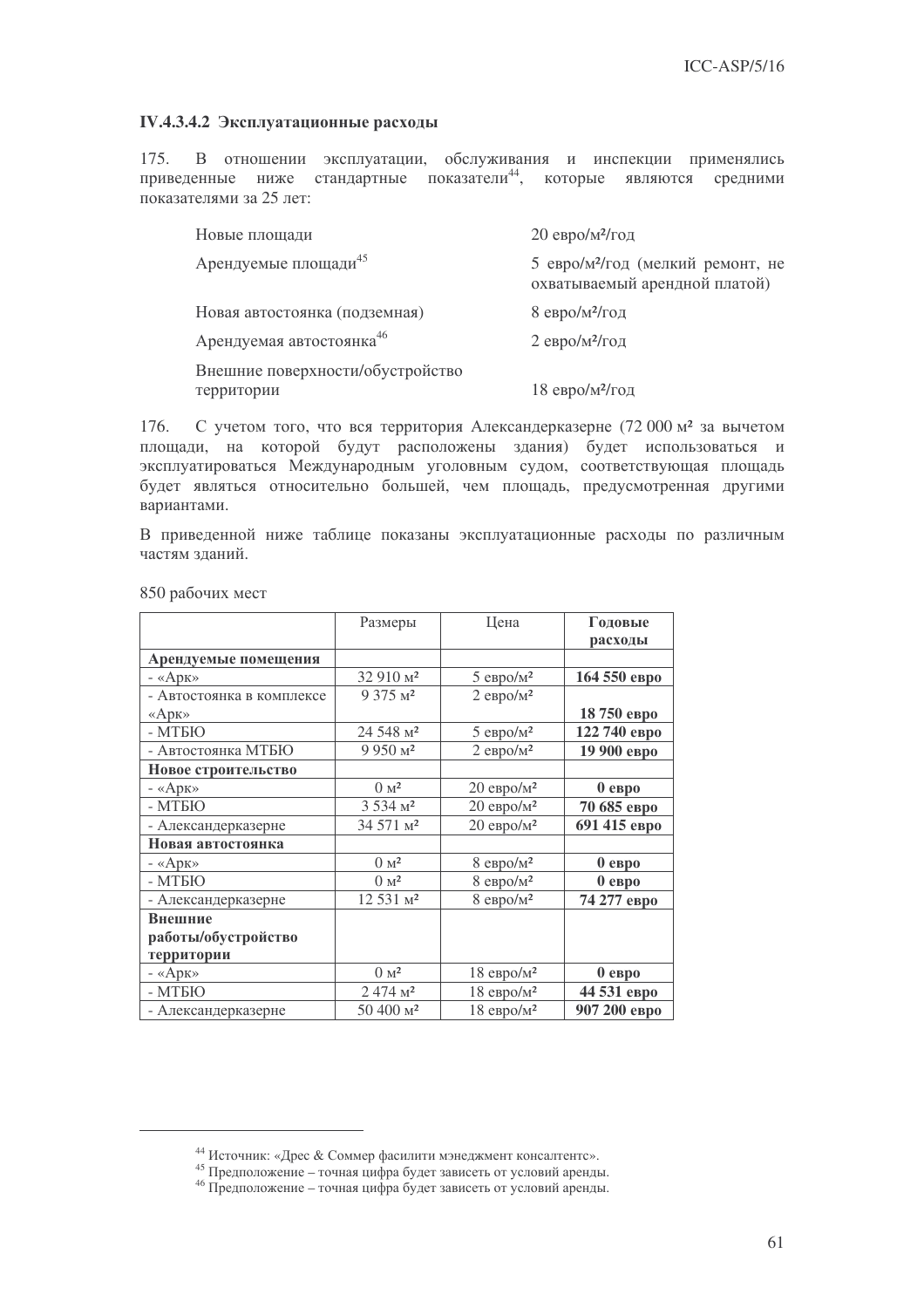### IV.4.3.4.2 Эксплуатационные расходы

175. В отношении эксплуатации, обслуживания и инспекции применялись приведенные ниже стандартные показатели[44], которые являются средними показателями за 25 лет:

| | |
|---|---|
| Новые площади | 20 евро/м²/год |
| Арендуемые площади[45] | 5 евро/м²/год (мелкий ремонт, не охватываемый арендной платой) |
| Новая автостоянка (подземная) | 8 евро/м²/год |
| Арендуемая автостоянка[46] | 2 евро/м²/год |
| Внешние поверхности/обустройство территории | 18 евро/м²/год |

176. С учетом того, что вся территория Александерказерне (72 000 м² за вычетом площади, на которой будут расположены здания) будет использоваться и эксплуатироваться Международным уголовным судом, соответствующая площадь будет являться относительно большей, чем площадь, предусмотренная другими вариантами.

В приведенной ниже таблице показаны эксплуатационные расходы по различным частям зданий.

850 рабочих мест

| | Размеры | Цена | **Годовые расходы** |
|---|---|---|---|
| **Арендуемые помещения** | | | |
| - «Арк» | 32 910 м² | 5 евро/м² | **164 550 евро** |
| - Автостоянка в комплексе «Арк» | 9 375 м² | 2 евро/м² | **18 750 евро** |
| - МТБЮ | 24 548 м² | 5 евро/м² | **122 740 евро** |
| - Автостоянка МТБЮ | 9 950 м² | 2 евро/м² | **19 900 евро** |
| **Новое строительство** | | | |
| - «Арк» | 0 м² | 20 евро/м² | **0 евро** |
| - МТБЮ | 3 534 м² | 20 евро/м² | **70 685 евро** |
| - Александерказерне | 34 571 м² | 20 евро/м² | **691 415 евро** |
| **Новая автостоянка** | | | |
| - «Арк» | 0 м² | 8 евро/м² | **0 евро** |
| - МТБЮ | 0 м² | 8 евро/м² | **0 евро** |
| - Александерказерне | 12 531 м² | 8 евро/м² | **74 277 евро** |
| **Внешние работы/обустройство территории** | | | |
| - «Арк» | 0 м² | 18 евро/м² | **0 евро** |
| - МТБЮ | 2 474 м² | 18 евро/м² | **44 531 евро** |
| - Александерказерне | 50 400 м² | 18 евро/м² | **907 200 евро** |

[44] Источник: «Дрес & Соммер фасилити мэнеджмент консалтентс».

[45] Предположение – точная цифра будет зависеть от условий аренды.

[46] Предположение – точная цифра будет зависеть от условий аренды.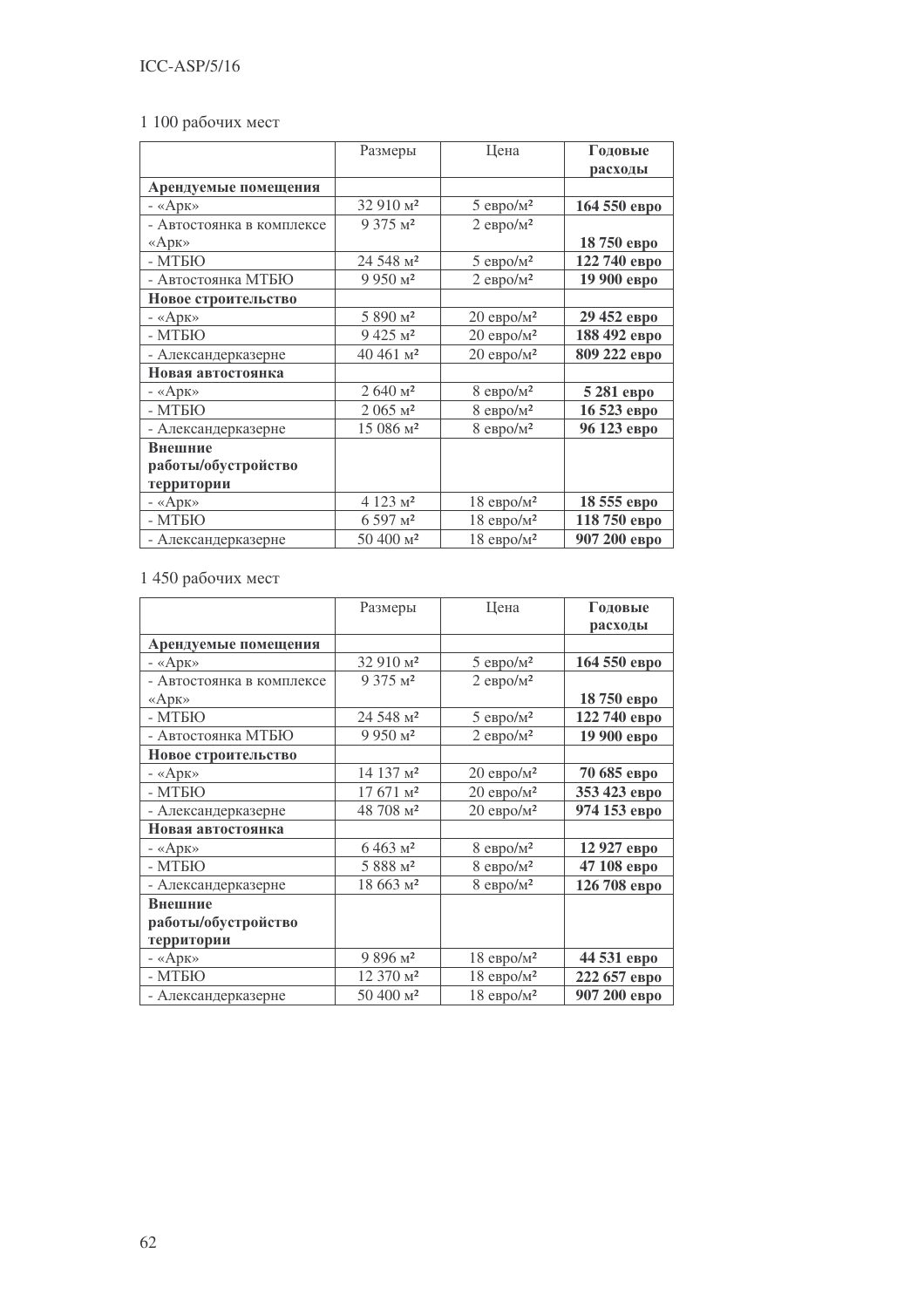1 100 рабочих мест

| | Размеры | Цена | **Годовые расходы** |
|---|---|---|---|
| **Арендуемые помещения** | | | |
| - «Арк» | 32 910 м² | 5 евро/м² | **164 550 евро** |
| - Автостоянка в комплексе «Арк» | 9 375 м² | 2 евро/м² | **18 750 евро** |
| - МТБЮ | 24 548 м² | 5 евро/м² | **122 740 евро** |
| - Автостоянка МТБЮ | 9 950 м² | 2 евро/м² | **19 900 евро** |
| **Новое строительство** | | | |
| - «Арк» | 5 890 м² | 20 евро/м² | **29 452 евро** |
| - МТБЮ | 9 425 м² | 20 евро/м² | **188 492 евро** |
| - Александерказерне | 40 461 м² | 20 евро/м² | **809 222 евро** |
| **Новая автостоянка** | | | |
| - «Арк» | 2 640 м² | 8 евро/м² | **5 281 евро** |
| - МТБЮ | 2 065 м² | 8 евро/м² | **16 523 евро** |
| - Александерказерне | 15 086 м² | 8 евро/м² | **96 123 евро** |
| **Внешние работы/обустройство территории** | | | |
| - «Арк» | 4 123 м² | 18 евро/м² | **18 555 евро** |
| - МТБЮ | 6 597 м² | 18 евро/м² | **118 750 евро** |
| - Александерказерне | 50 400 м² | 18 евро/м² | **907 200 евро** |

1 450 рабочих мест

| | Размеры | Цена | **Годовые расходы** |
|---|---|---|---|
| **Арендуемые помещения** | | | |
| - «Арк» | 32 910 м² | 5 евро/м² | **164 550 евро** |
| - Автостоянка в комплексе «Арк» | 9 375 м² | 2 евро/м² | **18 750 евро** |
| - МТБЮ | 24 548 м² | 5 евро/м² | **122 740 евро** |
| - Автостоянка МТБЮ | 9 950 м² | 2 евро/м² | **19 900 евро** |
| **Новое строительство** | | | |
| - «Арк» | 14 137 м² | 20 евро/м² | **70 685 евро** |
| - МТБЮ | 17 671 м² | 20 евро/м² | **353 423 евро** |
| - Александерказерне | 48 708 м² | 20 евро/м² | **974 153 евро** |
| **Новая автостоянка** | | | |
| - «Арк» | 6 463 м² | 8 евро/м² | **12 927 евро** |
| - МТБЮ | 5 888 м² | 8 евро/м² | **47 108 евро** |
| - Александерказерне | 18 663 м² | 8 евро/м² | **126 708 евро** |
| **Внешние работы/обустройство территории** | | | |
| - «Арк» | 9 896 м² | 18 евро/м² | **44 531 евро** |
| - МТБЮ | 12 370 м² | 18 евро/м² | **222 657 евро** |
| - Александерказерне | 50 400 м² | 18 евро/м² | **907 200 евро** |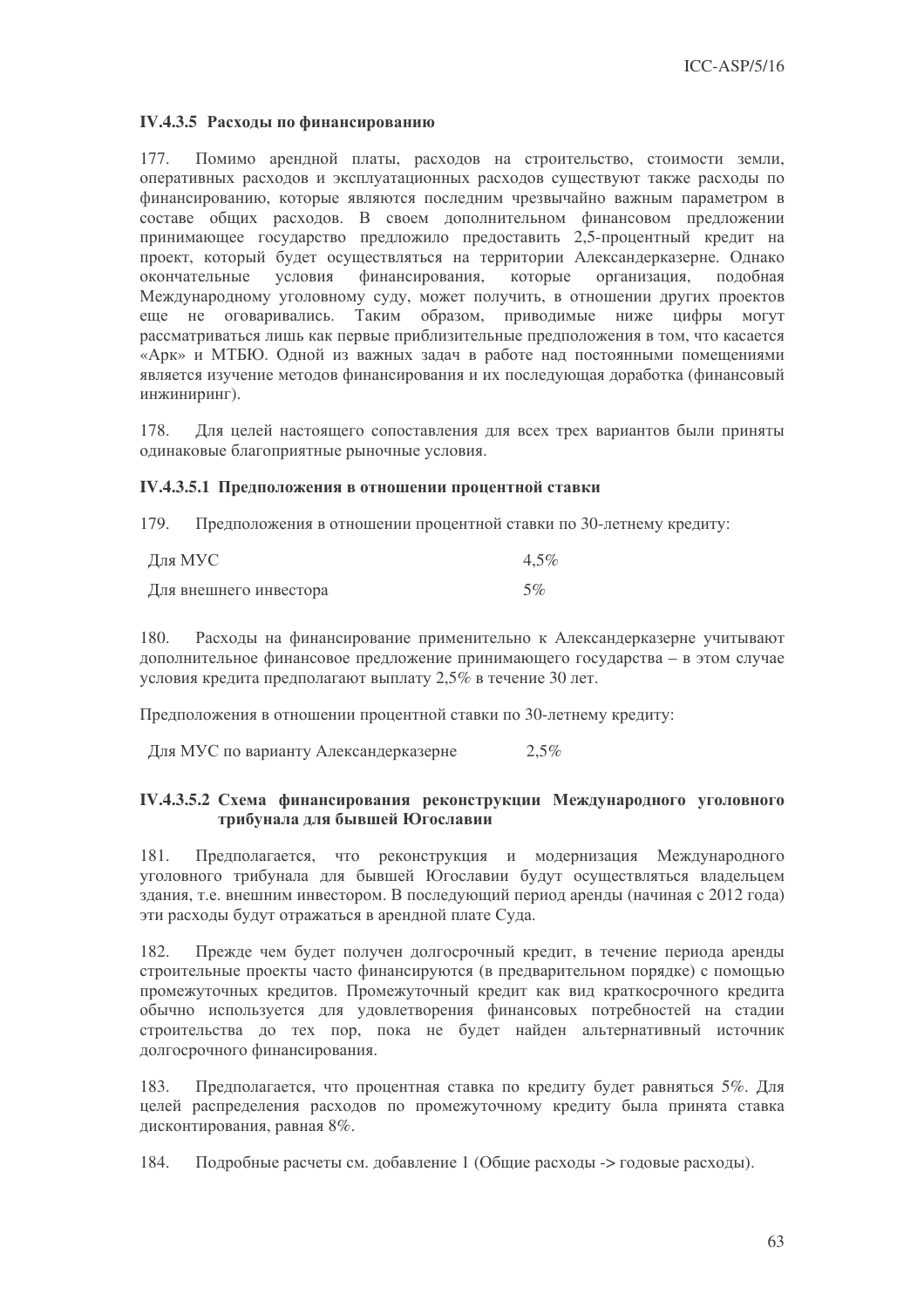### IV.4.3.5 Расходы по финансированию

177. Помимо арендной платы, расходов на строительство, стоимости земли, оперативных расходов и эксплуатационных расходов существуют также расходы по финансированию, которые являются последним чрезвычайно важным параметром в составе общих расходов. В своем дополнительном финансовом предложении принимающее государство предложило предоставить 2,5-процентный кредит на проект, который будет осуществляться на территории Александерказерне. Однако окончательные условия финансирования, которые организация, подобная Международному уголовному суду, может получить, в отношении других проектов еще не оговаривались. Таким образом, приводимые ниже цифры могут рассматриваться лишь как первые приблизительные предположения в том, что касается «Арк» и МТБЮ. Одной из важных задач в работе над постоянными помещениями является изучение методов финансирования и их последующая доработка (финансовый инжиниринг).

178. Для целей настоящего сопоставления для всех трех вариантов были приняты одинаковые благоприятные рыночные условия.

#### IV.4.3.5.1 Предположения в отношении процентной ставки

179. Предположения в отношении процентной ставки по 30-летнему кредиту:

| | |
|---|---|
| Для МУС | 4,5% |
| Для внешнего инвестора | 5% |

180. Расходы на финансирование применительно к Александерказерне учитывают дополнительное финансовое предложение принимающего государства – в этом случае условия кредита предполагают выплату 2,5% в течение 30 лет.

Предположения в отношении процентной ставки по 30-летнему кредиту:

| | |
|---|---|
| Для МУС по варианту Александерказерне | 2,5% |

#### IV.4.3.5.2 Схема финансирования реконструкции Международного уголовного трибунала для бывшей Югославии

181. Предполагается, что реконструкция и модернизация Международного уголовного трибунала для бывшей Югославии будут осуществляться владельцем здания, т.е. внешним инвестором. В последующий период аренды (начиная с 2012 года) эти расходы будут отражаться в арендной плате Суда.

182. Прежде чем будет получен долгосрочный кредит, в течение периода аренды строительные проекты часто финансируются (в предварительном порядке) с помощью промежуточных кредитов. Промежуточный кредит как вид краткосрочного кредита обычно используется для удовлетворения финансовых потребностей на стадии строительства до тех пор, пока не будет найден альтернативный источник долгосрочного финансирования.

183. Предполагается, что процентная ставка по кредиту будет равняться 5%. Для целей распределения расходов по промежуточному кредиту была принята ставка дисконтирования, равная 8%.

184. Подробные расчеты см. добавление 1 (Общие расходы -> годовые расходы).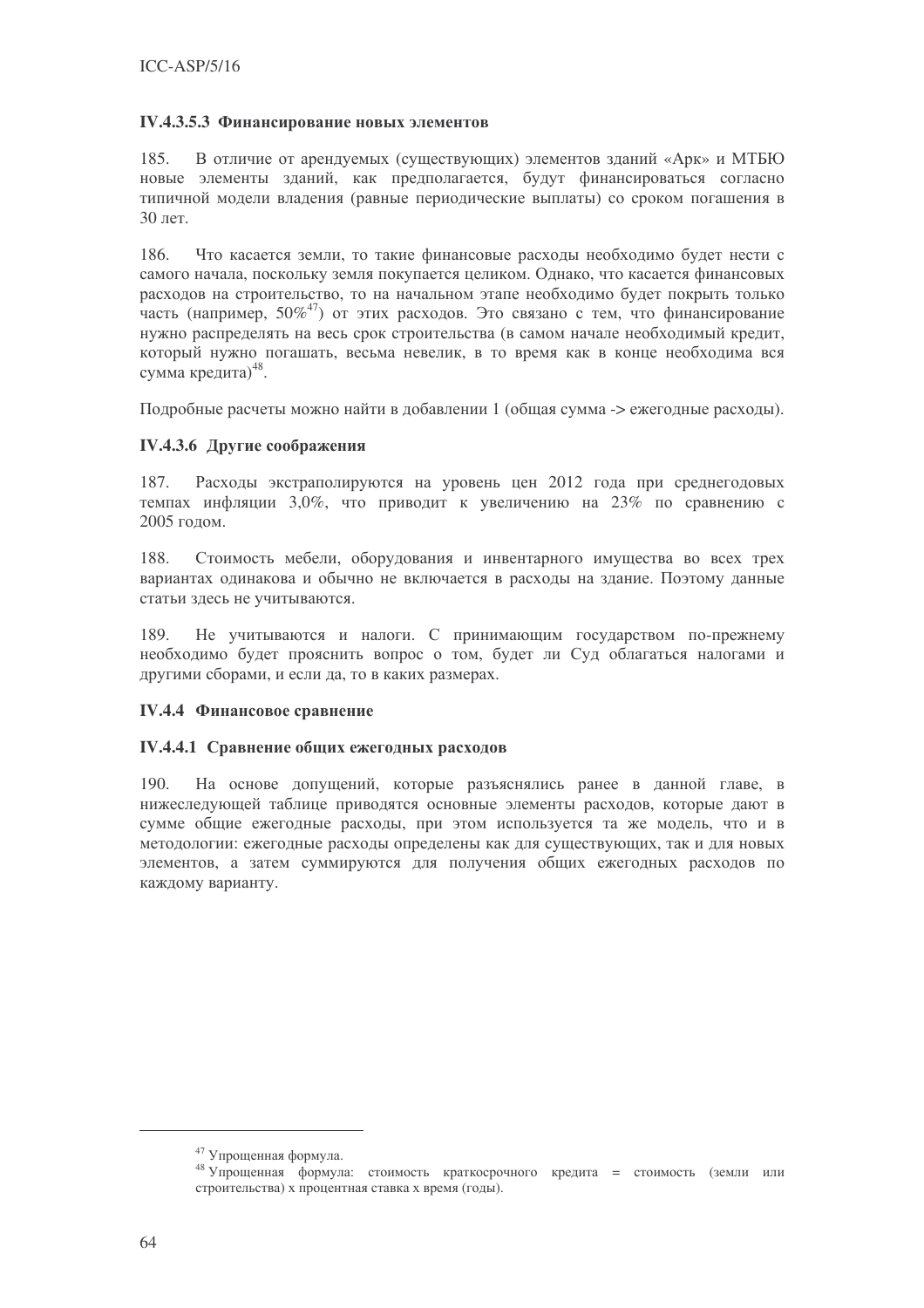### IV.4.3.5.3 Финансирование новых элементов

185. В отличие от арендуемых (существующих) элементов зданий «Арк» и МТБЮ новые элементы зданий, как предполагается, будут финансироваться согласно типичной модели владения (равные периодические выплаты) со сроком погашения в 30 лет.

186. Что касается земли, то такие финансовые расходы необходимо будет нести с самого начала, поскольку земля покупается целиком. Однако, что касается финансовых расходов на строительство, то на начальном этапе необходимо будет покрыть только часть (например, 50%[47]) от этих расходов. Это связано с тем, что финансирование нужно распределять на весь срок строительства (в самом начале необходимый кредит, который нужно погашать, весьма невелик, в то время как в конце необходима вся сумма кредита)[48].

Подробные расчеты можно найти в добавлении 1 (общая сумма -> ежегодные расходы).

### IV.4.3.6 Другие соображения

187. Расходы экстраполируются на уровень цен 2012 года при среднегодовых темпах инфляции 3,0%, что приводит к увеличению на 23% по сравнению с 2005 годом.

188. Стоимость мебели, оборудования и инвентарного имущества во всех трех вариантах одинакова и обычно не включается в расходы на здание. Поэтому данные статьи здесь не учитываются.

189. Не учитываются и налоги. С принимающим государством по-прежнему необходимо будет прояснить вопрос о том, будет ли Суд облагаться налогами и другими сборами, и если да, то в каких размерах.

## IV.4.4 Финансовое сравнение

### IV.4.4.1 Сравнение общих ежегодных расходов

190. На основе допущений, которые разъяснялись ранее в данной главе, в нижеследующей таблице приводятся основные элементы расходов, которые дают в сумме общие ежегодные расходы, при этом используется та же модель, что и в методологии: ежегодные расходы определены как для существующих, так и для новых элементов, а затем суммируются для получения общих ежегодных расходов по каждому варианту.

---

[47] Упрощенная формула.

[48] Упрощенная формула: стоимость краткосрочного кредита = стоимость (земли или строительства) х процентная ставка х время (годы).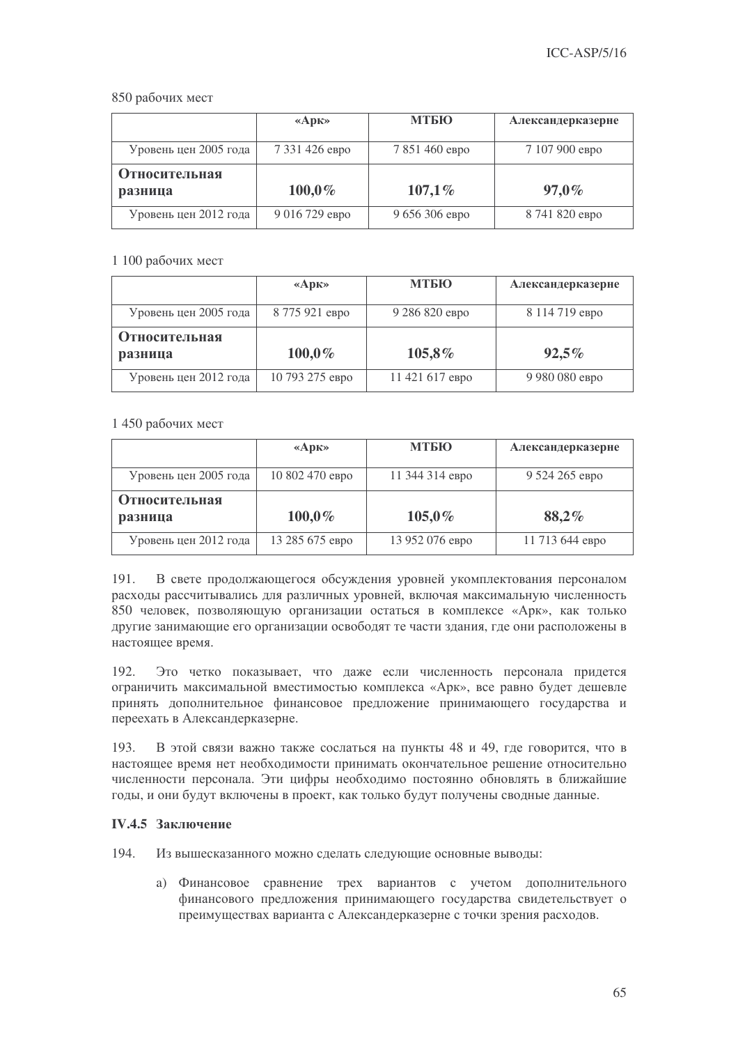850 рабочих мест

| | «Арк» | МТБЮ | Александерказерне |
|---|---|---|---|
| Уровень цен 2005 года | 7 331 426 евро | 7 851 460 евро | 7 107 900 евро |
| **Относительная разница** | **100,0%** | **107,1%** | **97,0%** |
| Уровень цен 2012 года | 9 016 729 евро | 9 656 306 евро | 8 741 820 евро |

1 100 рабочих мест

| | «Арк» | МТБЮ | Александерказерне |
|---|---|---|---|
| Уровень цен 2005 года | 8 775 921 евро | 9 286 820 евро | 8 114 719 евро |
| **Относительная разница** | **100,0%** | **105,8%** | **92,5%** |
| Уровень цен 2012 года | 10 793 275 евро | 11 421 617 евро | 9 980 080 евро |

1 450 рабочих мест

| | «Арк» | МТБЮ | Александерказерне |
|---|---|---|---|
| Уровень цен 2005 года | 10 802 470 евро | 11 344 314 евро | 9 524 265 евро |
| **Относительная разница** | **100,0%** | **105,0%** | **88,2%** |
| Уровень цен 2012 года | 13 285 675 евро | 13 952 076 евро | 11 713 644 евро |

191. В свете продолжающегося обсуждения уровней укомплектования персоналом расходы рассчитывались для различных уровней, включая максимальную численность 850 человек, позволяющую организации остаться в комплексе «Арк», как только другие занимающие его организации освободят те части здания, где они расположены в настоящее время.

192. Это четко показывает, что даже если численность персонала придется ограничить максимальной вместимостью комплекса «Арк», все равно будет дешевле принять дополнительное финансовое предложение принимающего государства и переехать в Александерказерне.

193. В этой связи важно также сослаться на пункты 48 и 49, где говорится, что в настоящее время нет необходимости принимать окончательное решение относительно численности персонала. Эти цифры необходимо постоянно обновлять в ближайшие годы, и они будут включены в проект, как только будут получены сводные данные.

### IV.4.5 Заключение

194. Из вышесказанного можно сделать следующие основные выводы:

a) Финансовое сравнение трех вариантов с учетом дополнительного финансового предложения принимающего государства свидетельствует о преимуществах варианта с Александерказерне с точки зрения расходов.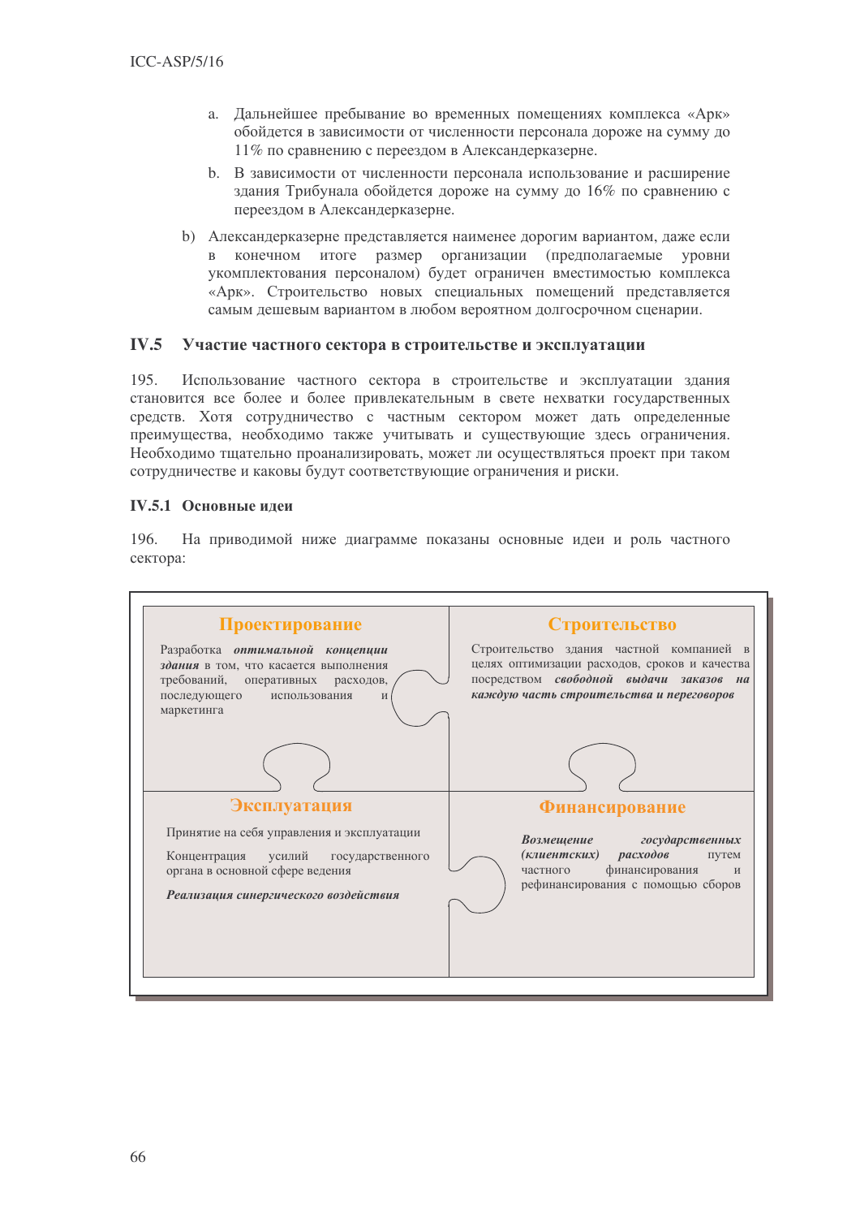a. Дальнейшее пребывание во временных помещениях комплекса «Арк» обойдется в зависимости от численности персонала дороже на сумму до 11% по сравнению с переездом в Александерказерне.

b. В зависимости от численности персонала использование и расширение здания Трибунала обойдется дороже на сумму до 16% по сравнению с переездом в Александерказерне.

b) Александерказерне представляется наименее дорогим вариантом, даже если в конечном итоге размер организации (предполагаемые уровни укомплектования персоналом) будет ограничен вместимостью комплекса «Арк». Строительство новых специальных помещений представляется самым дешевым вариантом в любом вероятном долгосрочном сценарии.

## IV.5 Участие частного сектора в строительстве и эксплуатации

195. Использование частного сектора в строительстве и эксплуатации здания становится все более и более привлекательным в свете нехватки государственных средств. Хотя сотрудничество с частным сектором может дать определенные преимущества, необходимо также учитывать и существующие здесь ограничения. Необходимо тщательно проанализировать, может ли осуществляться проект при таком сотрудничестве и каковы будут соответствующие ограничения и риски.

### IV.5.1 Основные идеи

196. На приводимой ниже диаграмме показаны основные идеи и роль частного сектора:

**Проектирование**

Разработка ***оптимальной концепции здания*** в том, что касается выполнения требований, оперативных расходов, последующего использования и маркетинга

**Строительство**

Строительство здания частной компанией в целях оптимизации расходов, сроков и качества посредством ***свободной выдачи заказов на каждую часть строительства и переговоров***

**Эксплуатация**

Принятие на себя управления и эксплуатации

Концентрация усилий государственного органа в основной сфере ведения

***Реализация синергического воздействия***

**Финансирование**

***Возмещение государственных (клиентских) расходов*** путем частного финансирования и рефинансирования с помощью сборов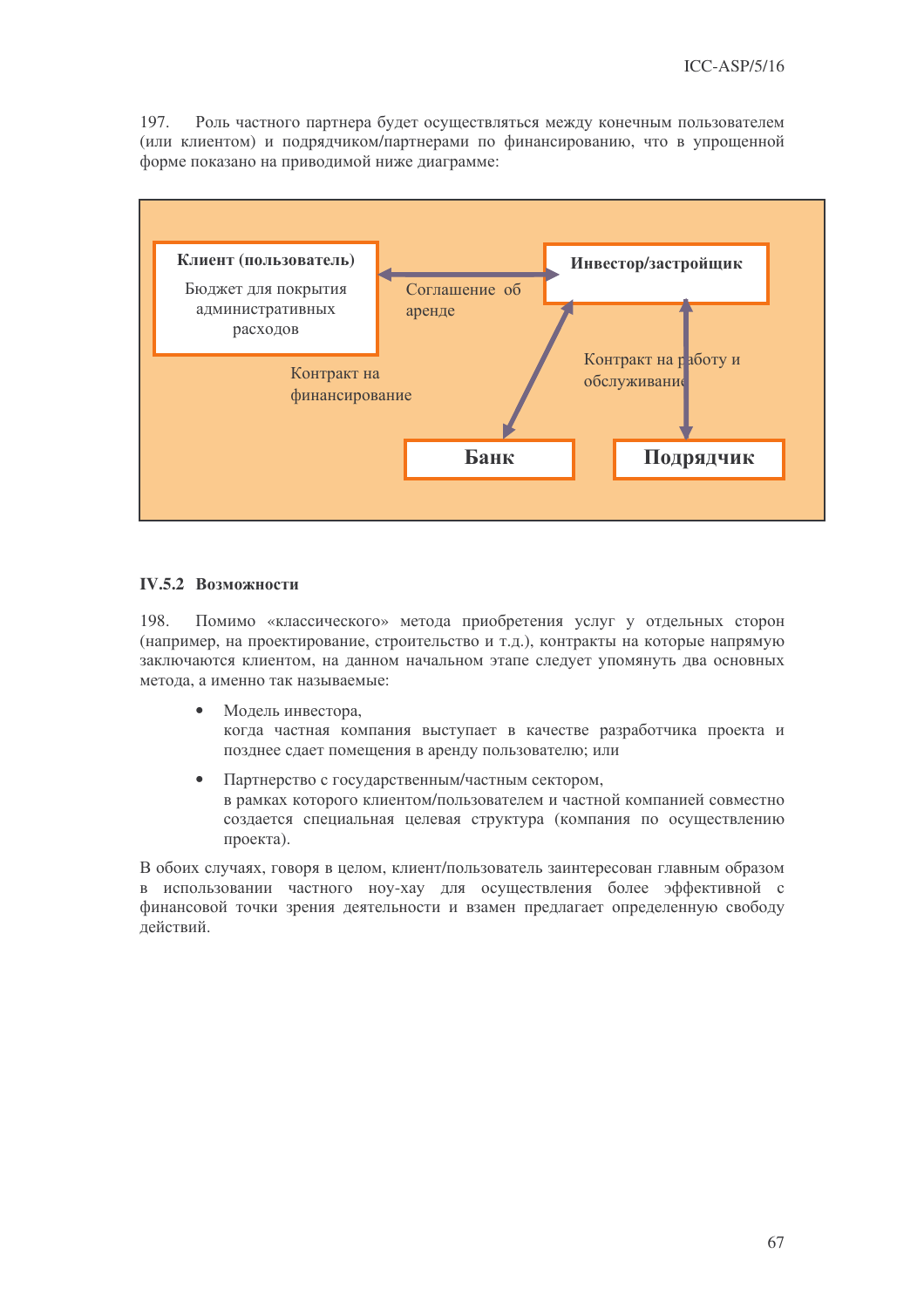197. Роль частного партнера будет осуществляться между конечным пользователем (или клиентом) и подрядчиком/партнерами по финансированию, что в упрощенной форме показано на приводимой ниже диаграмме:

**Клиент (пользователь)**
Бюджет для покрытия административных расходов

Соглашение об аренде

**Инвестор/застройщик**

Контракт на финансирование

Контракт на работу и обслуживание

**Банк**

**Подрядчик**

### IV.5.2 Возможности

198. Помимо «классического» метода приобретения услуг у отдельных сторон (например, на проектирование, строительство и т.д.), контракты на которые напрямую заключаются клиентом, на данном начальном этапе следует упомянуть два основных метода, а именно так называемые:

- Модель инвестора,
  когда частная компания выступает в качестве разработчика проекта и позднее сдает помещения в аренду пользователю; или
- Партнерство с государственным/частным сектором,
  в рамках которого клиентом/пользователем и частной компанией совместно создается специальная целевая структура (компания по осуществлению проекта).

В обоих случаях, говоря в целом, клиент/пользователь заинтересован главным образом в использовании частного ноу-хау для осуществления более эффективной с финансовой точки зрения деятельности и взамен предлагает определенную свободу действий.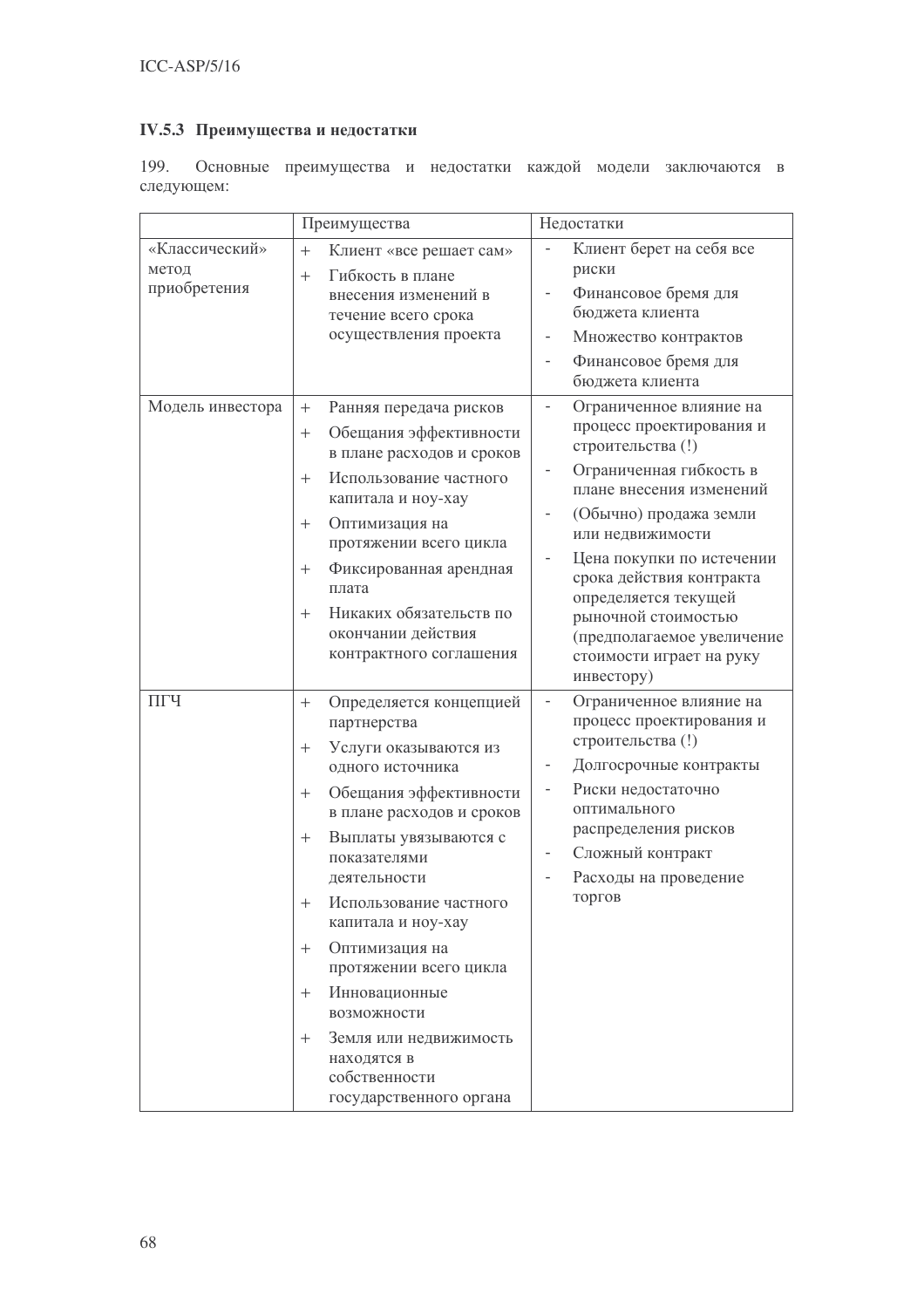### IV.5.3 Преимущества и недостатки

199. Основные преимущества и недостатки каждой модели заключаются в следующем:

| | Преимущества | Недостатки |
|---|---|---|
| «Классический» метод приобретения | + Клиент «все решает сам»<br>+ Гибкость в плане внесения изменений в течение всего срока осуществления проекта | - Клиент берет на себя все риски<br>- Финансовое бремя для бюджета клиента<br>- Множество контрактов<br>- Финансовое бремя для бюджета клиента |
| Модель инвестора | + Ранняя передача рисков<br>+ Обещания эффективности в плане расходов и сроков<br>+ Использование частного капитала и ноу-хау<br>+ Оптимизация на протяжении всего цикла<br>+ Фиксированная арендная плата<br>+ Никаких обязательств по окончании действия контрактного соглашения | - Ограниченное влияние на процесс проектирования и строительства (!)<br>- Ограниченная гибкость в плане внесения изменений<br>- (Обычно) продажа земли или недвижимости<br>- Цена покупки по истечении срока действия контракта определяется текущей рыночной стоимостью (предполагаемое увеличение стоимости играет на руку инвестору) |
| ПГЧ | + Определяется концепцией партнерства<br>+ Услуги оказываются из одного источника<br>+ Обещания эффективности в плане расходов и сроков<br>+ Выплаты увязываются с показателями деятельности<br>+ Использование частного капитала и ноу-хау<br>+ Оптимизация на протяжении всего цикла<br>+ Инновационные возможности<br>+ Земля или недвижимость находятся в собственности государственного органа | - Ограниченное влияние на процесс проектирования и строительства (!)<br>- Долгосрочные контракты<br>- Риски недостаточно оптимального распределения рисков<br>- Сложный контракт<br>- Расходы на проведение торгов |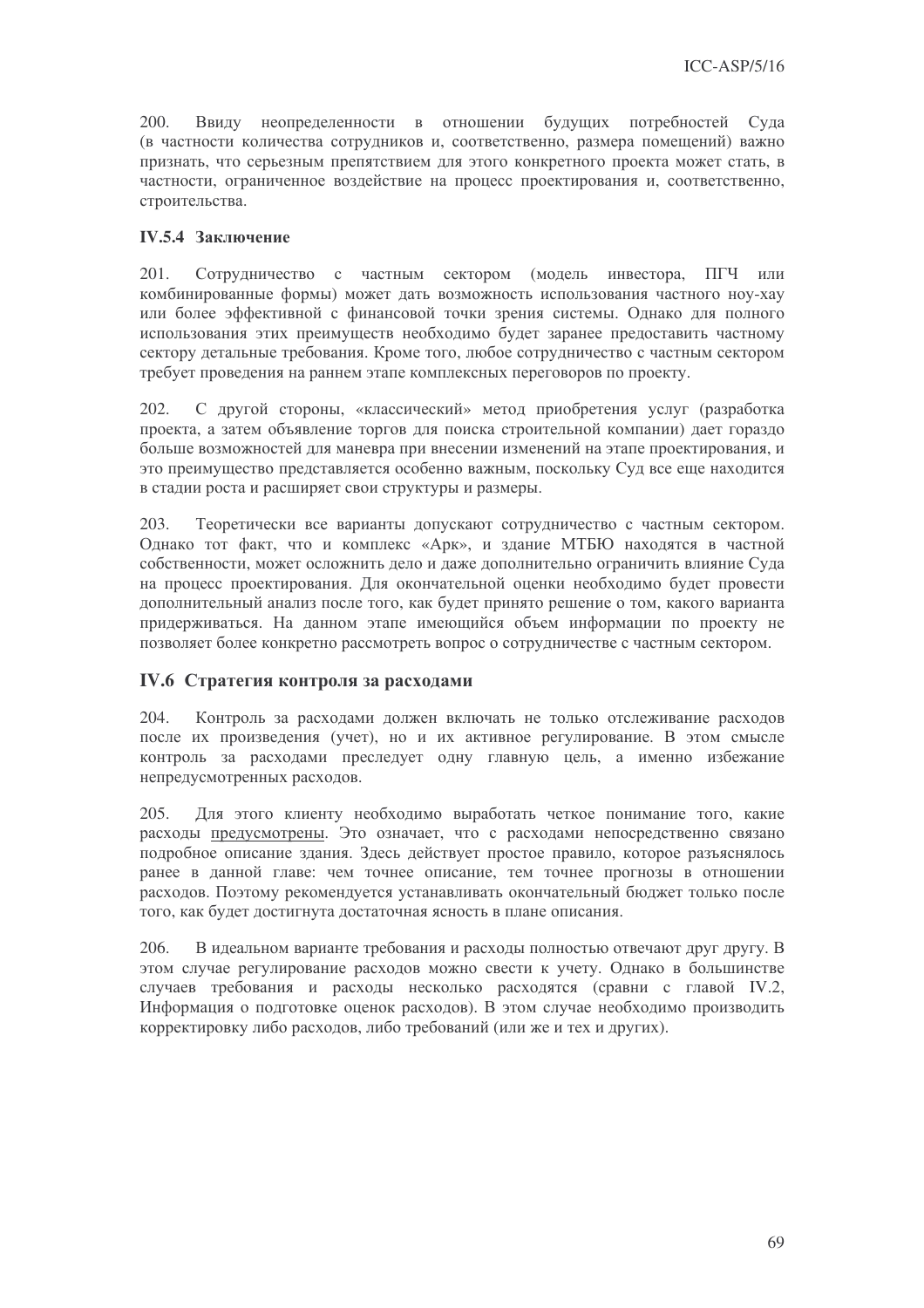200. Ввиду неопределенности в отношении будущих потребностей Суда (в частности количества сотрудников и, соответственно, размера помещений) важно признать, что серьезным препятствием для этого конкретного проекта может стать, в частности, ограниченное воздействие на процесс проектирования и, соответственно, строительства.

### IV.5.4 Заключение

201. Сотрудничество с частным сектором (модель инвестора, ПГЧ или комбинированные формы) может дать возможность использования частного ноу-хау или более эффективной с финансовой точки зрения системы. Однако для полного использования этих преимуществ необходимо будет заранее предоставить частному сектору детальные требования. Кроме того, любое сотрудничество с частным сектором требует проведения на раннем этапе комплексных переговоров по проекту.

202. С другой стороны, «классический» метод приобретения услуг (разработка проекта, а затем объявление торгов для поиска строительной компании) дает гораздо больше возможностей для маневра при внесении изменений на этапе проектирования, и это преимущество представляется особенно важным, поскольку Суд все еще находится в стадии роста и расширяет свои структуры и размеры.

203. Теоретически все варианты допускают сотрудничество с частным сектором. Однако тот факт, что и комплекс «Арк», и здание МТБЮ находятся в частной собственности, может осложнить дело и даже дополнительно ограничить влияние Суда на процесс проектирования. Для окончательной оценки необходимо будет провести дополнительный анализ после того, как будет принято решение о том, какого варианта придерживаться. На данном этапе имеющийся объем информации по проекту не позволяет более конкретно рассмотреть вопрос о сотрудничестве с частным сектором.

## IV.6 Стратегия контроля за расходами

204. Контроль за расходами должен включать не только отслеживание расходов после их произведения (учет), но и их активное регулирование. В этом смысле контроль за расходами преследует одну главную цель, а именно избежание непредусмотренных расходов.

205. Для этого клиенту необходимо выработать четкое понимание того, какие расходы предусмотрены. Это означает, что с расходами непосредственно связано подробное описание здания. Здесь действует простое правило, которое разъяснялось ранее в данной главе: чем точнее описание, тем точнее прогнозы в отношении расходов. Поэтому рекомендуется устанавливать окончательный бюджет только после того, как будет достигнута достаточная ясность в плане описания.

206. В идеальном варианте требования и расходы полностью отвечают друг другу. В этом случае регулирование расходов можно свести к учету. Однако в большинстве случаев требования и расходы несколько расходятся (сравни с главой IV.2, Информация о подготовке оценок расходов). В этом случае необходимо производить корректировку либо расходов, либо требований (или же и тех и других).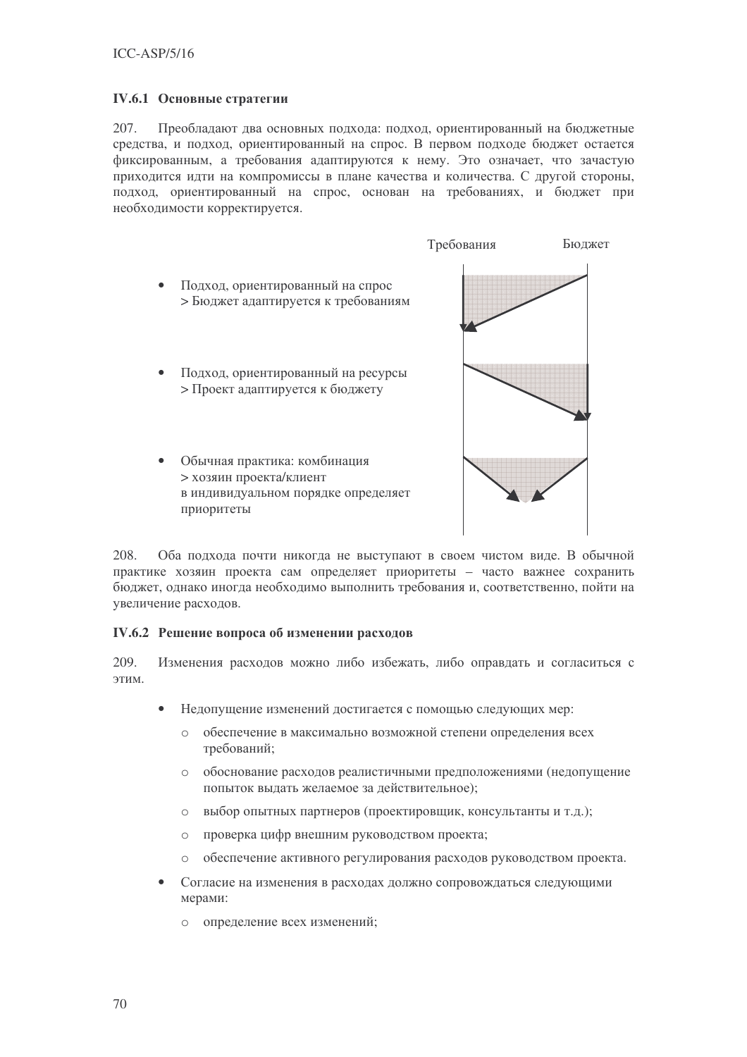### IV.6.1 Основные стратегии

207. Преобладают два основных подхода: подход, ориентированный на бюджетные средства, и подход, ориентированный на спрос. В первом подходе бюджет остается фиксированным, а требования адаптируются к нему. Это означает, что зачастую приходится идти на компромиссы в плане качества и количества. С другой стороны, подход, ориентированный на спрос, основан на требованиях, и бюджет при необходимости корректируется.

Требования

Бюджет

- Подход, ориентированный на спрос
  > Бюджет адаптируется к требованиям
- Подход, ориентированный на ресурсы
  > Проект адаптируется к бюджету
- Обычная практика: комбинация
  > хозяин проекта/клиент
  в индивидуальном порядке определяет приоритеты

208. Оба подхода почти никогда не выступают в своем чистом виде. В обычной практике хозяин проекта сам определяет приоритеты – часто важнее сохранить бюджет, однако иногда необходимо выполнить требования и, соответственно, пойти на увеличение расходов.

### IV.6.2 Решение вопроса об изменении расходов

209. Изменения расходов можно либо избежать, либо оправдать и согласиться с этим.

- Недопущение изменений достигается с помощью следующих мер:
  - обеспечение в максимально возможной степени определения всех требований;
  - обоснование расходов реалистичными предположениями (недопущение попыток выдать желаемое за действительное);
  - выбор опытных партнеров (проектировщик, консультанты и т.д.);
  - проверка цифр внешним руководством проекта;
  - обеспечение активного регулирования расходов руководством проекта.
- Согласие на изменения в расходах должно сопровождаться следующими мерами:
  - определение всех изменений;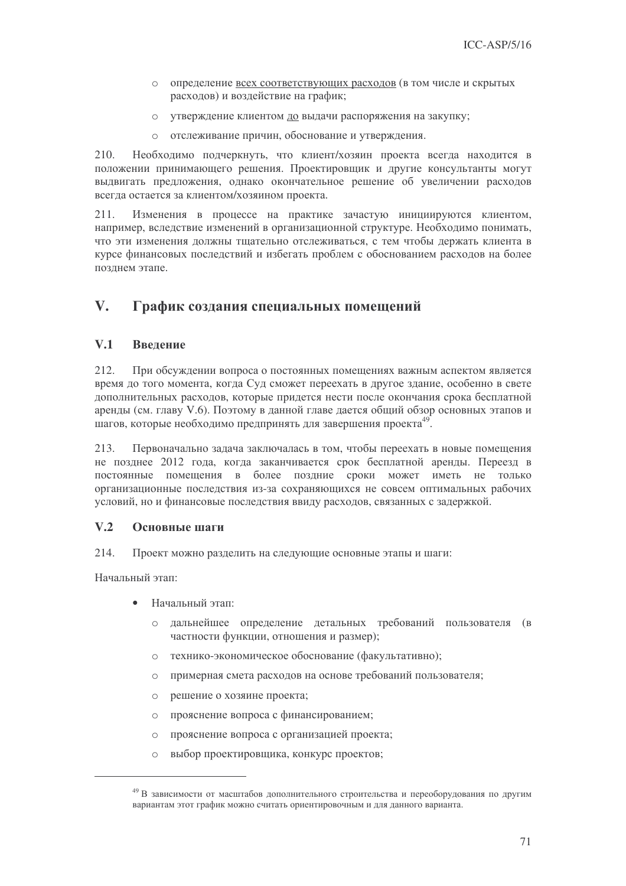- определение <u>всех соответствующих расходов</u> (в том числе и скрытых расходов) и воздействие на график;
- утверждение клиентом <u>до</u> выдачи распоряжения на закупку;
- отслеживание причин, обоснование и утверждения.

210. Необходимо подчеркнуть, что клиент/хозяин проекта всегда находится в положении принимающего решения. Проектировщик и другие консультанты могут выдвигать предложения, однако окончательное решение об увеличении расходов всегда остается за клиентом/хозяином проекта.

211. Изменения в процессе на практике зачастую инициируются клиентом, например, вследствие изменений в организационной структуре. Необходимо понимать, что эти изменения должны тщательно отслеживаться, с тем чтобы держать клиента в курсе финансовых последствий и избегать проблем с обоснованием расходов на более позднем этапе.

## V. График создания специальных помещений

### V.1 Введение

212. При обсуждении вопроса о постоянных помещениях важным аспектом является время до того момента, когда Суд сможет переехать в другое здание, особенно в свете дополнительных расходов, которые придется нести после окончания срока бесплатной аренды (см. главу V.6). Поэтому в данной главе дается общий обзор основных этапов и шагов, которые необходимо предпринять для завершения проекта[49].

213. Первоначально задача заключалась в том, чтобы переехать в новые помещения не позднее 2012 года, когда заканчивается срок бесплатной аренды. Переезд в постоянные помещения в более поздние сроки может иметь не только организационные последствия из-за сохраняющихся не совсем оптимальных рабочих условий, но и финансовые последствия ввиду расходов, связанных с задержкой.

### V.2 Основные шаги

214. Проект можно разделить на следующие основные этапы и шаги:

Начальный этап:

- Начальный этап:
  - дальнейшее определение детальных требований пользователя (в частности функции, отношения и размер);
  - технико-экономическое обоснование (факультативно);
  - примерная смета расходов на основе требований пользователя;
  - решение о хозяине проекта;
  - прояснение вопроса с финансированием;
  - прояснение вопроса с организацией проекта;
  - выбор проектировщика, конкурс проектов;

---

[49] В зависимости от масштабов дополнительного строительства и переоборудования по другим вариантам этот график можно считать ориентировочным и для данного варианта.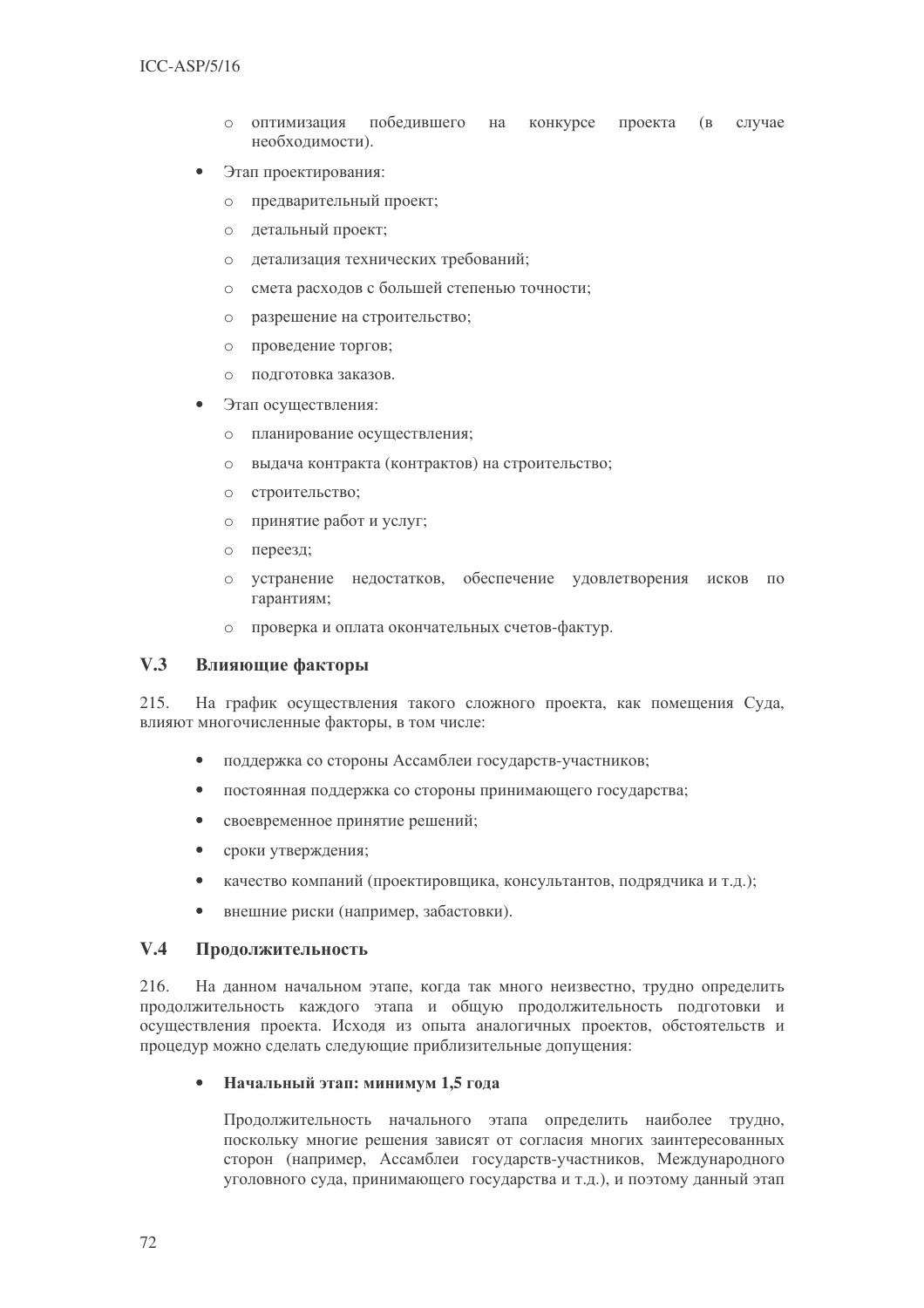- оптимизация победившего на конкурсе проекта (в случае необходимости).

- Этап проектирования:
  - предварительный проект;
  - детальный проект;
  - детализация технических требований;
  - смета расходов с большей степенью точности;
  - разрешение на строительство;
  - проведение торгов;
  - подготовка заказов.

- Этап осуществления:
  - планирование осуществления;
  - выдача контракта (контрактов) на строительство;
  - строительство;
  - принятие работ и услуг;
  - переезд;
  - устранение недостатков, обеспечение удовлетворения исков по гарантиям;
  - проверка и оплата окончательных счетов-фактур.

## V.3 Влияющие факторы

215. На график осуществления такого сложного проекта, как помещения Суда, влияют многочисленные факторы, в том числе:

- поддержка со стороны Ассамблеи государств-участников;
- постоянная поддержка со стороны принимающего государства;
- своевременное принятие решений;
- сроки утверждения;
- качество компаний (проектировщика, консультантов, подрядчика и т.д.);
- внешние риски (например, забастовки).

## V.4 Продолжительность

216. На данном начальном этапе, когда так много неизвестно, трудно определить продолжительность каждого этапа и общую продолжительность подготовки и осуществления проекта. Исходя из опыта аналогичных проектов, обстоятельств и процедур можно сделать следующие приблизительные допущения:

- **Начальный этап: минимум 1,5 года**

  Продолжительность начального этапа определить наиболее трудно, поскольку многие решения зависят от согласия многих заинтересованных сторон (например, Ассамблеи государств-участников, Международного уголовного суда, принимающего государства и т.д.), и поэтому данный этап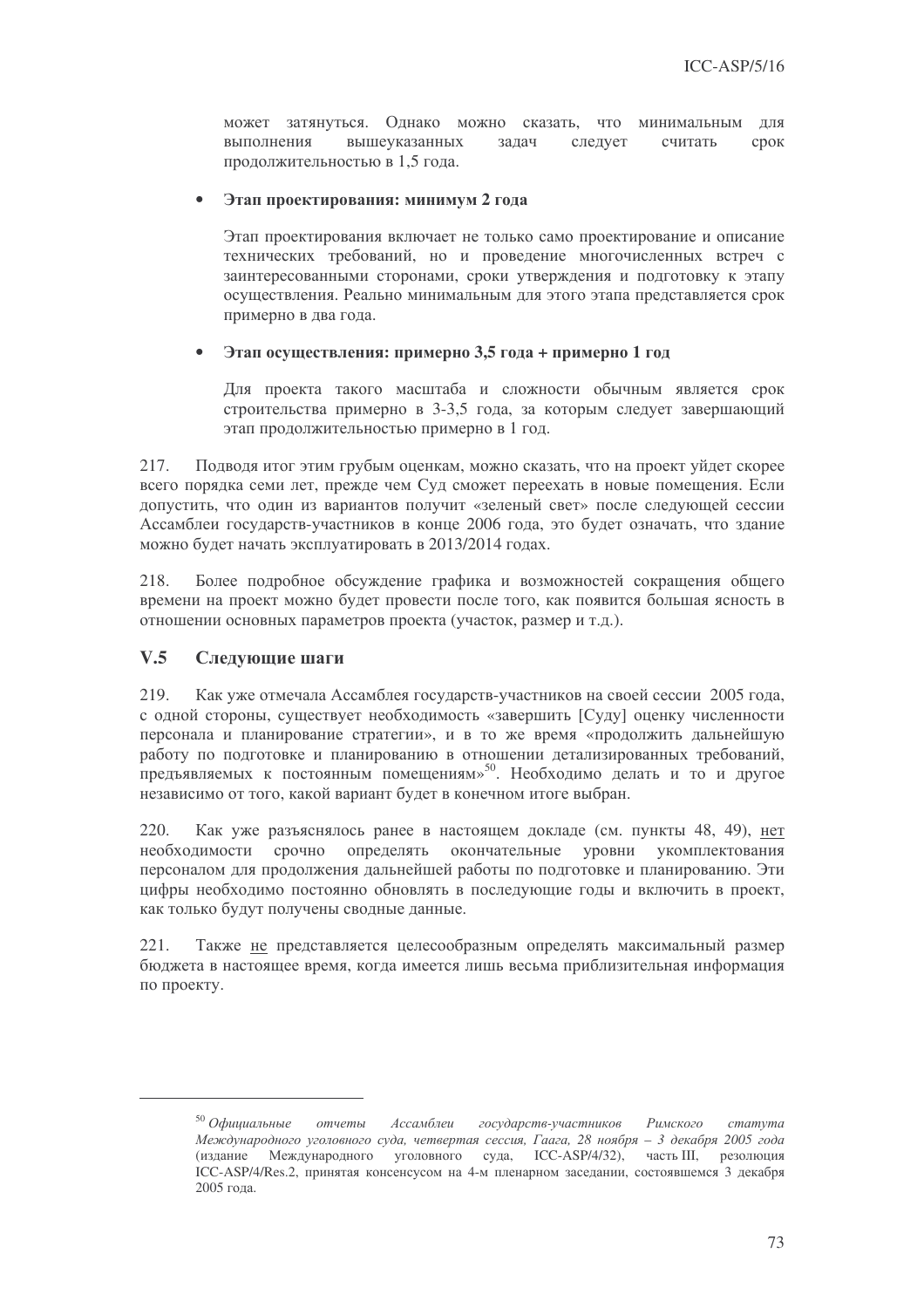может затянуться. Однако можно сказать, что минимальным для выполнения вышеуказанных задач следует считать срок продолжительностью в 1,5 года.

- **Этап проектирования: минимум 2 года**

  Этап проектирования включает не только само проектирование и описание технических требований, но и проведение многочисленных встреч с заинтересованными сторонами, сроки утверждения и подготовку к этапу осуществления. Реально минимальным для этого этапа представляется срок примерно в два года.

- **Этап осуществления: примерно 3,5 года + примерно 1 год**

  Для проекта такого масштаба и сложности обычным является срок строительства примерно в 3-3,5 года, за которым следует завершающий этап продолжительностью примерно в 1 год.

217. Подводя итог этим грубым оценкам, можно сказать, что на проект уйдет скорее всего порядка семи лет, прежде чем Суд сможет переехать в новые помещения. Если допустить, что один из вариантов получит «зеленый свет» после следующей сессии Ассамблеи государств-участников в конце 2006 года, это будет означать, что здание можно будет начать эксплуатировать в 2013/2014 годах.

218. Более подробное обсуждение графика и возможностей сокращения общего времени на проект можно будет провести после того, как появится большая ясность в отношении основных параметров проекта (участок, размер и т.д.).

## V.5 Следующие шаги

219. Как уже отмечала Ассамблея государств-участников на своей сессии 2005 года, с одной стороны, существует необходимость «завершить [Суду] оценку численности персонала и планирование стратегии», и в то же время «продолжить дальнейшую работу по подготовке и планированию в отношении детализированных требований, предъявляемых к постоянным помещениям»[50]. Необходимо делать и то и другое независимо от того, какой вариант будет в конечном итоге выбран.

220. Как уже разъяснялось ранее в настоящем докладе (см. пункты 48, 49), <u>нет</u> необходимости срочно определять окончательные уровни укомплектования персоналом для продолжения дальнейшей работы по подготовке и планированию. Эти цифры необходимо постоянно обновлять в последующие годы и включить в проект, как только будут получены сводные данные.

221. Также <u>не</u> представляется целесообразным определять максимальный размер бюджета в настоящее время, когда имеется лишь весьма приблизительная информация по проекту.

---

[50] *Официальные отчеты Ассамблеи государств-участников Римского статута Международного уголовного суда, четвертая сессия, Гаага, 28 ноября – 3 декабря 2005 года* (издание Международного уголовного суда, ICC-ASP/4/32), часть III, резолюция ICC-ASP/4/Res.2, принятая консенсусом на 4-м пленарном заседании, состоявшемся 3 декабря 2005 года.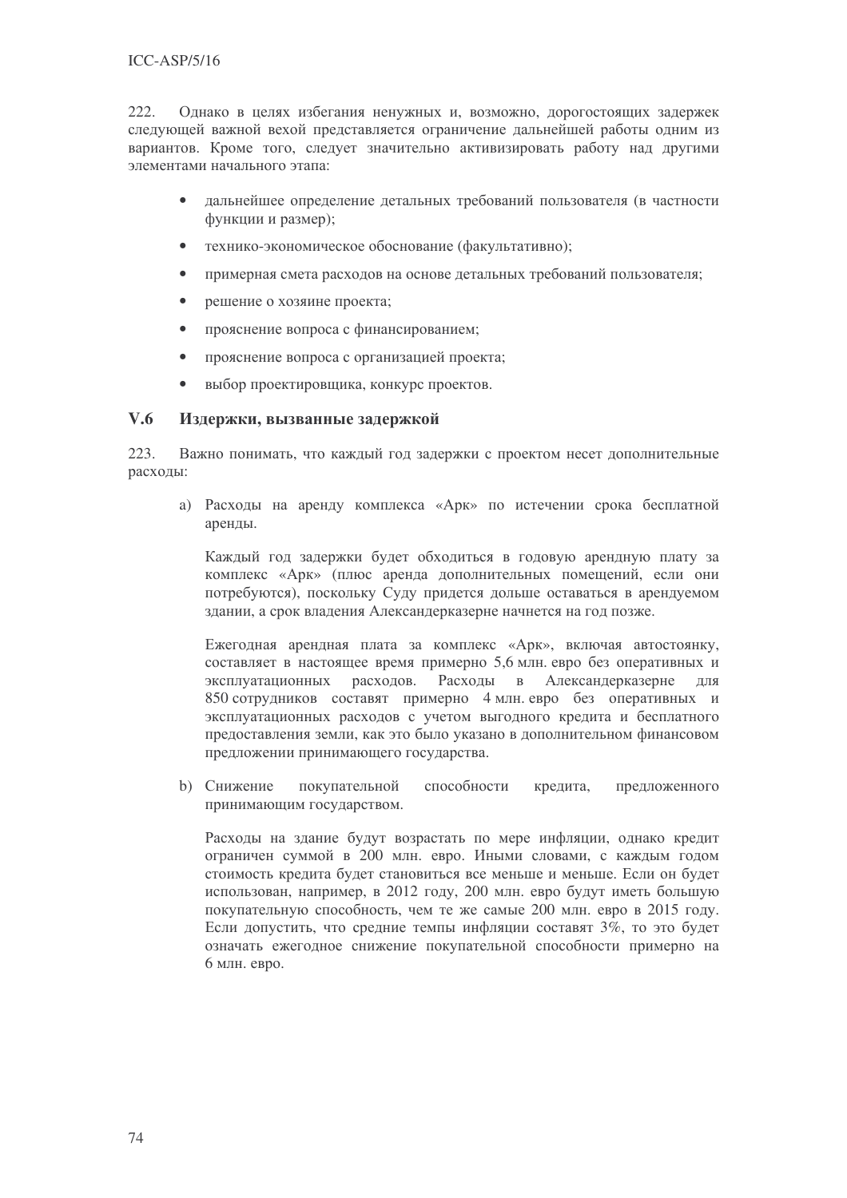222. Однако в целях избегания ненужных и, возможно, дорогостоящих задержек следующей важной вехой представляется ограничение дальнейшей работы одним из вариантов. Кроме того, следует значительно активизировать работу над другими элементами начального этапа:

- дальнейшее определение детальных требований пользователя (в частности функции и размер);
- технико-экономическое обоснование (факультативно);
- примерная смета расходов на основе детальных требований пользователя;
- решение о хозяине проекта;
- прояснение вопроса с финансированием;
- прояснение вопроса с организацией проекта;
- выбор проектировщика, конкурс проектов.

## V.6 Издержки, вызванные задержкой

223. Важно понимать, что каждый год задержки с проектом несет дополнительные расходы:

a) Расходы на аренду комплекса «Арк» по истечении срока бесплатной аренды.

   Каждый год задержки будет обходиться в годовую арендную плату за комплекс «Арк» (плюс аренда дополнительных помещений, если они потребуются), поскольку Суду придется дольше оставаться в арендуемом здании, а срок владения Александерказерне начнется на год позже.

   Ежегодная арендная плата за комплекс «Арк», включая автостоянку, составляет в настоящее время примерно 5,6 млн. евро без оперативных и эксплуатационных расходов. Расходы в Александерказерне для 850 сотрудников составят примерно 4 млн. евро без оперативных и эксплуатационных расходов с учетом выгодного кредита и бесплатного предоставления земли, как это было указано в дополнительном финансовом предложении принимающего государства.

b) Снижение покупательной способности кредита, предложенного принимающим государством.

   Расходы на здание будут возрастать по мере инфляции, однако кредит ограничен суммой в 200 млн. евро. Иными словами, с каждым годом стоимость кредита будет становиться все меньше и меньше. Если он будет использован, например, в 2012 году, 200 млн. евро будут иметь большую покупательную способность, чем те же самые 200 млн. евро в 2015 году. Если допустить, что средние темпы инфляции составят 3%, то это будет означать ежегодное снижение покупательной способности примерно на 6 млн. евро.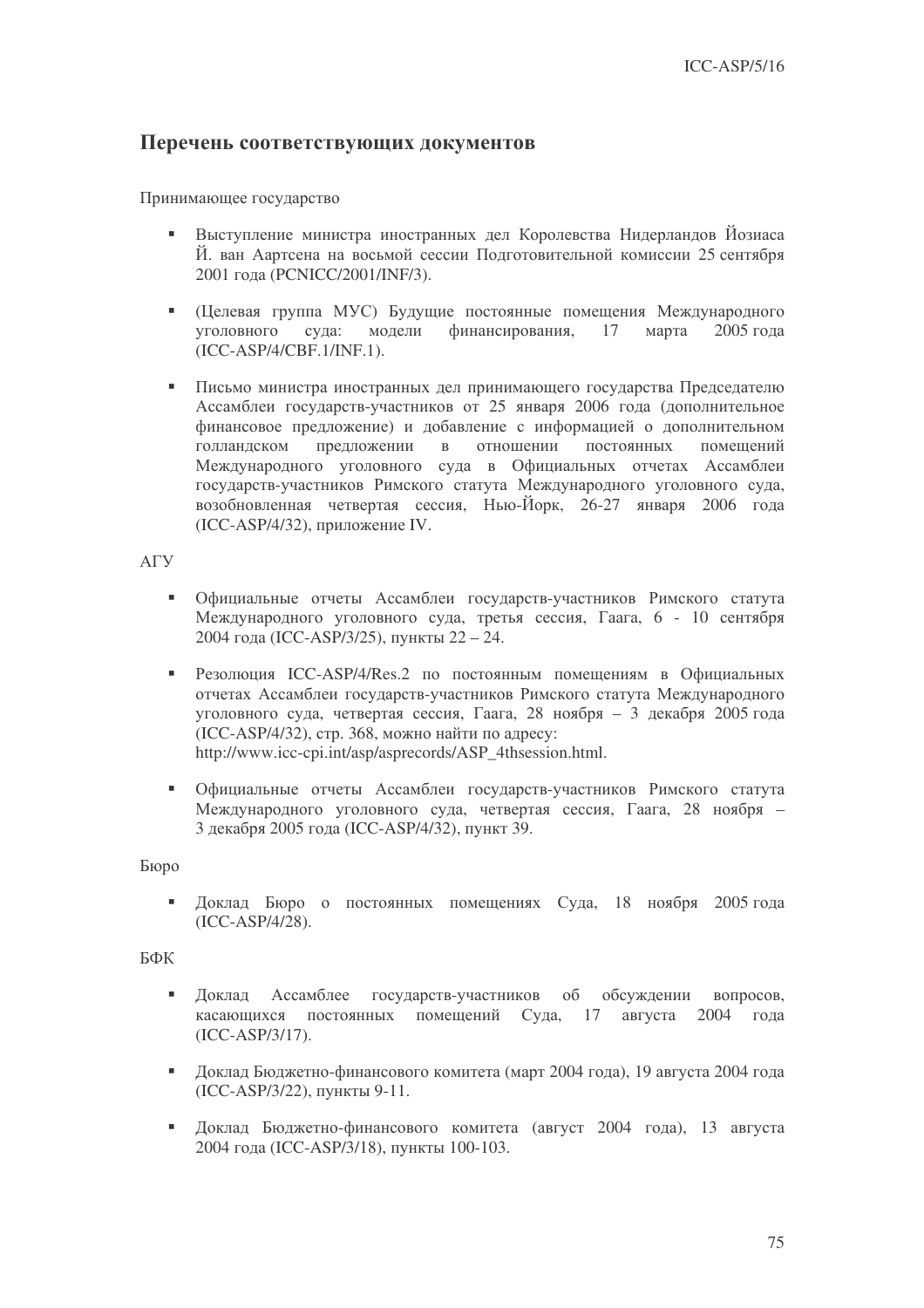## Перечень соответствующих документов

Принимающее государство

- Выступление министра иностранных дел Королевства Нидерландов Йозиаса Й. ван Аартсена на восьмой сессии Подготовительной комиссии 25 сентября 2001 года (PCNICC/2001/INF/3).

- (Целевая группа МУС) Будущие постоянные помещения Международного уголовного суда: модели финансирования, 17 марта 2005 года (ICC-ASP/4/CBF.1/INF.1).

- Письмо министра иностранных дел принимающего государства Председателю Ассамблеи государств-участников от 25 января 2006 года (дополнительное финансовое предложение) и добавление с информацией о дополнительном голландском предложении в отношении постоянных помещений Международного уголовного суда в Официальных отчетах Ассамблеи государств-участников Римского статута Международного уголовного суда, возобновленная четвертая сессия, Нью-Йорк, 26-27 января 2006 года (ICC-ASP/4/32), приложение IV.

АГУ

- Официальные отчеты Ассамблеи государств-участников Римского статута Международного уголовного суда, третья сессия, Гаага, 6 - 10 сентября 2004 года (ICC-ASP/3/25), пункты 22 – 24.

- Резолюция ICC-ASP/4/Res.2 по постоянным помещениям в Официальных отчетах Ассамблеи государств-участников Римского статута Международного уголовного суда, четвертая сессия, Гаага, 28 ноября – 3 декабря 2005 года (ICC-ASP/4/32), стр. 368, можно найти по адресу: http://www.icc-cpi.int/asp/asprecords/ASP_4thsession.html.

- Официальные отчеты Ассамблеи государств-участников Римского статута Международного уголовного суда, четвертая сессия, Гаага, 28 ноября – 3 декабря 2005 года (ICC-ASP/4/32), пункт 39.

Бюро

- Доклад Бюро о постоянных помещениях Суда, 18 ноября 2005 года (ICC-ASP/4/28).

БФК

- Доклад Ассамблее государств-участников об обсуждении вопросов, касающихся постоянных помещений Суда, 17 августа 2004 года (ICC-ASP/3/17).

- Доклад Бюджетно-финансового комитета (март 2004 года), 19 августа 2004 года (ICC-ASP/3/22), пункты 9-11.

- Доклад Бюджетно-финансового комитета (август 2004 года), 13 августа 2004 года (ICC-ASP/3/18), пункты 100-103.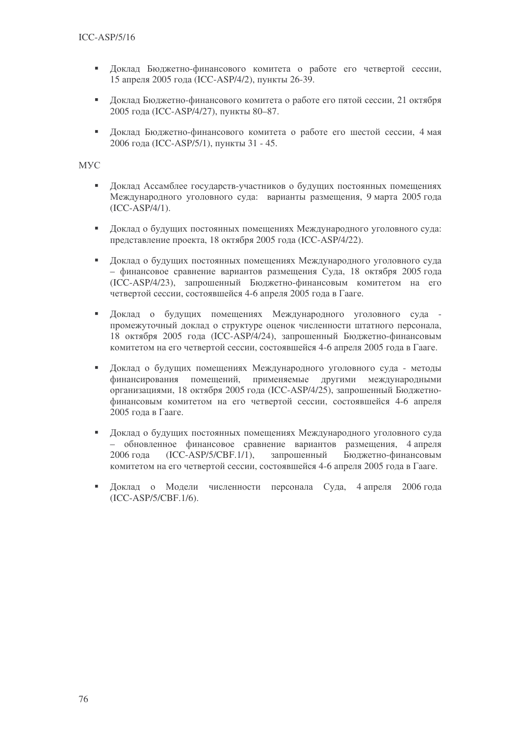- Доклад Бюджетно-финансового комитета о работе его четвертой сессии, 15 апреля 2005 года (ICC-ASP/4/2), пункты 26-39.

- Доклад Бюджетно-финансового комитета о работе его пятой сессии, 21 октября 2005 года (ICC-ASP/4/27), пункты 80–87.

- Доклад Бюджетно-финансового комитета о работе его шестой сессии, 4 мая 2006 года (ICC-ASP/5/1), пункты 31 - 45.

МУС

- Доклад Ассамблее государств-участников о будущих постоянных помещениях Международного уголовного суда: варианты размещения, 9 марта 2005 года (ICC-ASP/4/1).

- Доклад о будущих постоянных помещениях Международного уголовного суда: представление проекта, 18 октября 2005 года (ICC-ASP/4/22).

- Доклад о будущих постоянных помещениях Международного уголовного суда – финансовое сравнение вариантов размещения Суда, 18 октября 2005 года (ICC-ASP/4/23), запрошенный Бюджетно-финансовым комитетом на его четвертой сессии, состоявшейся 4-6 апреля 2005 года в Гааге.

- Доклад о будущих помещениях Международного уголовного суда - промежуточный доклад о структуре оценок численности штатного персонала, 18 октября 2005 года (ICC-ASP/4/24), запрошенный Бюджетно-финансовым комитетом на его четвертой сессии, состоявшейся 4-6 апреля 2005 года в Гааге.

- Доклад о будущих помещениях Международного уголовного суда - методы финансирования помещений, применяемые другими международными организациями, 18 октября 2005 года (ICC-ASP/4/25), запрошенный Бюджетно-финансовым комитетом на его четвертой сессии, состоявшейся 4-6 апреля 2005 года в Гааге.

- Доклад о будущих постоянных помещениях Международного уголовного суда – обновленное финансовое сравнение вариантов размещения, 4 апреля 2006 года (ICC-ASP/5/CBF.1/1), запрошенный Бюджетно-финансовым комитетом на его четвертой сессии, состоявшейся 4-6 апреля 2005 года в Гааге.

- Доклад о Модели численности персонала Суда, 4 апреля 2006 года (ICC-ASP/5/CBF.1/6).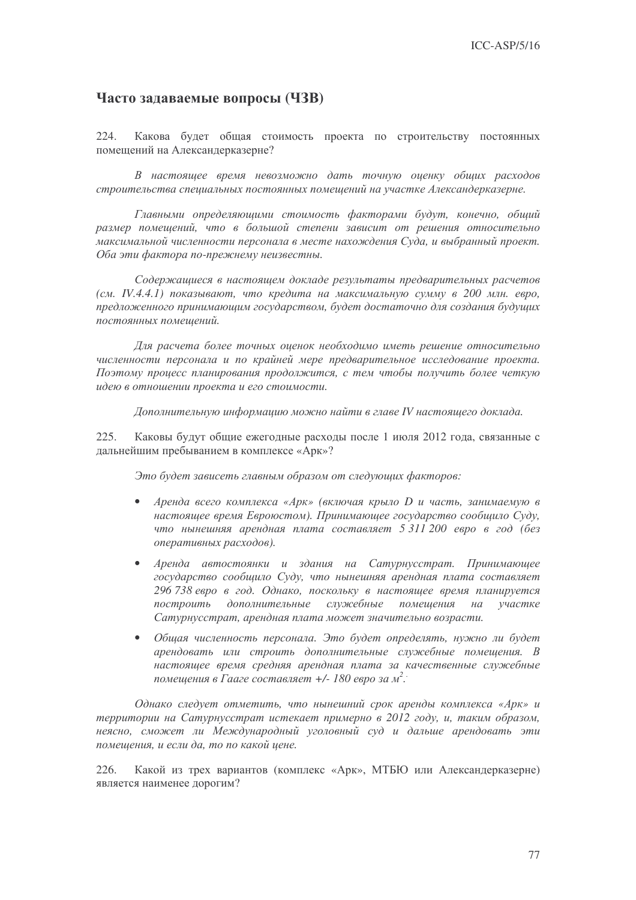## Часто задаваемые вопросы (ЧЗВ)

224. Какова будет общая стоимость проекта по строительству постоянных помещений на Александерказерне?

*В настоящее время невозможно дать точную оценку общих расходов строительства специальных постоянных помещений на участке Александерказерне.*

*Главными определяющими стоимость факторами будут, конечно, общий размер помещений, что в большой степени зависит от решения относительно максимальной численности персонала в месте нахождения Суда, и выбранный проект. Оба эти фактора по-прежнему неизвестны.*

*Содержащиеся в настоящем докладе результаты предварительных расчетов (см. IV.4.4.1) показывают, что кредита на максимальную сумму в 200 млн. евро, предложенного принимающим государством, будет достаточно для создания будущих постоянных помещений.*

*Для расчета более точных оценок необходимо иметь решение относительно численности персонала и по крайней мере предварительное исследование проекта. Поэтому процесс планирования продолжится, с тем чтобы получить более четкую идею в отношении проекта и его стоимости.*

*Дополнительную информацию можно найти в главе IV настоящего доклада.*

225. Каковы будут общие ежегодные расходы после 1 июля 2012 года, связанные с дальнейшим пребыванием в комплексе «Арк»?

*Это будет зависеть главным образом от следующих факторов:*

- *Аренда всего комплекса «Арк» (включая крыло D и часть, занимаемую в настоящее время Евроюстом). Принимающее государство сообщило Суду, что нынешняя арендная плата составляет 5 311 200 евро в год (без оперативных расходов).*
- *Аренда автостоянки и здания на Сатурнусстрат. Принимающее государство сообщило Суду, что нынешняя арендная плата составляет 296 738 евро в год. Однако, поскольку в настоящее время планируется построить дополнительные служебные помещения на участке Сатурнусстрат, арендная плата может значительно возрасти.*
- *Общая численность персонала. Это будет определять, нужно ли будет арендовать или строить дополнительные служебные помещения. В настоящее время средняя арендная плата за качественные служебные помещения в Гааге составляет +/- 180 евро за м$^2$.*

*Однако следует отметить, что нынешний срок аренды комплекса «Арк» и территории на Сатурнусстрат истекает примерно в 2012 году, и, таким образом, неясно, сможет ли Международный уголовный суд и дальше арендовать эти помещения, и если да, то по какой цене.*

226. Какой из трех вариантов (комплекс «Арк», МТБЮ или Александерказерне) является наименее дорогим?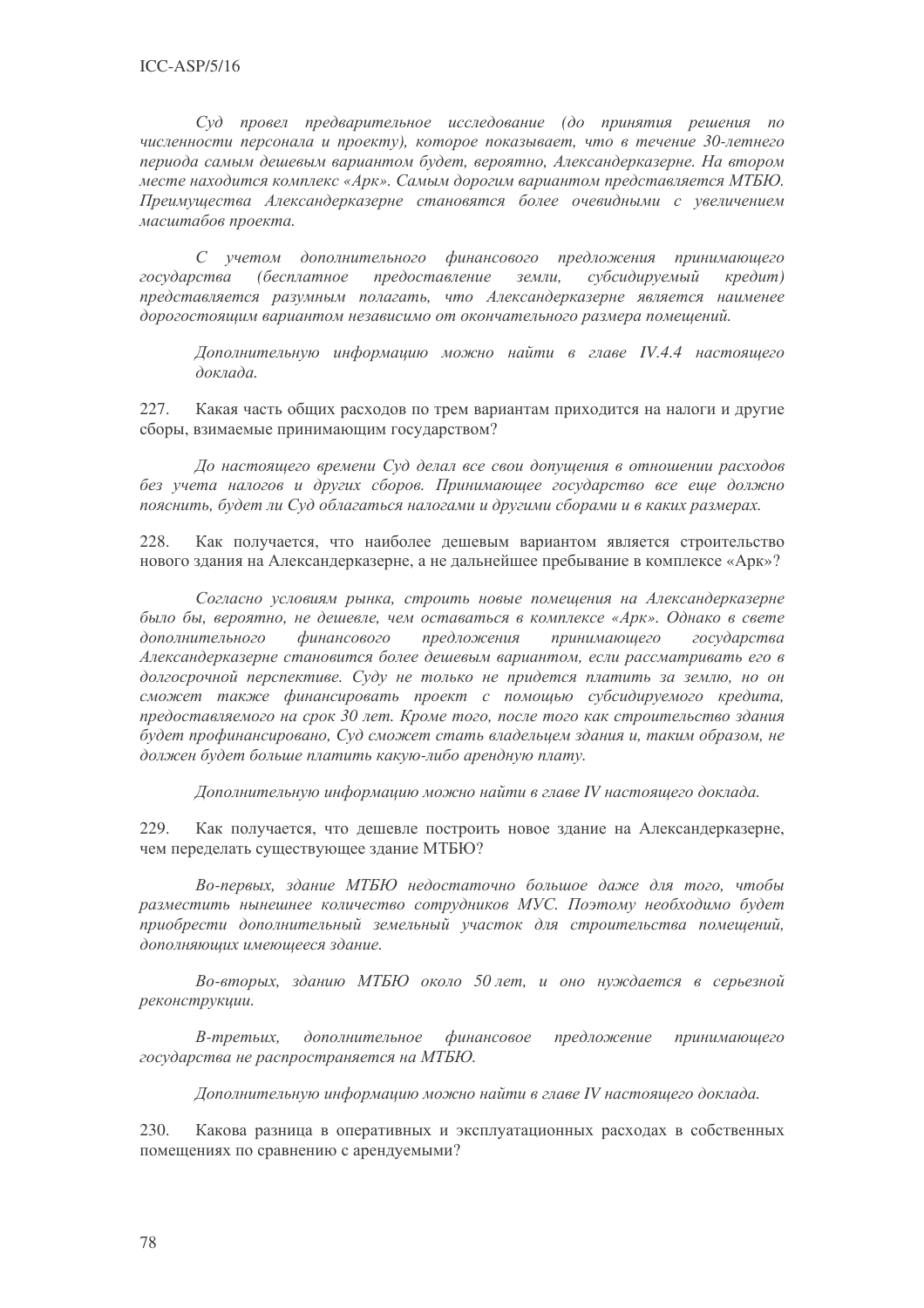*Суд провел предварительное исследование (до принятия решения по численности персонала и проекту), которое показывает, что в течение 30-летнего периода самым дешевым вариантом будет, вероятно, Александерказерне. На втором месте находится комплекс «Арк». Самым дорогим вариантом представляется МТБЮ. Преимущества Александерказерне становятся более очевидными с увеличением масштабов проекта.*

*С учетом дополнительного финансового предложения принимающего государства (бесплатное предоставление земли, субсидируемый кредит) представляется разумным полагать, что Александерказерне является наименее дорогостоящим вариантом независимо от окончательного размера помещений.*

*Дополнительную информацию можно найти в главе IV.4.4 настоящего доклада.*

227. Какая часть общих расходов по трем вариантам приходится на налоги и другие сборы, взимаемые принимающим государством?

*До настоящего времени Суд делал все свои допущения в отношении расходов без учета налогов и других сборов. Принимающее государство все еще должно пояснить, будет ли Суд облагаться налогами и другими сборами и в каких размерах.*

228. Как получается, что наиболее дешевым вариантом является строительство нового здания на Александерказерне, а не дальнейшее пребывание в комплексе «Арк»?

*Согласно условиям рынка, строить новые помещения на Александерказерне было бы, вероятно, не дешевле, чем оставаться в комплексе «Арк». Однако в свете дополнительного финансового предложения принимающего государства Александерказерне становится более дешевым вариантом, если рассматривать его в долгосрочной перспективе. Суду не только не придется платить за землю, но он сможет также финансировать проект с помощью субсидируемого кредита, предоставляемого на срок 30 лет. Кроме того, после того как строительство здания будет профинансировано, Суд сможет стать владельцем здания и, таким образом, не должен будет больше платить какую-либо арендную плату.*

*Дополнительную информацию можно найти в главе IV настоящего доклада.*

229. Как получается, что дешевле построить новое здание на Александерказерне, чем переделать существующее здание МТБЮ?

*Во-первых, здание МТБЮ недостаточно большое даже для того, чтобы разместить нынешнее количество сотрудников МУС. Поэтому необходимо будет приобрести дополнительный земельный участок для строительства помещений, дополняющих имеющееся здание.*

*Во-вторых, зданию МТБЮ около 50 лет, и оно нуждается в серьезной реконструкции.*

*В-третьих, дополнительное финансовое предложение принимающего государства не распространяется на МТБЮ.*

*Дополнительную информацию можно найти в главе IV настоящего доклада.*

230. Какова разница в оперативных и эксплуатационных расходах в собственных помещениях по сравнению с арендуемыми?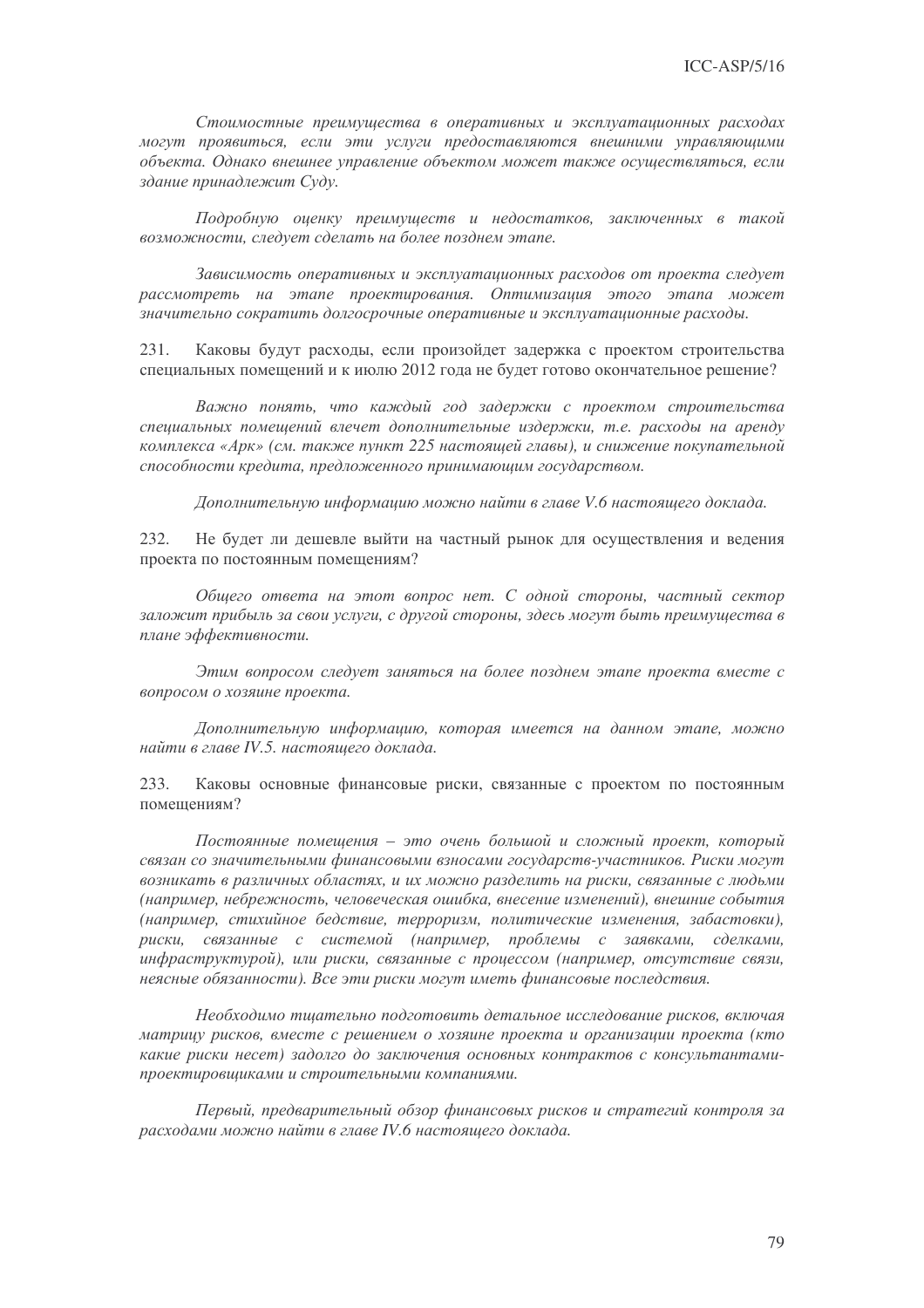*Стоимостные преимущества в оперативных и эксплуатационных расходах могут проявиться, если эти услуги предоставляются внешними управляющими объекта. Однако внешнее управление объектом может также осуществляться, если здание принадлежит Суду.*

*Подробную оценку преимуществ и недостатков, заключенных в такой возможности, следует сделать на более позднем этапе.*

*Зависимость оперативных и эксплуатационных расходов от проекта следует рассмотреть на этапе проектирования. Оптимизация этого этапа может значительно сократить долгосрочные оперативные и эксплуатационные расходы.*

231. Каковы будут расходы, если произойдет задержка с проектом строительства специальных помещений и к июлю 2012 года не будет готово окончательное решение?

*Важно понять, что каждый год задержки с проектом строительства специальных помещений влечет дополнительные издержки, т.е. расходы на аренду комплекса «Арк» (см. также пункт 225 настоящей главы), и снижение покупательной способности кредита, предложенного принимающим государством.*

*Дополнительную информацию можно найти в главе V.6 настоящего доклада.*

232. Не будет ли дешевле выйти на частный рынок для осуществления и ведения проекта по постоянным помещениям?

*Общего ответа на этот вопрос нет. С одной стороны, частный сектор заложит прибыль за свои услуги, с другой стороны, здесь могут быть преимущества в плане эффективности.*

*Этим вопросом следует заняться на более позднем этапе проекта вместе с вопросом о хозяине проекта.*

*Дополнительную информацию, которая имеется на данном этапе, можно найти в главе IV.5. настоящего доклада.*

233. Каковы основные финансовые риски, связанные с проектом по постоянным помещениям?

*Постоянные помещения – это очень большой и сложный проект, который связан со значительными финансовыми взносами государств-участников. Риски могут возникать в различных областях, и их можно разделить на риски, связанные с людьми (например, небрежность, человеческая ошибка, внесение изменений), внешние события (например, стихийное бедствие, терроризм, политические изменения, забастовки), риски, связанные с системой (например, проблемы с заявками, сделками, инфраструктурой), или риски, связанные с процессом (например, отсутствие связи, неясные обязанности). Все эти риски могут иметь финансовые последствия.*

*Необходимо тщательно подготовить детальное исследование рисков, включая матрицу рисков, вместе с решением о хозяине проекта и организации проекта (кто какие риски несет) задолго до заключения основных контрактов с консультантами-проектировщиками и строительными компаниями.*

*Первый, предварительный обзор финансовых рисков и стратегий контроля за расходами можно найти в главе IV.6 настоящего доклада.*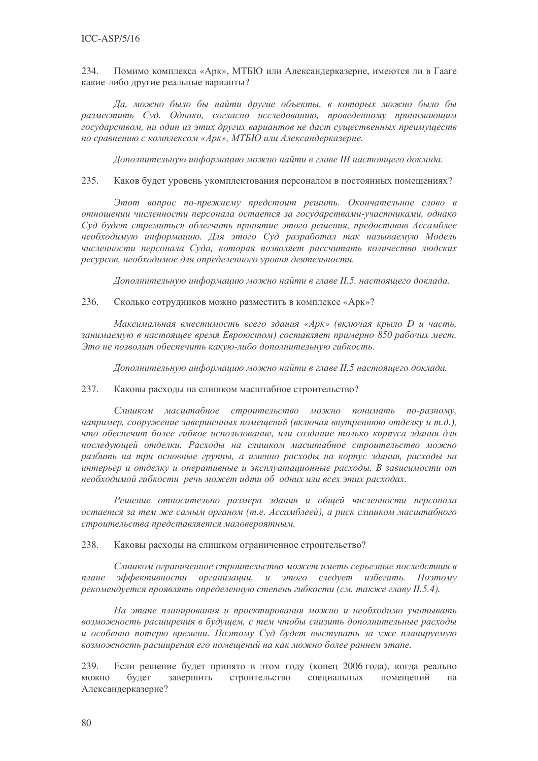234. Помимо комплекса «Арк», МТБЮ или Александерказерне, имеются ли в Гааге какие-либо другие реальные варианты?

*Да, можно было бы найти другие объекты, в которых можно было бы разместить Суд. Однако, согласно исследованию, проведенному принимающим государством, ни один из этих других вариантов не даст существенных преимуществ по сравнению с комплексом «Арк», МТБЮ или Александерказерне.*

*Дополнительную информацию можно найти в главе III настоящего доклада.*

235. Каков будет уровень укомплектования персоналом в постоянных помещениях?

*Этот вопрос по-прежнему предстоит решить. Окончательное слово в отношении численности персонала остается за государствами-участниками, однако Суд будет стремиться облегчить принятие этого решения, предоставив Ассамблее необходимую информацию. Для этого Суд разработал так называемую Модель численности персонала Суда, которая позволяет рассчитать количество людских ресурсов, необходимое для определенного уровня деятельности.*

*Дополнительную информацию можно найти в главе II.5. настоящего доклада.*

236. Сколько сотрудников можно разместить в комплексе «Арк»?

*Максимальная вместимость всего здания «Арк» (включая крыло D и часть, занимаемую в настоящее время Евроюстом) составляет примерно 850 рабочих мест. Это не позволит обеспечить какую-либо дополнительную гибкость.*

*Дополнительную информацию можно найти в главе II.5 настоящего доклада.*

237. Каковы расходы на слишком масштабное строительство?

*Слишком масштабное строительство можно понимать по-разному, например, сооружение завершенных помещений (включая внутреннюю отделку и т.д.), что обеспечит более гибкое использование, или создание только корпуса здания для последующей отделки. Расходы на слишком масштабное строительство можно разбить на три основные группы, а именно расходы на корпус здания, расходы на интерьер и отделку и оперативные и эксплуатационные расходы. В зависимости от необходимой гибкости речь может идти об одних или всех этих расходах.*

*Решение относительно размера здания и общей численности персонала остается за тем же самым органом (т.е. Ассамблеей), а риск слишком масштабного строительства представляется маловероятным.*

238. Каковы расходы на слишком ограниченное строительство?

*Слишком ограниченное строительство может иметь серьезные последствия в плане эффективности организации, и этого следует избегать. Поэтому рекомендуется проявлять определенную степень гибкости (см. также главу II.5.4).*

*На этапе планирования и проектирования можно и необходимо учитывать возможность расширения в будущем, с тем чтобы снизить дополнительные расходы и особенно потерю времени. Поэтому Суд будет выступать за уже планируемую возможность расширения его помещений на как можно более раннем этапе.*

239. Если решение будет принято в этом году (конец 2006 года), когда реально можно будет завершить строительство специальных помещений на Александерказерне?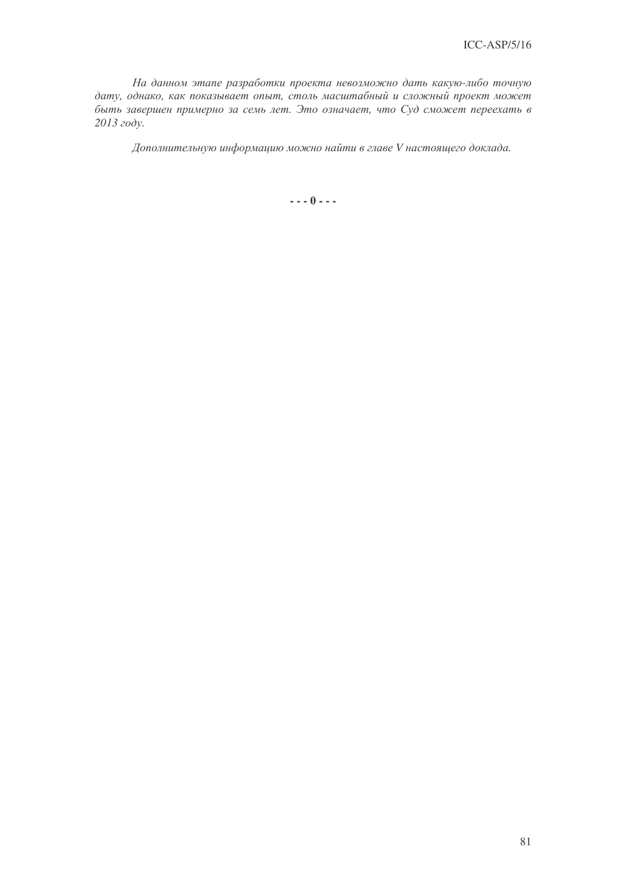*На данном этапе разработки проекта невозможно дать какую-либо точную дату, однако, как показывает опыт, столь масштабный и сложный проект может быть завершен примерно за семь лет. Это означает, что Суд сможет переехать в 2013 году.*

*Дополнительную информацию можно найти в главе V настоящего доклада.*

**- - - 0 - - -**